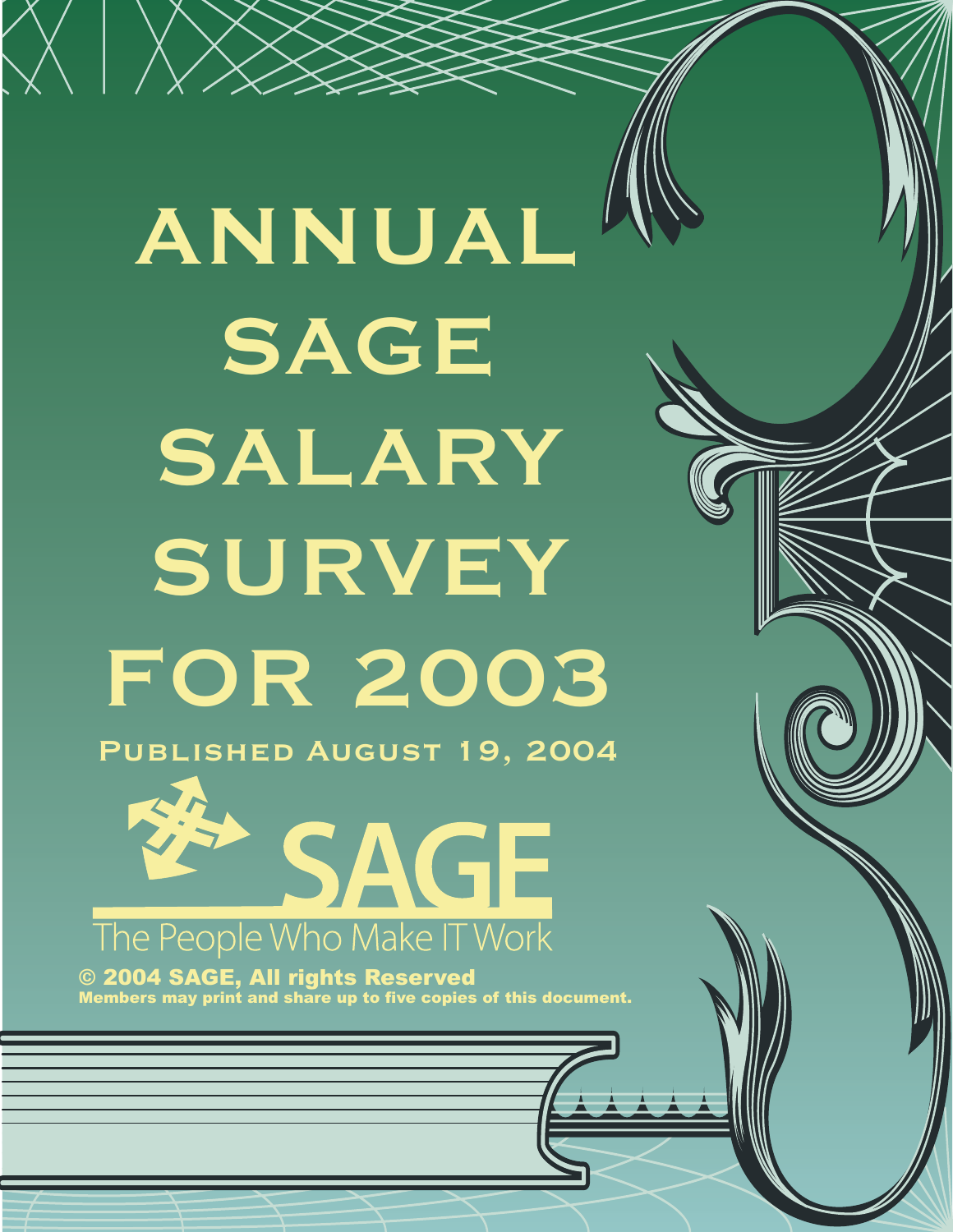# ANNUAL SAGE SALARY SURVEY FOR 2003

Published August 19, 2004

SAGE

The People Who Make IT Work

**© 2004 SAGE, All rights Reserved**

**Members may print and share up to five copies of this document.**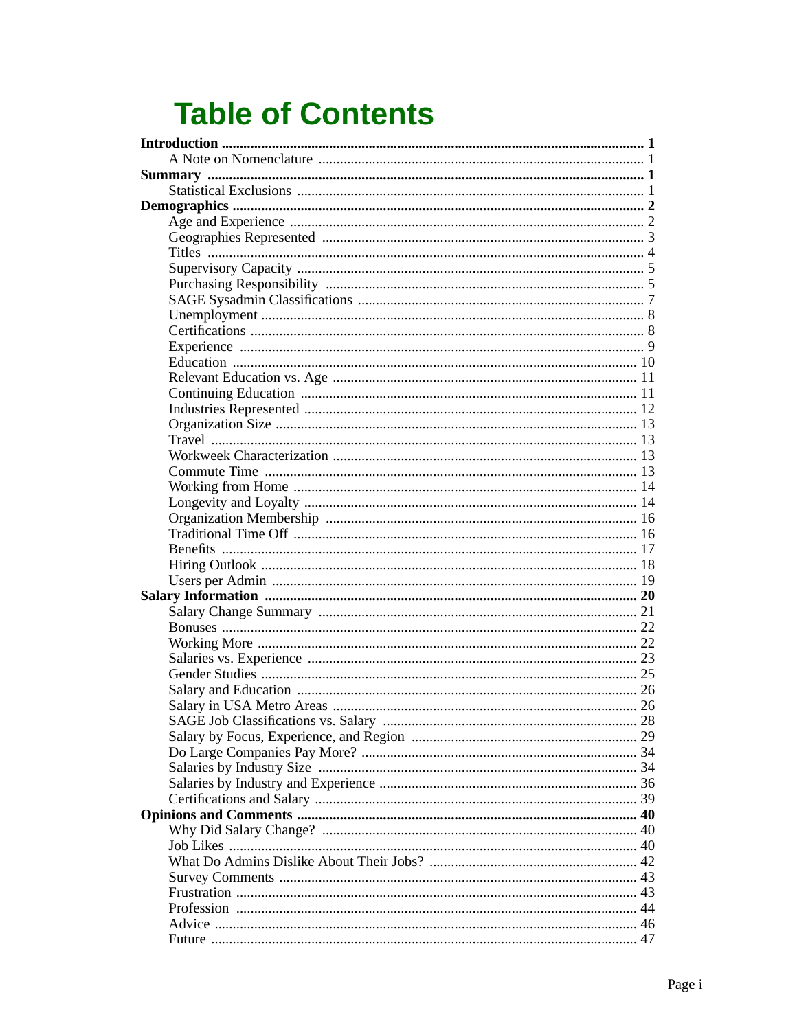# Table of Contents

**Introduction** .... 1
- A Note on Nomenclature .... 1

**Summary** .... 1
- Statistical Exclusions .... 1

**Demographics** .... 2
- Age and Experience .... 2
- Geographies Represented .... 3
- Titles .... 4
- Supervisory Capacity .... 5
- Purchasing Responsibility .... 5
- SAGE Sysadmin Classifications .... 7
- Unemployment .... 8
- Certifications .... 8
- Experience .... 9
- Education .... 10
- Relevant Education vs. Age .... 11
- Continuing Education .... 11
- Industries Represented .... 12
- Organization Size .... 13
- Travel .... 13
- Workweek Characterization .... 13
- Commute Time .... 13
- Working from Home .... 14
- Longevity and Loyalty .... 14
- Organization Membership .... 16
- Traditional Time Off .... 16
- Benefits .... 17
- Hiring Outlook .... 18
- Users per Admin .... 19

**Salary Information** .... 20
- Salary Change Summary .... 21
- Bonuses .... 22
- Working More .... 22
- Salaries vs. Experience .... 23
- Gender Studies .... 25
- Salary and Education .... 26
- Salary in USA Metro Areas .... 26
- SAGE Job Classifications vs. Salary .... 28
- Salary by Focus, Experience, and Region .... 29
- Do Large Companies Pay More? .... 34
- Salaries by Industry Size .... 34
- Salaries by Industry and Experience .... 36
- Certifications and Salary .... 39

**Opinions and Comments** .... 40
- Why Did Salary Change? .... 40
- Job Likes .... 40
- What Do Admins Dislike About Their Jobs? .... 42
- Survey Comments .... 43
- Frustration .... 43
- Profession .... 44
- Advice .... 46
- Future .... 47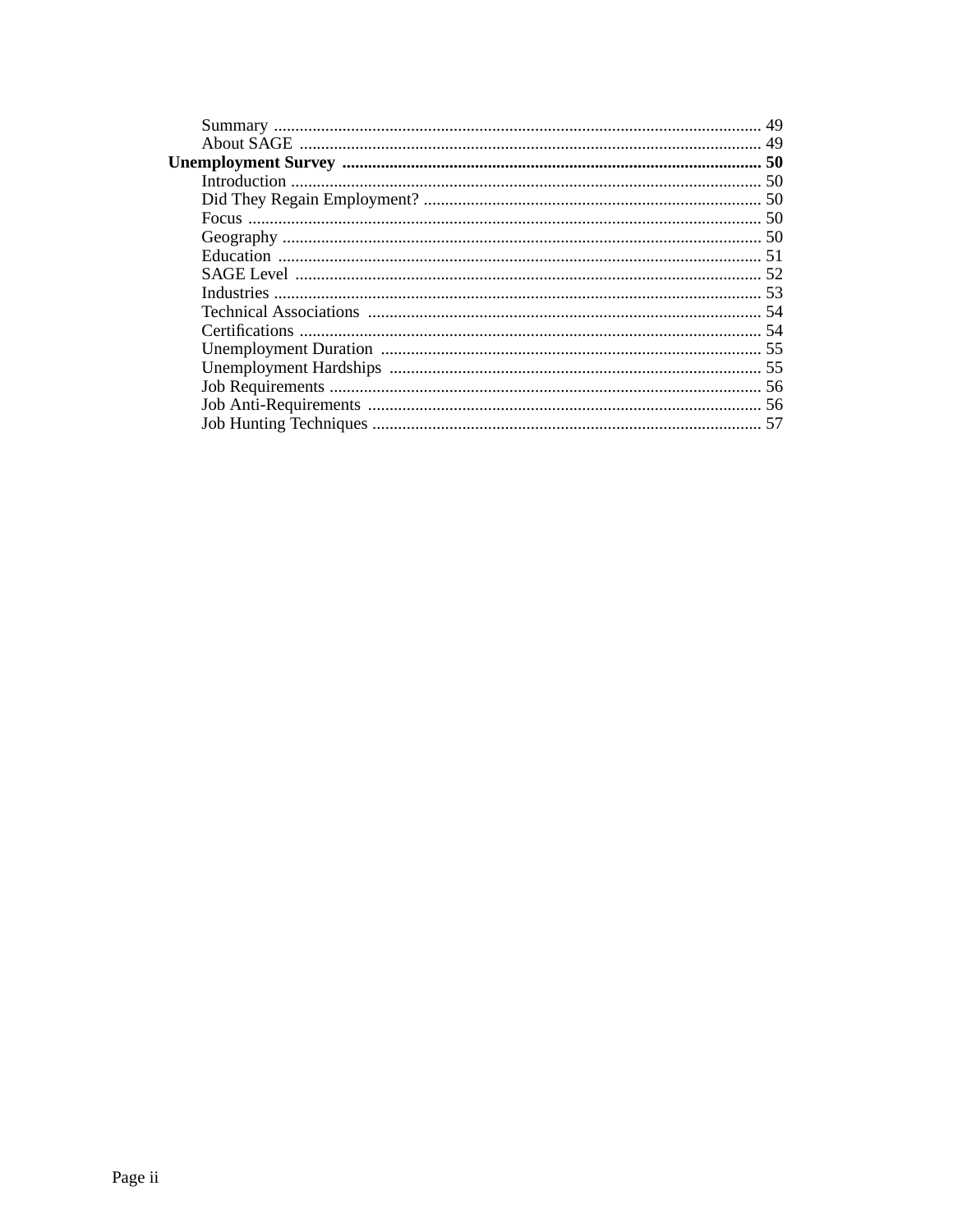Summary ........................................................................................................ 49
About SAGE ................................................................................................... 49
**Unemployment Survey ................................................................................ 50**
Introduction .................................................................................................... 50
Did They Regain Employment? ..................................................................... 50
Focus .............................................................................................................. 50
Geography ...................................................................................................... 50
Education ....................................................................................................... 51
SAGE Level ................................................................................................... 52
Industries ........................................................................................................ 53
Technical Associations .................................................................................. 54
Certifications .................................................................................................. 54
Unemployment Duration ................................................................................ 55
Unemployment Hardships .............................................................................. 55
Job Requirements ........................................................................................... 56
Job Anti-Requirements ................................................................................... 56
Job Hunting Techniques ................................................................................. 57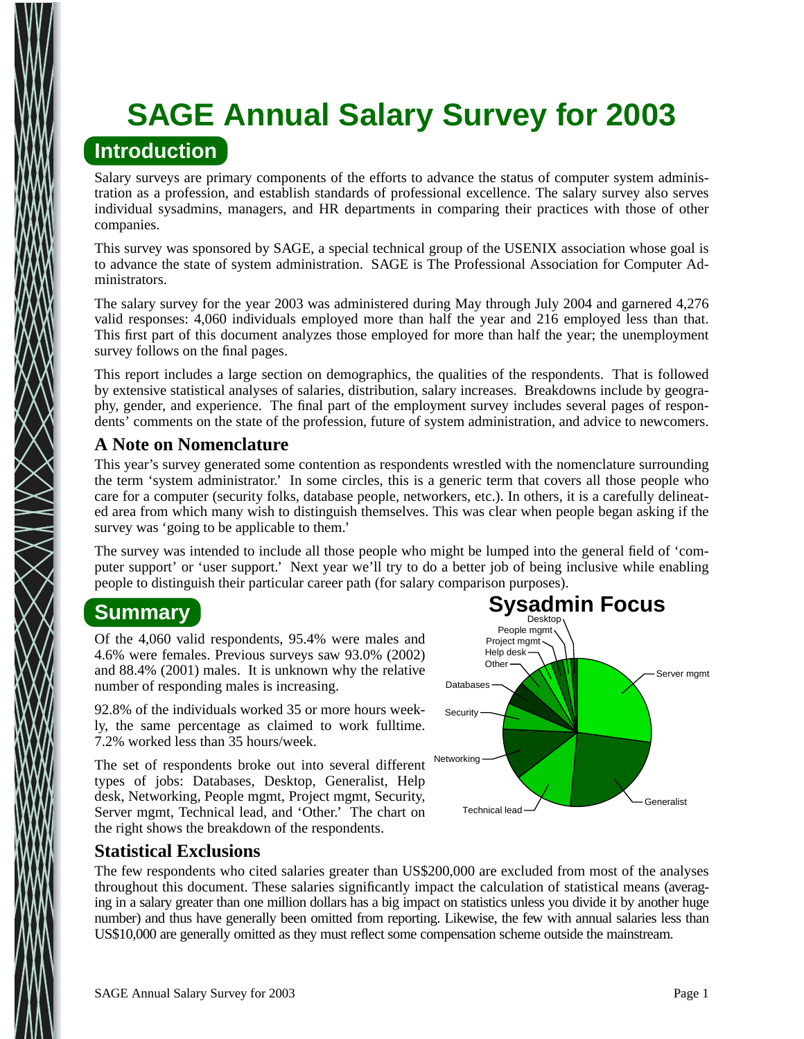# SAGE Annual Salary Survey for 2003

## Introduction

Salary surveys are primary components of the efforts to advance the status of computer system administration as a profession, and establish standards of professional excellence. The salary survey also serves individual sysadmins, managers, and HR departments in comparing their practices with those of other companies.

This survey was sponsored by SAGE, a special technical group of the USENIX association whose goal is to advance the state of system administration. SAGE is The Professional Association for Computer Administrators.

The salary survey for the year 2003 was administered during May through July 2004 and garnered 4,276 valid responses: 4,060 individuals employed more than half the year and 216 employed less than that. This first part of this document analyzes those employed for more than half the year; the unemployment survey follows on the final pages.

This report includes a large section on demographics, the qualities of the respondents. That is followed by extensive statistical analyses of salaries, distribution, salary increases. Breakdowns include by geography, gender, and experience. The final part of the employment survey includes several pages of respondents' comments on the state of the profession, future of system administration, and advice to newcomers.

### A Note on Nomenclature

This year's survey generated some contention as respondents wrestled with the nomenclature surrounding the term 'system administrator.' In some circles, this is a generic term that covers all those people who care for a computer (security folks, database people, networkers, etc.). In others, it is a carefully delineated area from which many wish to distinguish themselves. This was clear when people began asking if the survey was 'going to be applicable to them.'

The survey was intended to include all those people who might be lumped into the general field of 'computer support' or 'user support.' Next year we'll try to do a better job of being inclusive while enabling people to distinguish their particular career path (for salary comparison purposes).

## Summary

Of the 4,060 valid respondents, 95.4% were males and 4.6% were females. Previous surveys saw 93.0% (2002) and 88.4% (2001) males. It is unknown why the relative number of responding males is increasing.

92.8% of the individuals worked 35 or more hours weekly, the same percentage as claimed to work fulltime. 7.2% worked less than 35 hours/week.

The set of respondents broke out into several different types of jobs: Databases, Desktop, Generalist, Help desk, Networking, People mgmt, Project mgmt, Security, Server mgmt, Technical lead, and 'Other.' The chart on the right shows the breakdown of the respondents.

**Sysadmin Focus**

### Statistical Exclusions

The few respondents who cited salaries greater than US$200,000 are excluded from most of the analyses throughout this document. These salaries significantly impact the calculation of statistical means (averaging in a salary greater than one million dollars has a big impact on statistics unless you divide it by another huge number) and thus have generally been omitted from reporting. Likewise, the few with annual salaries less than US$10,000 are generally omitted as they must reflect some compensation scheme outside the mainstream.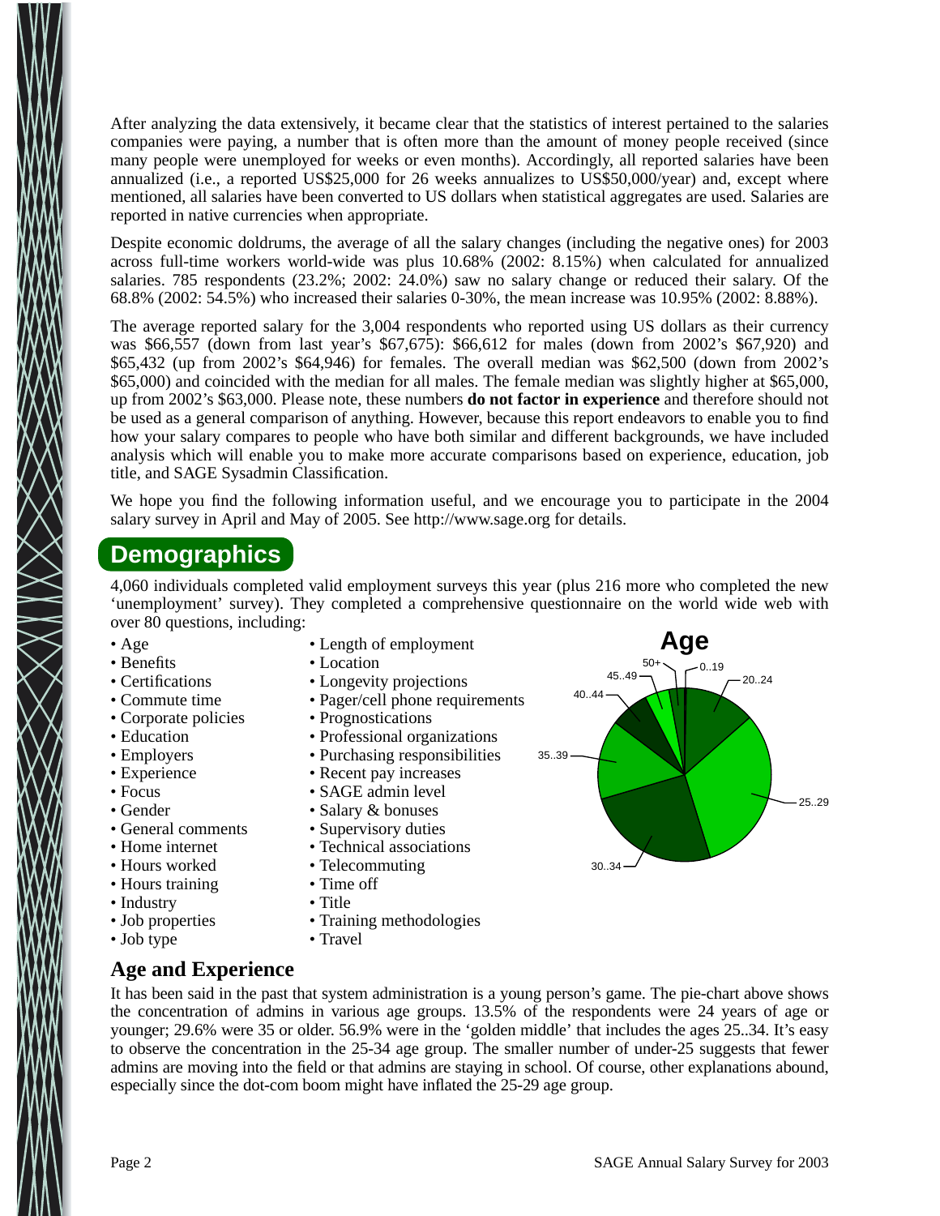After analyzing the data extensively, it became clear that the statistics of interest pertained to the salaries companies were paying, a number that is often more than the amount of money people received (since many people were unemployed for weeks or even months). Accordingly, all reported salaries have been annualized (i.e., a reported US$25,000 for 26 weeks annualizes to US$50,000/year) and, except where mentioned, all salaries have been converted to US dollars when statistical aggregates are used. Salaries are reported in native currencies when appropriate.

Despite economic doldrums, the average of all the salary changes (including the negative ones) for 2003 across full-time workers world-wide was plus 10.68% (2002: 8.15%) when calculated for annualized salaries. 785 respondents (23.2%; 2002: 24.0%) saw no salary change or reduced their salary. Of the 68.8% (2002: 54.5%) who increased their salaries 0-30%, the mean increase was 10.95% (2002: 8.88%).

The average reported salary for the 3,004 respondents who reported using US dollars as their currency was $66,557 (down from last year's $67,675): $66,612 for males (down from 2002's $67,920) and $65,432 (up from 2002's $64,946) for females. The overall median was $62,500 (down from 2002's $65,000) and coincided with the median for all males. The female median was slightly higher at $65,000, up from 2002's $63,000. Please note, these numbers **do not factor in experience** and therefore should not be used as a general comparison of anything. However, because this report endeavors to enable you to find how your salary compares to people who have both similar and different backgrounds, we have included analysis which will enable you to make more accurate comparisons based on experience, education, job title, and SAGE Sysadmin Classification.

We hope you find the following information useful, and we encourage you to participate in the 2004 salary survey in April and May of 2005. See http://www.sage.org for details.

## Demographics

4,060 individuals completed valid employment surveys this year (plus 216 more who completed the new 'unemployment' survey). They completed a comprehensive questionnaire on the world wide web with over 80 questions, including:

- Age
- Benefits
- Certifications
- Commute time
- Corporate policies
- Education
- Employers
- Experience
- Focus
- Gender
- General comments
- Home internet
- Hours worked
- Hours training
- Industry
- Job properties
- Job type
- Length of employment
- Location
- Longevity projections
- Pager/cell phone requirements
- Prognostications
- Professional organizations
- Purchasing responsibilities
- Recent pay increases
- SAGE admin level
- Salary & bonuses
- Supervisory duties
- Technical associations
- Telecommuting
- Time off
- Title
- Training methodologies
- Travel

**Age**

0..19, 20..24, 25..29, 30..34, 35..39, 40..44, 45..49, 50+

### Age and Experience

It has been said in the past that system administration is a young person's game. The pie-chart above shows the concentration of admins in various age groups. 13.5% of the respondents were 24 years of age or younger; 29.6% were 35 or older. 56.9% were in the 'golden middle' that includes the ages 25..34. It's easy to observe the concentration in the 25-34 age group. The smaller number of under-25 suggests that fewer admins are moving into the field or that admins are staying in school. Of course, other explanations abound, especially since the dot-com boom might have inflated the 25-29 age group.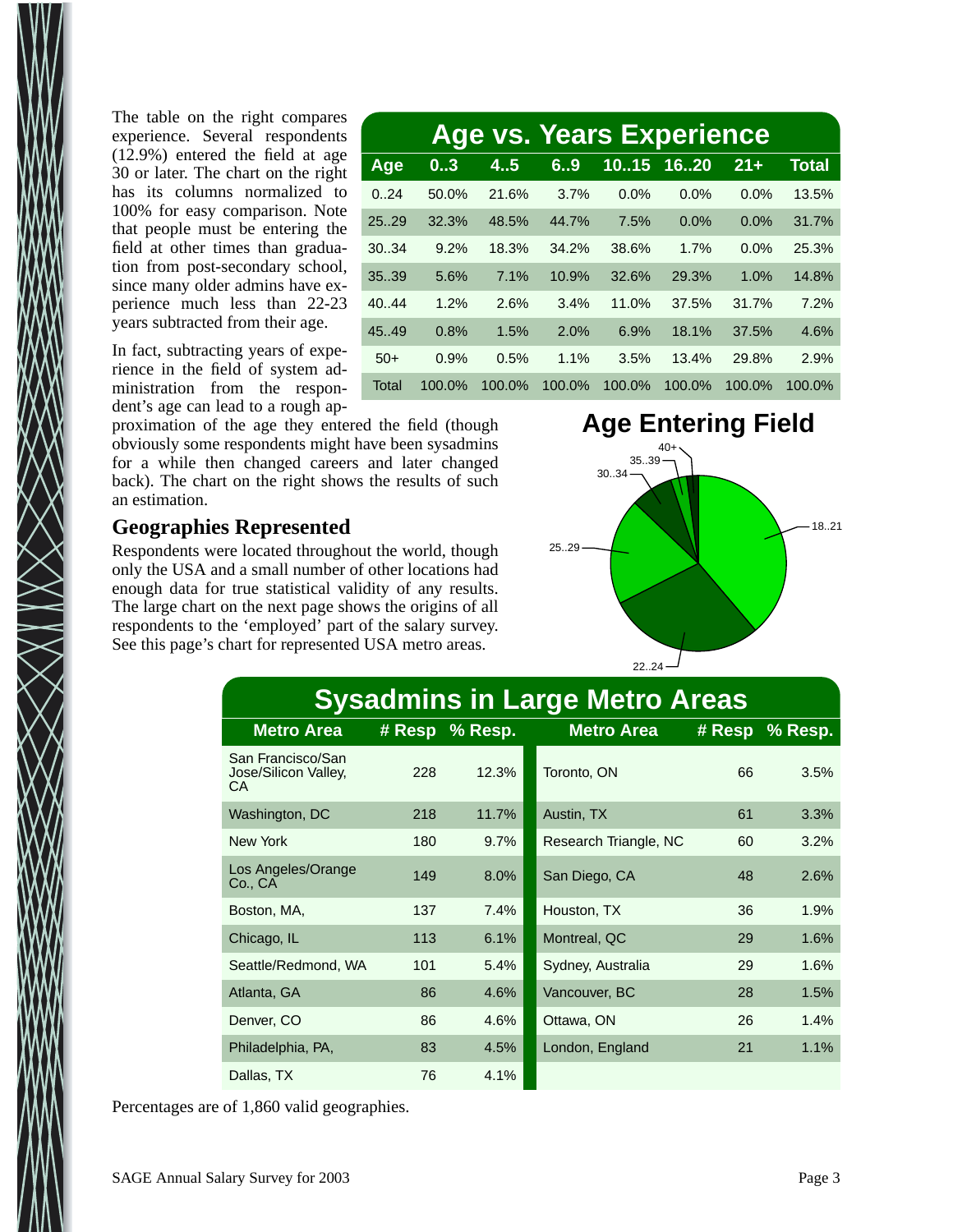The table on the right compares experience. Several respondents (12.9%) entered the field at age 30 or later. The chart on the right has its columns normalized to 100% for easy comparison. Note that people must be entering the field at other times than graduation from post-secondary school, since many older admins have experience much less than 22-23 years subtracted from their age.

In fact, subtracting years of experience in the field of system administration from the respondent's age can lead to a rough approximation of the age they entered the field (though obviously some respondents might have been sysadmins for a while then changed careers and later changed back). The chart on the right shows the results of such an estimation.

**Age vs. Years Experience**

| Age | 0..3 | 4..5 | 6..9 | 10..15 | 16..20 | 21+ | Total |
|---|---|---|---|---|---|---|---|
| 0..24 | 50.0% | 21.6% | 3.7% | 0.0% | 0.0% | 0.0% | 13.5% |
| 25..29 | 32.3% | 48.5% | 44.7% | 7.5% | 0.0% | 0.0% | 31.7% |
| 30..34 | 9.2% | 18.3% | 34.2% | 38.6% | 1.7% | 0.0% | 25.3% |
| 35..39 | 5.6% | 7.1% | 10.9% | 32.6% | 29.3% | 1.0% | 14.8% |
| 40..44 | 1.2% | 2.6% | 3.4% | 11.0% | 37.5% | 31.7% | 7.2% |
| 45..49 | 0.8% | 1.5% | 2.0% | 6.9% | 18.1% | 37.5% | 4.6% |
| 50+ | 0.9% | 0.5% | 1.1% | 3.5% | 13.4% | 29.8% | 2.9% |
| Total | 100.0% | 100.0% | 100.0% | 100.0% | 100.0% | 100.0% | 100.0% |

**Age Entering Field**

18..21, 22..24, 25..29, 30..34, 35..39, 40+

## Geographies Represented

Respondents were located throughout the world, though only the USA and a small number of other locations had enough data for true statistical validity of any results. The large chart on the next page shows the origins of all respondents to the 'employed' part of the salary survey. See this page's chart for represented USA metro areas.

**Sysadmins in Large Metro Areas**

| Metro Area | # Resp | % Resp. | Metro Area | # Resp | % Resp. |
|---|---|---|---|---|---|
| San Francisco/San Jose/Silicon Valley, CA | 228 | 12.3% | Toronto, ON | 66 | 3.5% |
| Washington, DC | 218 | 11.7% | Austin, TX | 61 | 3.3% |
| New York | 180 | 9.7% | Research Triangle, NC | 60 | 3.2% |
| Los Angeles/Orange Co., CA | 149 | 8.0% | San Diego, CA | 48 | 2.6% |
| Boston, MA, | 137 | 7.4% | Houston, TX | 36 | 1.9% |
| Chicago, IL | 113 | 6.1% | Montreal, QC | 29 | 1.6% |
| Seattle/Redmond, WA | 101 | 5.4% | Sydney, Australia | 29 | 1.6% |
| Atlanta, GA | 86 | 4.6% | Vancouver, BC | 28 | 1.5% |
| Denver, CO | 86 | 4.6% | Ottawa, ON | 26 | 1.4% |
| Philadelphia, PA, | 83 | 4.5% | London, England | 21 | 1.1% |
| Dallas, TX | 76 | 4.1% | | | |

Percentages are of 1,860 valid geographies.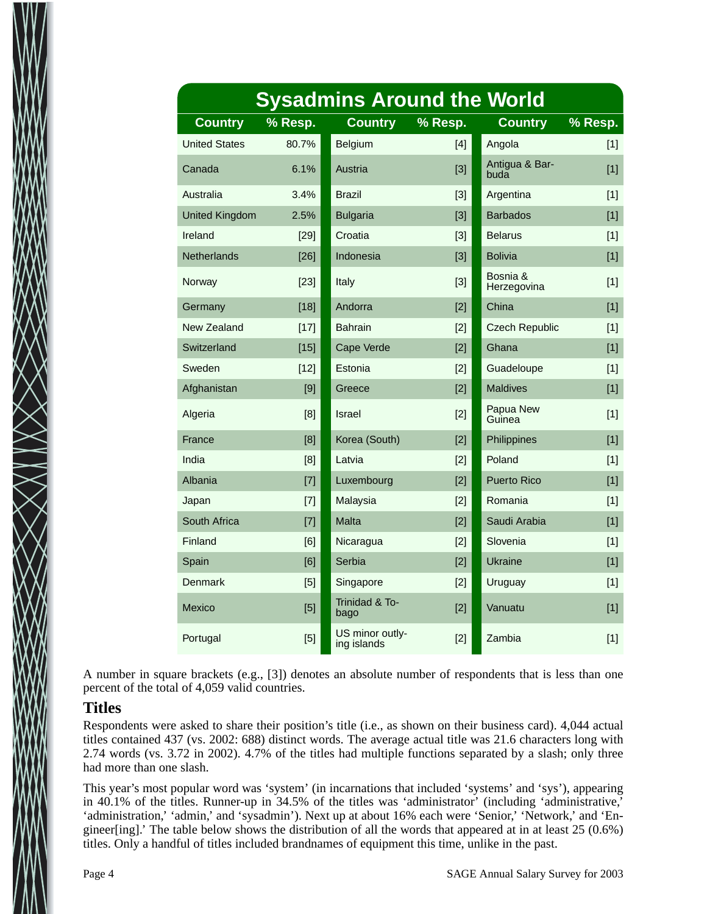## Sysadmins Around the World

| Country | % Resp. | Country | % Resp. | Country | % Resp. |
|---|---|---|---|---|---|
| United States | 80.7% | Belgium | [4] | Angola | [1] |
| Canada | 6.1% | Austria | [3] | Antigua & Barbuda | [1] |
| Australia | 3.4% | Brazil | [3] | Argentina | [1] |
| United Kingdom | 2.5% | Bulgaria | [3] | Barbados | [1] |
| Ireland | [29] | Croatia | [3] | Belarus | [1] |
| Netherlands | [26] | Indonesia | [3] | Bolivia | [1] |
| Norway | [23] | Italy | [3] | Bosnia & Herzegovina | [1] |
| Germany | [18] | Andorra | [2] | China | [1] |
| New Zealand | [17] | Bahrain | [2] | Czech Republic | [1] |
| Switzerland | [15] | Cape Verde | [2] | Ghana | [1] |
| Sweden | [12] | Estonia | [2] | Guadeloupe | [1] |
| Afghanistan | [9] | Greece | [2] | Maldives | [1] |
| Algeria | [8] | Israel | [2] | Papua New Guinea | [1] |
| France | [8] | Korea (South) | [2] | Philippines | [1] |
| India | [8] | Latvia | [2] | Poland | [1] |
| Albania | [7] | Luxembourg | [2] | Puerto Rico | [1] |
| Japan | [7] | Malaysia | [2] | Romania | [1] |
| South Africa | [7] | Malta | [2] | Saudi Arabia | [1] |
| Finland | [6] | Nicaragua | [2] | Slovenia | [1] |
| Spain | [6] | Serbia | [2] | Ukraine | [1] |
| Denmark | [5] | Singapore | [2] | Uruguay | [1] |
| Mexico | [5] | Trinidad & Tobago | [2] | Vanuatu | [1] |
| Portugal | [5] | US minor outlying islands | [2] | Zambia | [1] |

A number in square brackets (e.g., [3]) denotes an absolute number of respondents that is less than one percent of the total of 4,059 valid countries.

### Titles

Respondents were asked to share their position's title (i.e., as shown on their business card). 4,044 actual titles contained 437 (vs. 2002: 688) distinct words. The average actual title was 21.6 characters long with 2.74 words (vs. 3.72 in 2002). 4.7% of the titles had multiple functions separated by a slash; only three had more than one slash.

This year's most popular word was 'system' (in incarnations that included 'systems' and 'sys'), appearing in 40.1% of the titles. Runner-up in 34.5% of the titles was 'administrator' (including 'administrative,' 'administration,' 'admin,' and 'sysadmin'). Next up at about 16% each were 'Senior,' 'Network,' and 'Engineer[ing].' The table below shows the distribution of all the words that appeared at in at least 25 (0.6%) titles. Only a handful of titles included brandnames of equipment this time, unlike in the past.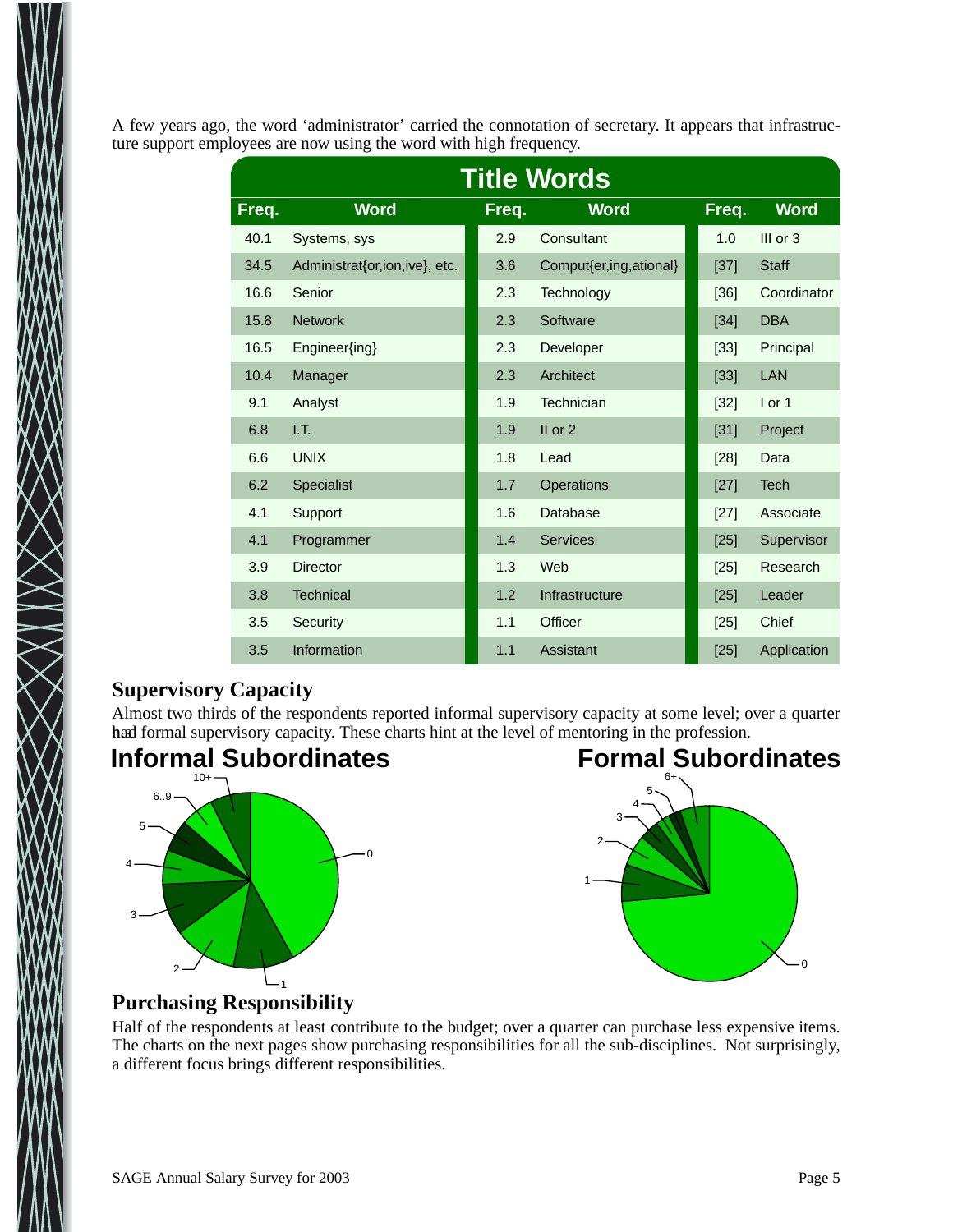A few years ago, the word 'administrator' carried the connotation of secretary. It appears that infrastructure support employees are now using the word with high frequency.

**Title Words**

| Freq. | Word | Freq. | Word | Freq. | Word |
|---|---|---|---|---|---|
| 40.1 | Systems, sys | 2.9 | Consultant | 1.0 | III or 3 |
| 34.5 | Administrat{or,ion,ive}, etc. | 3.6 | Comput{er,ing,ational} | [37] | Staff |
| 16.6 | Senior | 2.3 | Technology | [36] | Coordinator |
| 15.8 | Network | 2.3 | Software | [34] | DBA |
| 16.5 | Engineer{ing} | 2.3 | Developer | [33] | Principal |
| 10.4 | Manager | 2.3 | Architect | [33] | LAN |
| 9.1 | Analyst | 1.9 | Technician | [32] | I or 1 |
| 6.8 | I.T. | 1.9 | II or 2 | [31] | Project |
| 6.6 | UNIX | 1.8 | Lead | [28] | Data |
| 6.2 | Specialist | 1.7 | Operations | [27] | Tech |
| 4.1 | Support | 1.6 | Database | [27] | Associate |
| 4.1 | Programmer | 1.4 | Services | [25] | Supervisor |
| 3.9 | Director | 1.3 | Web | [25] | Research |
| 3.8 | Technical | 1.2 | Infrastructure | [25] | Leader |
| 3.5 | Security | 1.1 | Officer | [25] | Chief |
| 3.5 | Information | 1.1 | Assistant | [25] | Application |

## Supervisory Capacity

Almost two thirds of the respondents reported informal supervisory capacity at some level; over a quarter had formal supervisory capacity. These charts hint at the level of mentoring in the profession.

**Informal Subordinates**

**Formal Subordinates**

## Purchasing Responsibility

Half of the respondents at least contribute to the budget; over a quarter can purchase less expensive items. The charts on the next pages show purchasing responsibilities for all the sub-disciplines. Not surprisingly, a different focus brings different responsibilities.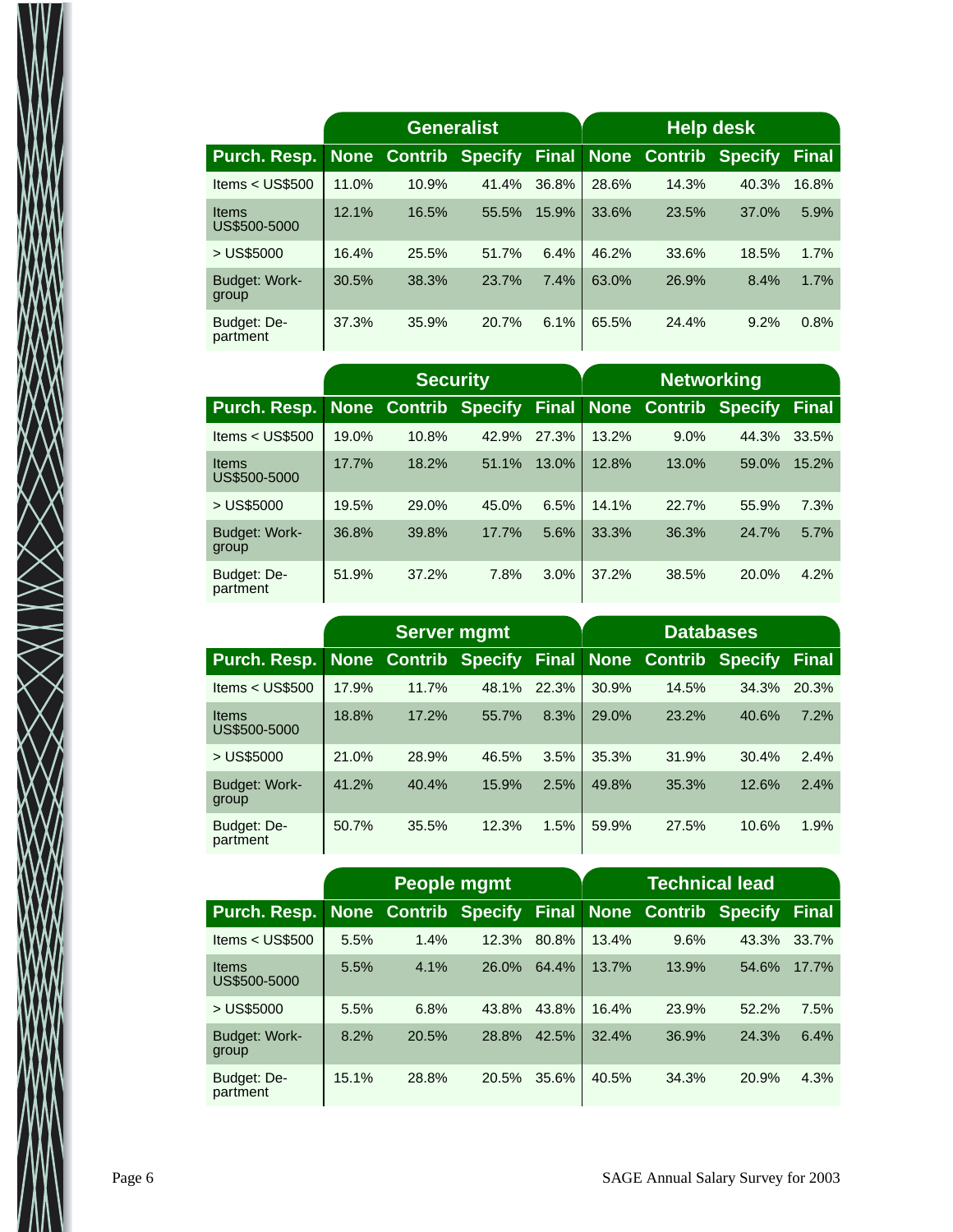| | Generalist | | | | Help desk | | | |
|---|---|---|---|---|---|---|---|---|
| **Purch. Resp.** | **None** | **Contrib** | **Specify** | **Final** | **None** | **Contrib** | **Specify** | **Final** |
| Items < US$500 | 11.0% | 10.9% | 41.4% | 36.8% | 28.6% | 14.3% | 40.3% | 16.8% |
| Items US$500-5000 | 12.1% | 16.5% | 55.5% | 15.9% | 33.6% | 23.5% | 37.0% | 5.9% |
| > US$5000 | 16.4% | 25.5% | 51.7% | 6.4% | 46.2% | 33.6% | 18.5% | 1.7% |
| Budget: Workgroup | 30.5% | 38.3% | 23.7% | 7.4% | 63.0% | 26.9% | 8.4% | 1.7% |
| Budget: Department | 37.3% | 35.9% | 20.7% | 6.1% | 65.5% | 24.4% | 9.2% | 0.8% |

| | Security | | | | Networking | | | |
|---|---|---|---|---|---|---|---|---|
| **Purch. Resp.** | **None** | **Contrib** | **Specify** | **Final** | **None** | **Contrib** | **Specify** | **Final** |
| Items < US$500 | 19.0% | 10.8% | 42.9% | 27.3% | 13.2% | 9.0% | 44.3% | 33.5% |
| Items US$500-5000 | 17.7% | 18.2% | 51.1% | 13.0% | 12.8% | 13.0% | 59.0% | 15.2% |
| > US$5000 | 19.5% | 29.0% | 45.0% | 6.5% | 14.1% | 22.7% | 55.9% | 7.3% |
| Budget: Workgroup | 36.8% | 39.8% | 17.7% | 5.6% | 33.3% | 36.3% | 24.7% | 5.7% |
| Budget: Department | 51.9% | 37.2% | 7.8% | 3.0% | 37.2% | 38.5% | 20.0% | 4.2% |

| | Server mgmt | | | | Databases | | | |
|---|---|---|---|---|---|---|---|---|
| **Purch. Resp.** | **None** | **Contrib** | **Specify** | **Final** | **None** | **Contrib** | **Specify** | **Final** |
| Items < US$500 | 17.9% | 11.7% | 48.1% | 22.3% | 30.9% | 14.5% | 34.3% | 20.3% |
| Items US$500-5000 | 18.8% | 17.2% | 55.7% | 8.3% | 29.0% | 23.2% | 40.6% | 7.2% |
| > US$5000 | 21.0% | 28.9% | 46.5% | 3.5% | 35.3% | 31.9% | 30.4% | 2.4% |
| Budget: Workgroup | 41.2% | 40.4% | 15.9% | 2.5% | 49.8% | 35.3% | 12.6% | 2.4% |
| Budget: Department | 50.7% | 35.5% | 12.3% | 1.5% | 59.9% | 27.5% | 10.6% | 1.9% |

| | People mgmt | | | | Technical lead | | | |
|---|---|---|---|---|---|---|---|---|
| **Purch. Resp.** | **None** | **Contrib** | **Specify** | **Final** | **None** | **Contrib** | **Specify** | **Final** |
| Items < US$500 | 5.5% | 1.4% | 12.3% | 80.8% | 13.4% | 9.6% | 43.3% | 33.7% |
| Items US$500-5000 | 5.5% | 4.1% | 26.0% | 64.4% | 13.7% | 13.9% | 54.6% | 17.7% |
| > US$5000 | 5.5% | 6.8% | 43.8% | 43.8% | 16.4% | 23.9% | 52.2% | 7.5% |
| Budget: Workgroup | 8.2% | 20.5% | 28.8% | 42.5% | 32.4% | 36.9% | 24.3% | 6.4% |
| Budget: Department | 15.1% | 28.8% | 20.5% | 35.6% | 40.5% | 34.3% | 20.9% | 4.3% |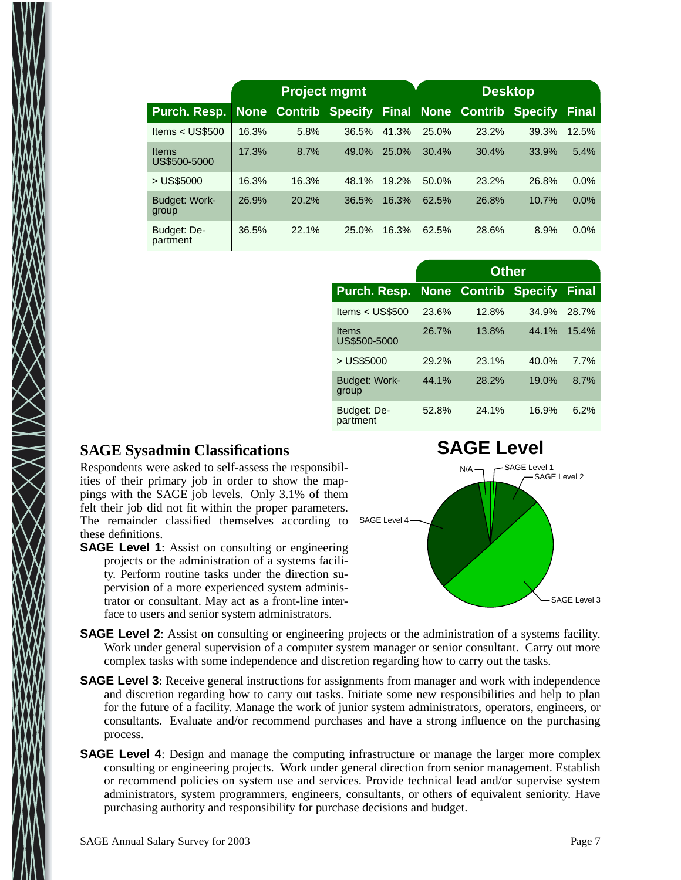| Purch. Resp. | Project mgmt | | | | Desktop | | | |
|---|---|---|---|---|---|---|---|---|
| | None | Contrib | Specify | Final | None | Contrib | Specify | Final |
| Items < US$500 | 16.3% | 5.8% | 36.5% | 41.3% | 25.0% | 23.2% | 39.3% | 12.5% |
| Items US$500-5000 | 17.3% | 8.7% | 49.0% | 25.0% | 30.4% | 30.4% | 33.9% | 5.4% |
| > US$5000 | 16.3% | 16.3% | 48.1% | 19.2% | 50.0% | 23.2% | 26.8% | 0.0% |
| Budget: Workgroup | 26.9% | 20.2% | 36.5% | 16.3% | 62.5% | 26.8% | 10.7% | 0.0% |
| Budget: Department | 36.5% | 22.1% | 25.0% | 16.3% | 62.5% | 28.6% | 8.9% | 0.0% |

| Purch. Resp. | Other | | | |
|---|---|---|---|---|
| | None | Contrib | Specify | Final |
| Items < US$500 | 23.6% | 12.8% | 34.9% | 28.7% |
| Items US$500-5000 | 26.7% | 13.8% | 44.1% | 15.4% |
| > US$5000 | 29.2% | 23.1% | 40.0% | 7.7% |
| Budget: Workgroup | 44.1% | 28.2% | 19.0% | 8.7% |
| Budget: Department | 52.8% | 24.1% | 16.9% | 6.2% |

## SAGE Sysadmin Classifications

Respondents were asked to self-assess the responsibilities of their primary job in order to show the mappings with the SAGE job levels. Only 3.1% of them felt their job did not fit within the proper parameters. The remainder classified themselves according to these definitions.

**SAGE Level**

N/A, SAGE Level 1, SAGE Level 2, SAGE Level 3, SAGE Level 4

**SAGE Level 1**: Assist on consulting or engineering projects or the administration of a systems facility. Perform routine tasks under the direction supervision of a more experienced system administrator or consultant. May act as a front-line interface to users and senior system administrators.

**SAGE Level 2**: Assist on consulting or engineering projects or the administration of a systems facility. Work under general supervision of a computer system manager or senior consultant. Carry out more complex tasks with some independence and discretion regarding how to carry out the tasks.

**SAGE Level 3**: Receive general instructions for assignments from manager and work with independence and discretion regarding how to carry out tasks. Initiate some new responsibilities and help to plan for the future of a facility. Manage the work of junior system administrators, operators, engineers, or consultants. Evaluate and/or recommend purchases and have a strong influence on the purchasing process.

**SAGE Level 4**: Design and manage the computing infrastructure or manage the larger more complex consulting or engineering projects. Work under general direction from senior management. Establish or recommend policies on system use and services. Provide technical lead and/or supervise system administrators, system programmers, engineers, consultants, or others of equivalent seniority. Have purchasing authority and responsibility for purchase decisions and budget.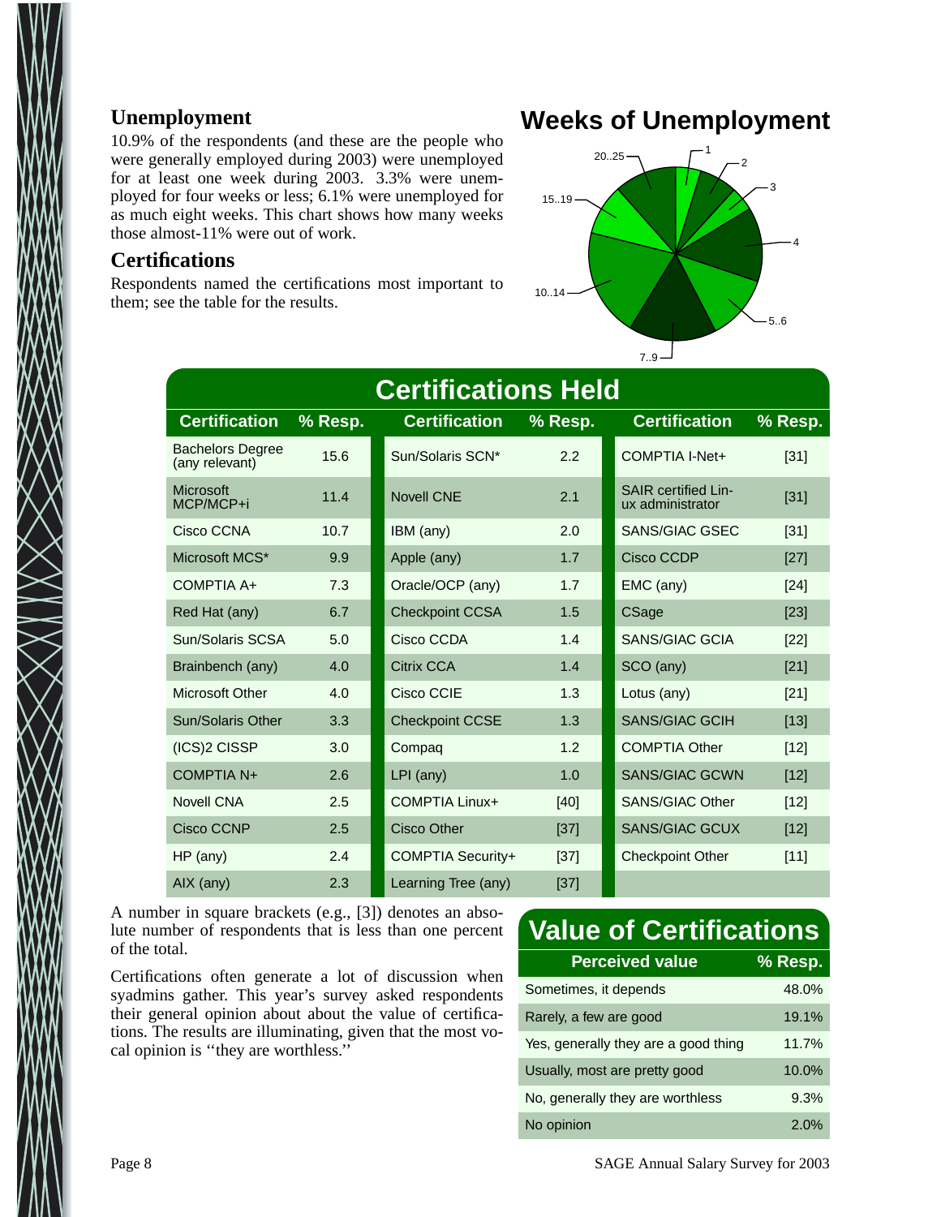## Unemployment

10.9% of the respondents (and these are the people who were generally employed during 2003) were unemployed for at least one week during 2003. 3.3% were unemployed for four weeks or less; 6.1% were unemployed for as much eight weeks. This chart shows how many weeks those almost-11% were out of work.

## Weeks of Unemployment

## Certifications

Respondents named the certifications most important to them; see the table for the results.

**Certifications Held**

| Certification | % Resp. | Certification | % Resp. | Certification | % Resp. |
|---|---|---|---|---|---|
| Bachelors Degree (any relevant) | 15.6 | Sun/Solaris SCN* | 2.2 | COMPTIA I-Net+ | [31] |
| Microsoft MCP/MCP+i | 11.4 | Novell CNE | 2.1 | SAIR certified Linux administrator | [31] |
| Cisco CCNA | 10.7 | IBM (any) | 2.0 | SANS/GIAC GSEC | [31] |
| Microsoft MCS* | 9.9 | Apple (any) | 1.7 | Cisco CCDP | [27] |
| COMPTIA A+ | 7.3 | Oracle/OCP (any) | 1.7 | EMC (any) | [24] |
| Red Hat (any) | 6.7 | Checkpoint CCSA | 1.5 | CSage | [23] |
| Sun/Solaris SCSA | 5.0 | Cisco CCDA | 1.4 | SANS/GIAC GCIA | [22] |
| Brainbench (any) | 4.0 | Citrix CCA | 1.4 | SCO (any) | [21] |
| Microsoft Other | 4.0 | Cisco CCIE | 1.3 | Lotus (any) | [21] |
| Sun/Solaris Other | 3.3 | Checkpoint CCSE | 1.3 | SANS/GIAC GCIH | [13] |
| (ICS)2 CISSP | 3.0 | Compaq | 1.2 | COMPTIA Other | [12] |
| COMPTIA N+ | 2.6 | LPI (any) | 1.0 | SANS/GIAC GCWN | [12] |
| Novell CNA | 2.5 | COMPTIA Linux+ | [40] | SANS/GIAC Other | [12] |
| Cisco CCNP | 2.5 | Cisco Other | [37] | SANS/GIAC GCUX | [12] |
| HP (any) | 2.4 | COMPTIA Security+ | [37] | Checkpoint Other | [11] |
| AIX (any) | 2.3 | Learning Tree (any) | [37] | | |

A number in square brackets (e.g., [3]) denotes an absolute number of respondents that is less than one percent of the total.

Certifications often generate a lot of discussion when syadmins gather. This year's survey asked respondents their general opinion about about the value of certifications. The results are illuminating, given that the most vocal opinion is ''they are worthless.''

**Value of Certifications**

| Perceived value | % Resp. |
|---|---|
| Sometimes, it depends | 48.0% |
| Rarely, a few are good | 19.1% |
| Yes, generally they are a good thing | 11.7% |
| Usually, most are pretty good | 10.0% |
| No, generally they are worthless | 9.3% |
| No opinion | 2.0% |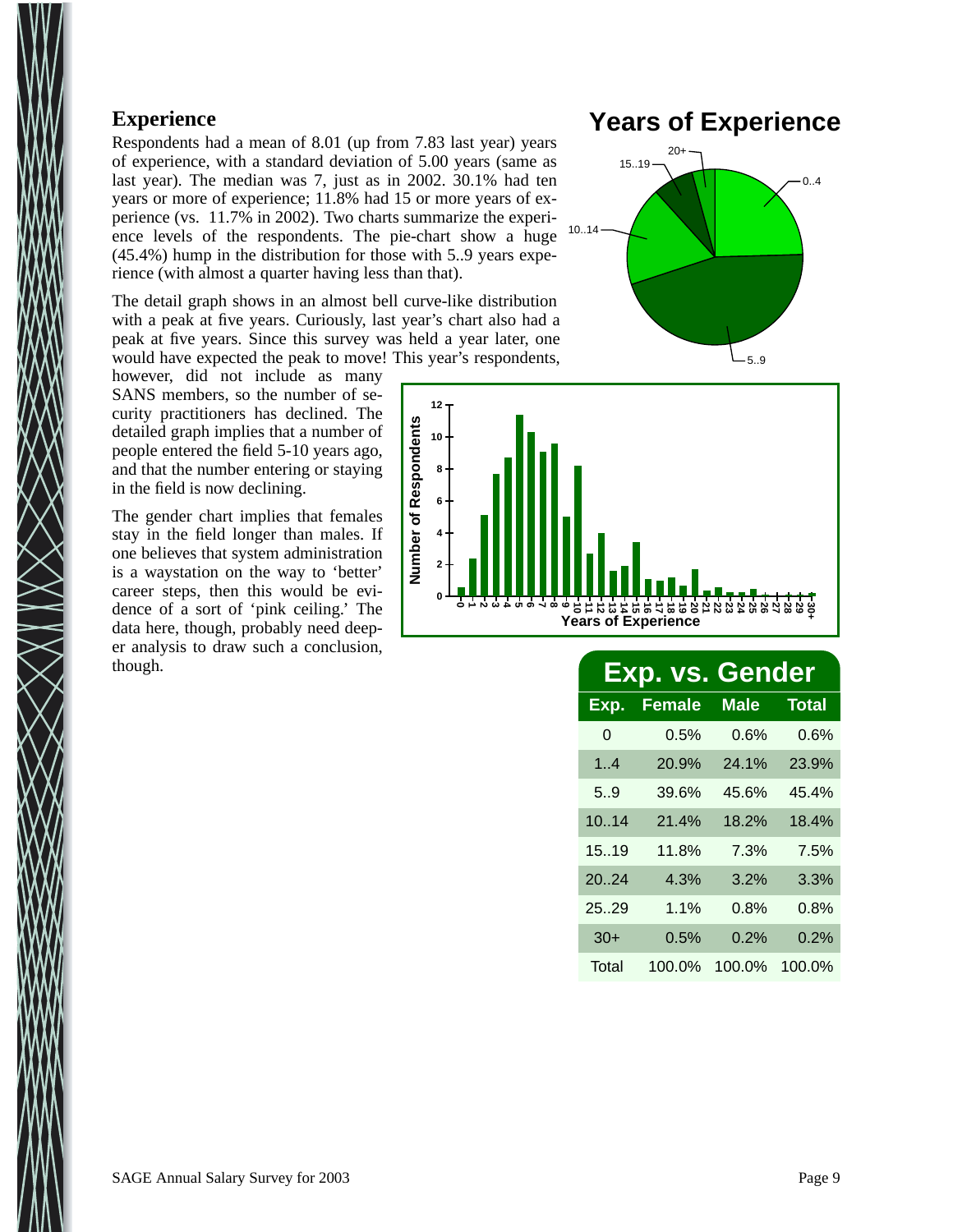## Experience

Respondents had a mean of 8.01 (up from 7.83 last year) years of experience, with a standard deviation of 5.00 years (same as last year). The median was 7, just as in 2002. 30.1% had ten years or more of experience; 11.8% had 15 or more years of experience (vs. 11.7% in 2002). Two charts summarize the experience levels of the respondents. The pie-chart show a huge (45.4%) hump in the distribution for those with 5..9 years experience (with almost a quarter having less than that).

The detail graph shows in an almost bell curve-like distribution with a peak at five years. Curiously, last year's chart also had a peak at five years. Since this survey was held a year later, one would have expected the peak to move! This year's respondents, however, did not include as many SANS members, so the number of security practitioners has declined. The detailed graph implies that a number of people entered the field 5-10 years ago, and that the number entering or staying in the field is now declining.

The gender chart implies that females stay in the field longer than males. If one believes that system administration is a waystation on the way to 'better' career steps, then this would be evidence of a sort of 'pink ceiling.' The data here, though, probably need deeper analysis to draw such a conclusion, though.

**Exp. vs. Gender**

| Exp. | Female | Male | Total |
|---|---|---|---|
| 0 | 0.5% | 0.6% | 0.6% |
| 1..4 | 20.9% | 24.1% | 23.9% |
| 5..9 | 39.6% | 45.6% | 45.4% |
| 10..14 | 21.4% | 18.2% | 18.4% |
| 15..19 | 11.8% | 7.3% | 7.5% |
| 20..24 | 4.3% | 3.2% | 3.3% |
| 25..29 | 1.1% | 0.8% | 0.8% |
| 30+ | 0.5% | 0.2% | 0.2% |
| Total | 100.0% | 100.0% | 100.0% |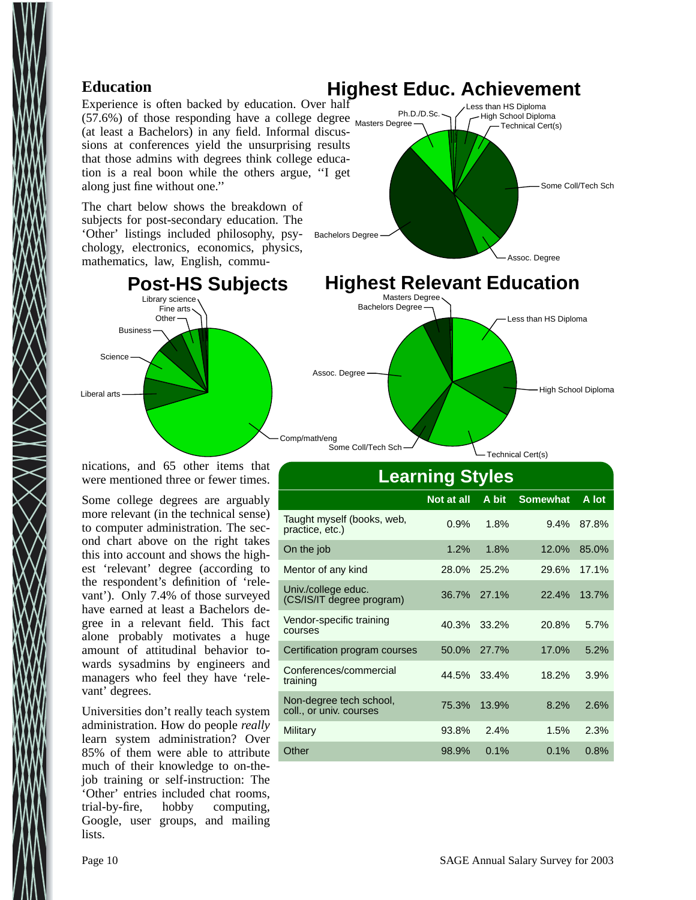## Education

Experience is often backed by education. Over half (57.6%) of those responding have a college degree (at least a Bachelors) in any field. Informal discussions at conferences yield the unsurprising results that those admins with degrees think college education is a real boon while the others argue, "I get along just fine without one."

The chart below shows the breakdown of subjects for post-secondary education. The 'Other' listings included philosophy, psychology, electronics, economics, physics, mathematics, law, English, communications, and 65 other items that were mentioned three or fewer times.

**Highest Educ. Achievement**

Less than HS Diploma, High School Diploma, Technical Cert(s), Some Coll/Tech Sch, Assoc. Degree, Bachelors Degree, Masters Degree, Ph.D./D.Sc.

**Post-HS Subjects**

Library science, Fine arts, Other, Business, Science, Liberal arts, Comp/math/eng

**Highest Relevant Education**

Masters Degree, Bachelors Degree, Less than HS Diploma, High School Diploma, Technical Cert(s), Some Coll/Tech Sch, Assoc. Degree

Some college degrees are arguably more relevant (in the technical sense) to computer administration. The second chart above on the right takes this into account and shows the highest 'relevant' degree (according to the respondent's definition of 'relevant'). Only 7.4% of those surveyed have earned at least a Bachelors degree in a relevant field. This fact alone probably motivates a huge amount of attitudinal behavior towards sysadmins by engineers and managers who feel they have 'relevant' degrees.

Universities don't really teach system administration. How do people *really* learn system administration? Over 85% of them were able to attribute much of their knowledge to on-the-job training or self-instruction: The 'Other' entries included chat rooms, trial-by-fire, hobby computing, Google, user groups, and mailing lists.

**Learning Styles**

| | Not at all | A bit | Somewhat | A lot |
|---|---|---|---|---|
| Taught myself (books, web, practice, etc.) | 0.9% | 1.8% | 9.4% | 87.8% |
| On the job | 1.2% | 1.8% | 12.0% | 85.0% |
| Mentor of any kind | 28.0% | 25.2% | 29.6% | 17.1% |
| Univ./college educ. (CS/IS/IT degree program) | 36.7% | 27.1% | 22.4% | 13.7% |
| Vendor-specific training courses | 40.3% | 33.2% | 20.8% | 5.7% |
| Certification program courses | 50.0% | 27.7% | 17.0% | 5.2% |
| Conferences/commercial training | 44.5% | 33.4% | 18.2% | 3.9% |
| Non-degree tech school, coll., or univ. courses | 75.3% | 13.9% | 8.2% | 2.6% |
| Military | 93.8% | 2.4% | 1.5% | 2.3% |
| Other | 98.9% | 0.1% | 0.1% | 0.8% |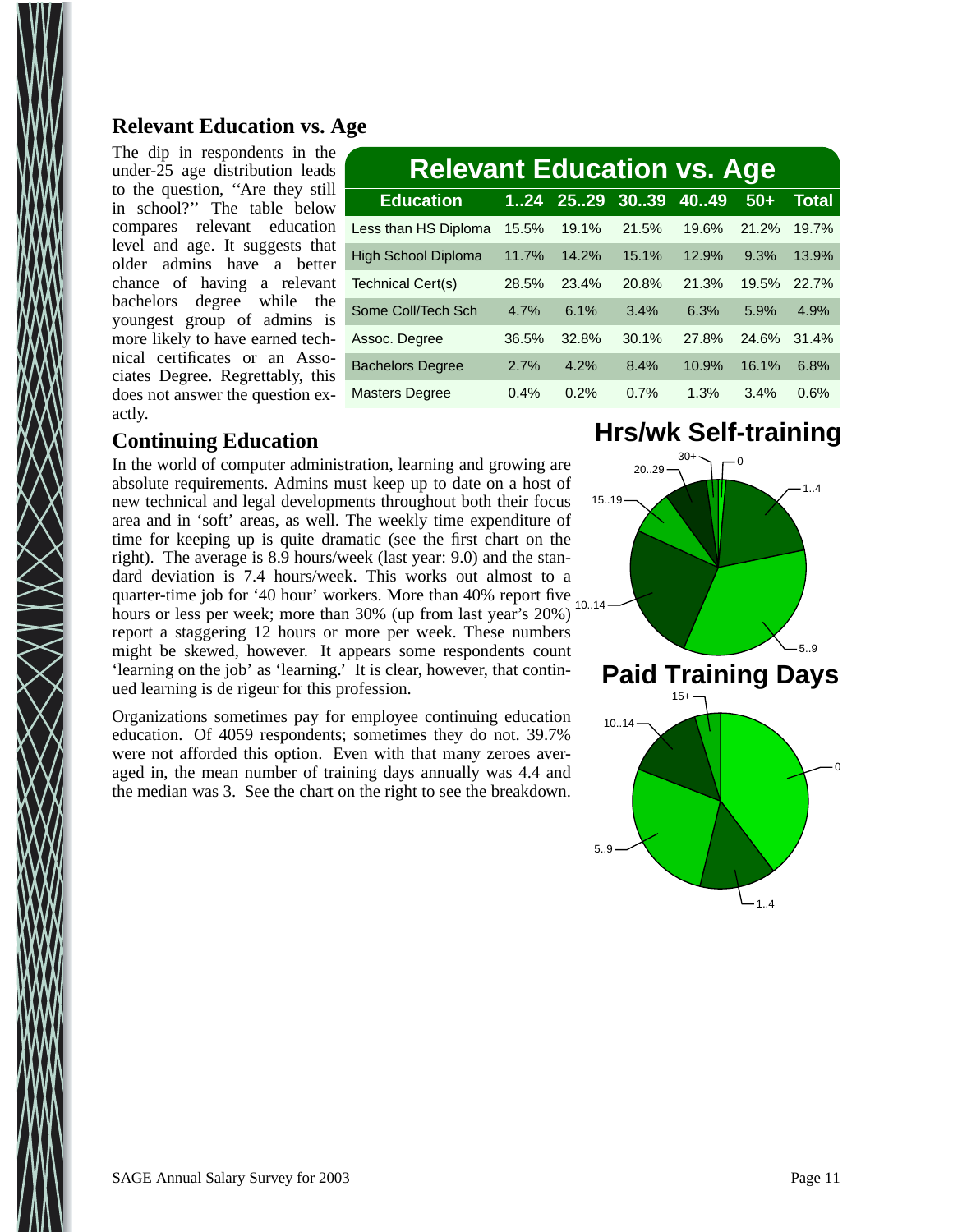## Relevant Education vs. Age

The dip in respondents in the under-25 age distribution leads to the question, "Are they still in school?" The table below compares relevant education level and age. It suggests that older admins have a better chance of having a relevant bachelors degree while the youngest group of admins is more likely to have earned technical certificates or an Associates Degree. Regrettably, this does not answer the question exactly.

**Relevant Education vs. Age**

| Education | 1..24 | 25..29 | 30..39 | 40..49 | 50+ | Total |
|---|---|---|---|---|---|---|
| Less than HS Diploma | 15.5% | 19.1% | 21.5% | 19.6% | 21.2% | 19.7% |
| High School Diploma | 11.7% | 14.2% | 15.1% | 12.9% | 9.3% | 13.9% |
| Technical Cert(s) | 28.5% | 23.4% | 20.8% | 21.3% | 19.5% | 22.7% |
| Some Coll/Tech Sch | 4.7% | 6.1% | 3.4% | 6.3% | 5.9% | 4.9% |
| Assoc. Degree | 36.5% | 32.8% | 30.1% | 27.8% | 24.6% | 31.4% |
| Bachelors Degree | 2.7% | 4.2% | 8.4% | 10.9% | 16.1% | 6.8% |
| Masters Degree | 0.4% | 0.2% | 0.7% | 1.3% | 3.4% | 0.6% |

## Continuing Education

In the world of computer administration, learning and growing are absolute requirements. Admins must keep up to date on a host of new technical and legal developments throughout both their focus area and in 'soft' areas, as well. The weekly time expenditure of time for keeping up is quite dramatic (see the first chart on the right). The average is 8.9 hours/week (last year: 9.0) and the standard deviation is 7.4 hours/week. This works out almost to a quarter-time job for '40 hour' workers. More than 40% report five hours or less per week; more than 30% (up from last year's 20%) report a staggering 12 hours or more per week. These numbers might be skewed, however. It appears some respondents count 'learning on the job' as 'learning.' It is clear, however, that continued learning is de rigeur for this profession.

Organizations sometimes pay for employee continuing education education. Of 4059 respondents; sometimes they do not. 39.7% were not afforded this option. Even with that many zeroes averaged in, the mean number of training days annually was 4.4 and the median was 3. See the chart on the right to see the breakdown.

**Hrs/wk Self-training**

**Paid Training Days**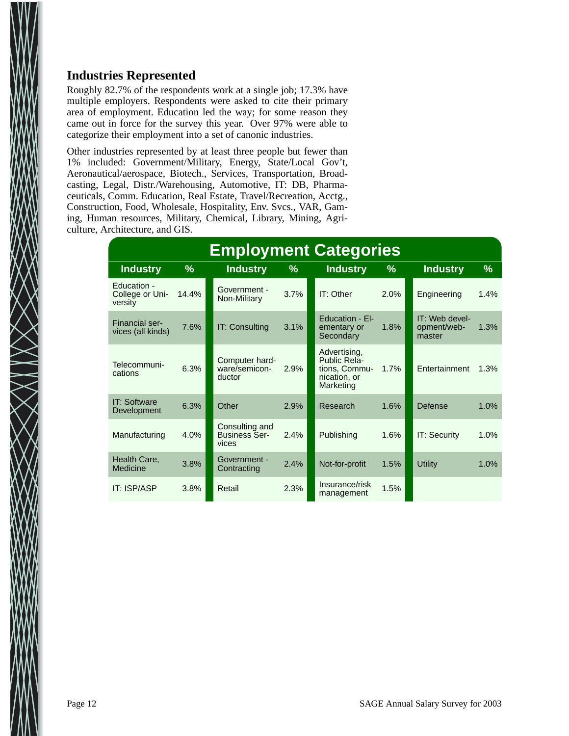## Industries Represented

Roughly 82.7% of the respondents work at a single job; 17.3% have multiple employers. Respondents were asked to cite their primary area of employment. Education led the way; for some reason they came out in force for the survey this year. Over 97% were able to categorize their employment into a set of canonic industries.

Other industries represented by at least three people but fewer than 1% included: Government/Military, Energy, State/Local Gov't, Aeronautical/aerospace, Biotech., Services, Transportation, Broadcasting, Legal, Distr./Warehousing, Automotive, IT: DB, Pharmaceuticals, Comm. Education, Real Estate, Travel/Recreation, Acctg., Construction, Food, Wholesale, Hospitality, Env. Svcs., VAR, Gaming, Human resources, Military, Chemical, Library, Mining, Agriculture, Architecture, and GIS.

**Employment Categories**

| Industry | % | Industry | % | Industry | % | Industry | % |
|---|---|---|---|---|---|---|---|
| Education - College or University | 14.4% | Government - Non-Military | 3.7% | IT: Other | 2.0% | Engineering | 1.4% |
| Financial services (all kinds) | 7.6% | IT: Consulting | 3.1% | Education - Elementary or Secondary | 1.8% | IT: Web development/webmaster | 1.3% |
| Telecommunications | 6.3% | Computer hardware/semiconductor | 2.9% | Advertising, Public Relations, Communication, or Marketing | 1.7% | Entertainment | 1.3% |
| IT: Software Development | 6.3% | Other | 2.9% | Research | 1.6% | Defense | 1.0% |
| Manufacturing | 4.0% | Consulting and Business Services | 2.4% | Publishing | 1.6% | IT: Security | 1.0% |
| Health Care, Medicine | 3.8% | Government - Contracting | 2.4% | Not-for-profit | 1.5% | Utility | 1.0% |
| IT: ISP/ASP | 3.8% | Retail | 2.3% | Insurance/risk management | 1.5% | | |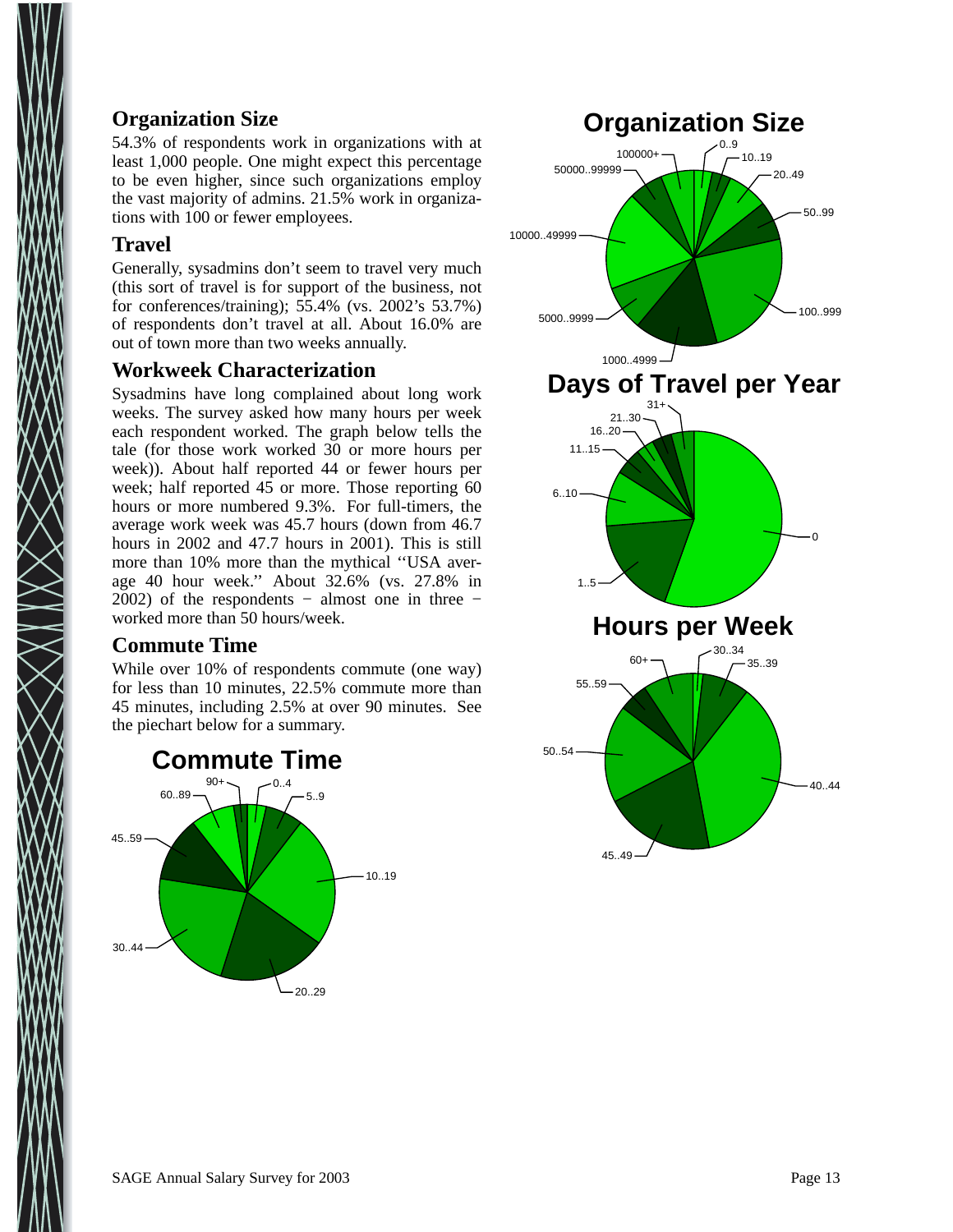## Organization Size

54.3% of respondents work in organizations with at least 1,000 people. One might expect this percentage to be even higher, since such organizations employ the vast majority of admins. 21.5% work in organizations with 100 or fewer employees.

## Travel

Generally, sysadmins don't seem to travel very much (this sort of travel is for support of the business, not for conferences/training); 55.4% (vs. 2002's 53.7%) of respondents don't travel at all. About 16.0% are out of town more than two weeks annually.

## Workweek Characterization

Sysadmins have long complained about long work weeks. The survey asked how many hours per week each respondent worked. The graph below tells the tale (for those work worked 30 or more hours per week)). About half reported 44 or fewer hours per week; half reported 45 or more. Those reporting 60 hours or more numbered 9.3%. For full-timers, the average work week was 45.7 hours (down from 46.7 hours in 2002 and 47.7 hours in 2001). This is still more than 10% more than the mythical ''USA average 40 hour week.'' About 32.6% (vs. 27.8% in 2002) of the respondents − almost one in three − worked more than 50 hours/week.

## Commute Time

While over 10% of respondents commute (one way) for less than 10 minutes, 22.5% commute more than 45 minutes, including 2.5% at over 90 minutes. See the piechart below for a summary.

**Commute Time**

0..4, 5..9, 10..19, 20..29, 30..44, 45..59, 60..89, 90+

**Organization Size**

0..9, 10..19, 20..49, 50..99, 100..999, 1000..4999, 5000..9999, 10000..49999, 50000..99999, 100000+

**Days of Travel per Year**

0, 1..5, 6..10, 11..15, 16..20, 21..30, 31+

**Hours per Week**

30..34, 35..39, 40..44, 45..49, 50..54, 55..59, 60+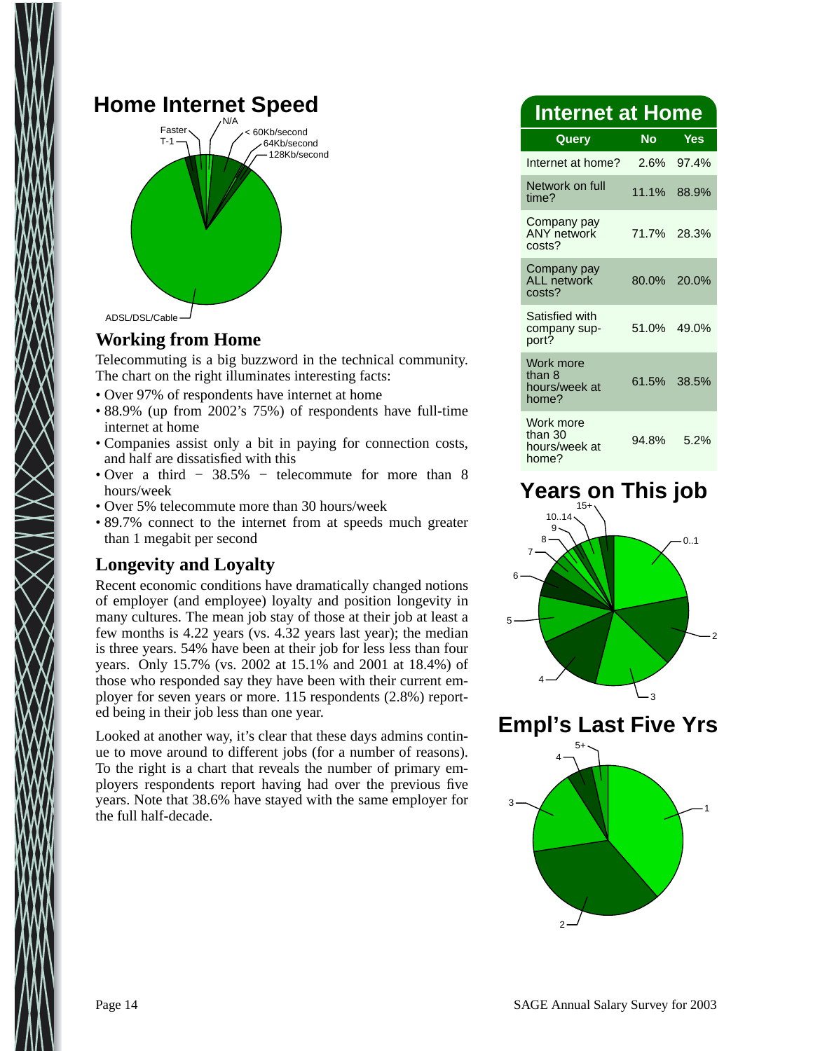## Home Internet Speed

Faster
T-1
N/A
< 60Kb/second
64Kb/second
128Kb/second
ADSL/DSL/Cable

### Working from Home

Telecommuting is a big buzzword in the technical community. The chart on the right illuminates interesting facts:

- Over 97% of respondents have internet at home
- 88.9% (up from 2002's 75%) of respondents have full-time internet at home
- Companies assist only a bit in paying for connection costs, and half are dissatisfied with this
- Over a third − 38.5% − telecommute for more than 8 hours/week
- Over 5% telecommute more than 30 hours/week
- 89.7% connect to the internet from at speeds much greater than 1 megabit per second

### Longevity and Loyalty

Recent economic conditions have dramatically changed notions of employer (and employee) loyalty and position longevity in many cultures. The mean job stay of those at their job at least a few months is 4.22 years (vs. 4.32 years last year); the median is three years. 54% have been at their job for less less than four years. Only 15.7% (vs. 2002 at 15.1% and 2001 at 18.4%) of those who responded say they have been with their current employer for seven years or more. 115 respondents (2.8%) reported being in their job less than one year.

Looked at another way, it's clear that these days admins continue to move around to different jobs (for a number of reasons). To the right is a chart that reveals the number of primary employers respondents report having had over the previous five years. Note that 38.6% have stayed with the same employer for the full half-decade.

## Internet at Home

| Query | No | Yes |
|---|---|---|
| Internet at home? | 2.6% | 97.4% |
| Network on full time? | 11.1% | 88.9% |
| Company pay ANY network costs? | 71.7% | 28.3% |
| Company pay ALL network costs? | 80.0% | 20.0% |
| Satisfied with company support? | 51.0% | 49.0% |
| Work more than 8 hours/week at home? | 61.5% | 38.5% |
| Work more than 30 hours/week at home? | 94.8% | 5.2% |

## Years on This job

15+
10..14
9
8
7
6
5
4
3
2
0..1

## Empl's Last Five Yrs

5+
4
3
2
1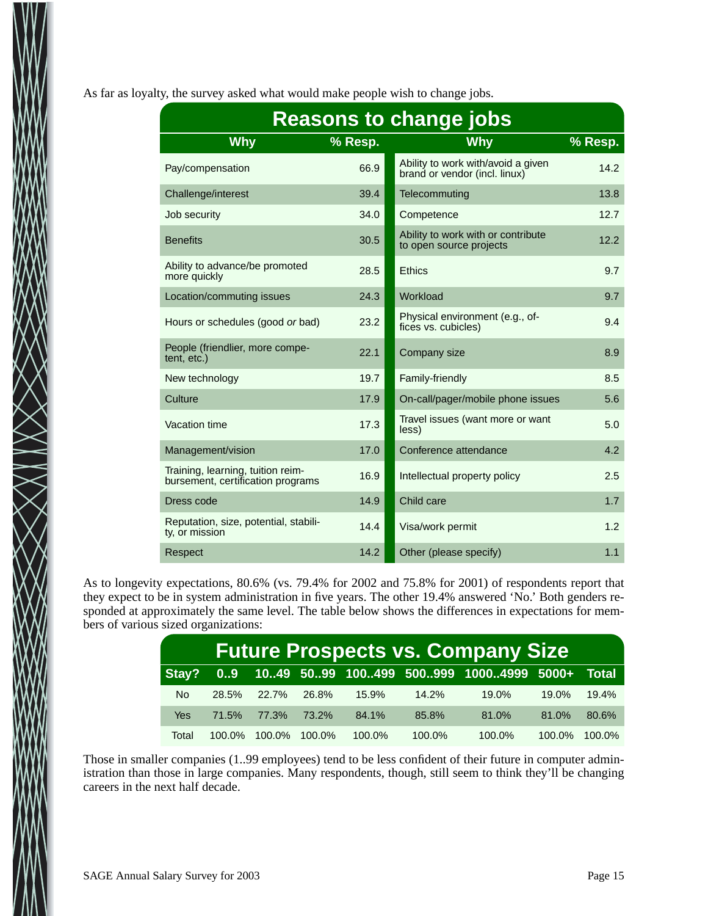As far as loyalty, the survey asked what would make people wish to change jobs.

| Reasons to change jobs | | | |
|---|---|---|---|
| **Why** | **% Resp.** | **Why** | **% Resp.** |
| Pay/compensation | 66.9 | Ability to work with/avoid a given brand or vendor (incl. linux) | 14.2 |
| Challenge/interest | 39.4 | Telecommuting | 13.8 |
| Job security | 34.0 | Competence | 12.7 |
| Benefits | 30.5 | Ability to work with or contribute to open source projects | 12.2 |
| Ability to advance/be promoted more quickly | 28.5 | Ethics | 9.7 |
| Location/commuting issues | 24.3 | Workload | 9.7 |
| Hours or schedules (good *or* bad) | 23.2 | Physical environment (e.g., offices vs. cubicles) | 9.4 |
| People (friendlier, more competent, etc.) | 22.1 | Company size | 8.9 |
| New technology | 19.7 | Family-friendly | 8.5 |
| Culture | 17.9 | On-call/pager/mobile phone issues | 5.6 |
| Vacation time | 17.3 | Travel issues (want more or want less) | 5.0 |
| Management/vision | 17.0 | Conference attendance | 4.2 |
| Training, learning, tuition reimbursement, certification programs | 16.9 | Intellectual property policy | 2.5 |
| Dress code | 14.9 | Child care | 1.7 |
| Reputation, size, potential, stability, or mission | 14.4 | Visa/work permit | 1.2 |
| Respect | 14.2 | Other (please specify) | 1.1 |

As to longevity expectations, 80.6% (vs. 79.4% for 2002 and 75.8% for 2001) of respondents report that they expect to be in system administration in five years. The other 19.4% answered 'No.' Both genders responded at approximately the same level. The table below shows the differences in expectations for members of various sized organizations:

| Future Prospects vs. Company Size | | | | | | | | |
|---|---|---|---|---|---|---|---|---|
| **Stay?** | **0..9** | **10..49** | **50..99** | **100..499** | **500..999** | **1000..4999** | **5000+** | **Total** |
| No | 28.5% | 22.7% | 26.8% | 15.9% | 14.2% | 19.0% | 19.0% | 19.4% |
| Yes | 71.5% | 77.3% | 73.2% | 84.1% | 85.8% | 81.0% | 81.0% | 80.6% |
| Total | 100.0% | 100.0% | 100.0% | 100.0% | 100.0% | 100.0% | 100.0% | 100.0% |

Those in smaller companies (1..99 employees) tend to be less confident of their future in computer administration than those in large companies. Many respondents, though, still seem to think they'll be changing careers in the next half decade.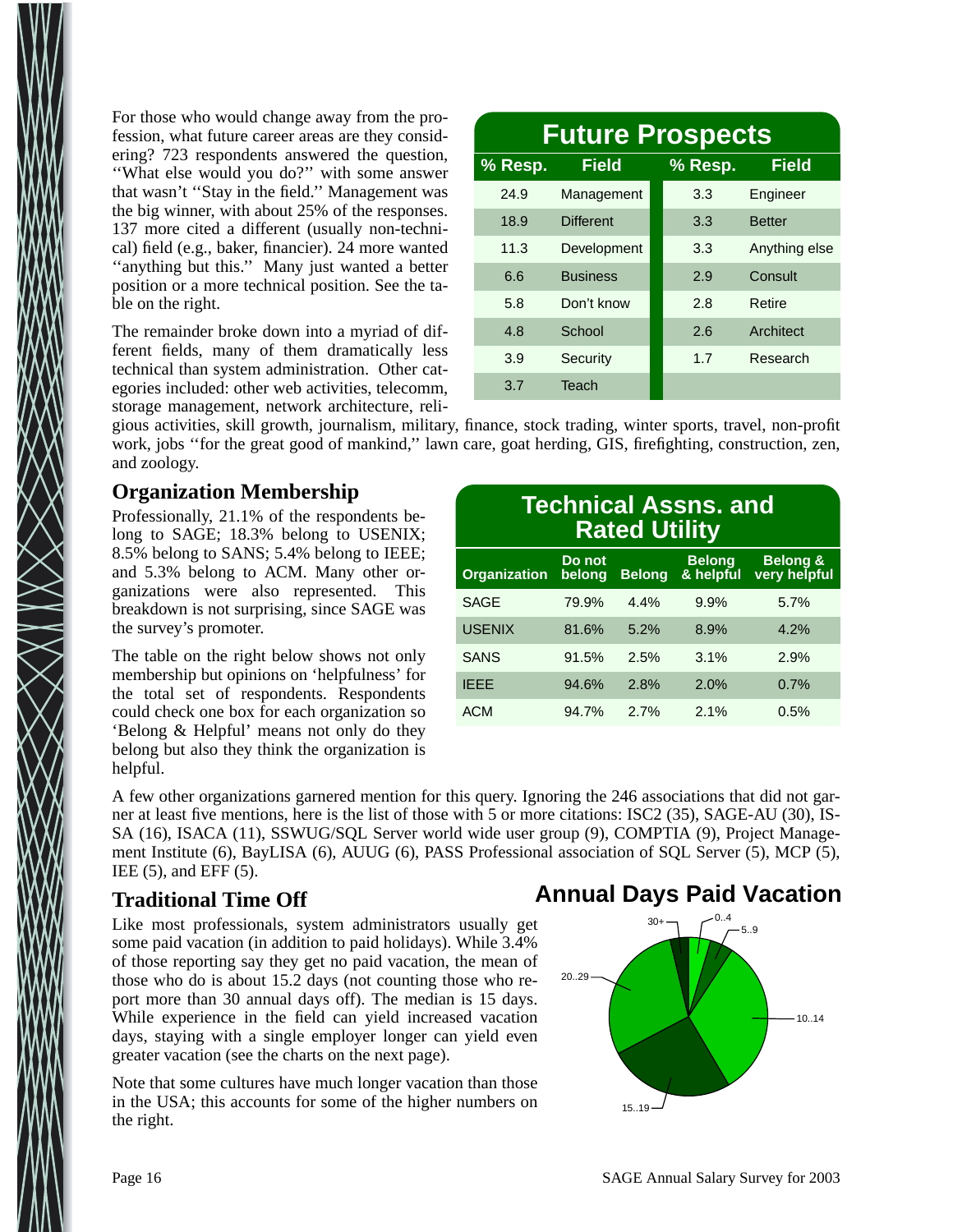For those who would change away from the profession, what future career areas are they considering? 723 respondents answered the question, ''What else would you do?'' with some answer that wasn't ''Stay in the field.'' Management was the big winner, with about 25% of the responses. 137 more cited a different (usually non-technical) field (e.g., baker, financier). 24 more wanted ''anything but this.'' Many just wanted a better position or a more technical position. See the table on the right.

The remainder broke down into a myriad of different fields, many of them dramatically less technical than system administration. Other categories included: other web activities, telecomm, storage management, network architecture, religious activities, skill growth, journalism, military, finance, stock trading, winter sports, travel, non-profit work, jobs ''for the great good of mankind,'' lawn care, goat herding, GIS, firefighting, construction, zen, and zoology.

**Future Prospects**

| % Resp. | Field | % Resp. | Field |
|---|---|---|---|
| 24.9 | Management | 3.3 | Engineer |
| 18.9 | Different | 3.3 | Better |
| 11.3 | Development | 3.3 | Anything else |
| 6.6 | Business | 2.9 | Consult |
| 5.8 | Don't know | 2.8 | Retire |
| 4.8 | School | 2.6 | Architect |
| 3.9 | Security | 1.7 | Research |
| 3.7 | Teach | | |

## Organization Membership

Professionally, 21.1% of the respondents belong to SAGE; 18.3% belong to USENIX; 8.5% belong to SANS; 5.4% belong to IEEE; and 5.3% belong to ACM. Many other organizations were also represented. This breakdown is not surprising, since SAGE was the survey's promoter.

The table on the right below shows not only membership but opinions on 'helpfulness' for the total set of respondents. Respondents could check one box for each organization so 'Belong & Helpful' means not only do they belong but also they think the organization is helpful.

**Technical Assns. and Rated Utility**

| Organization | Do not belong | Belong | Belong & helpful | Belong & very helpful |
|---|---|---|---|---|
| SAGE | 79.9% | 4.4% | 9.9% | 5.7% |
| USENIX | 81.6% | 5.2% | 8.9% | 4.2% |
| SANS | 91.5% | 2.5% | 3.1% | 2.9% |
| IEEE | 94.6% | 2.8% | 2.0% | 0.7% |
| ACM | 94.7% | 2.7% | 2.1% | 0.5% |

A few other organizations garnered mention for this query. Ignoring the 246 associations that did not garner at least five mentions, here is the list of those with 5 or more citations: ISC2 (35), SAGE-AU (30), ISSA (16), ISACA (11), SSWUG/SQL Server world wide user group (9), COMPTIA (9), Project Management Institute (6), BayLISA (6), AUUG (6), PASS Professional association of SQL Server (5), MCP (5), IEE (5), and EFF (5).

## Traditional Time Off

Like most professionals, system administrators usually get some paid vacation (in addition to paid holidays). While 3.4% of those reporting say they get no paid vacation, the mean of those who do is about 15.2 days (not counting those who report more than 30 annual days off). The median is 15 days. While experience in the field can yield increased vacation days, staying with a single employer longer can yield even greater vacation (see the charts on the next page).

Note that some cultures have much longer vacation than those in the USA; this accounts for some of the higher numbers on the right.

**Annual Days Paid Vacation**

(Pie chart segments: 0..4, 5..9, 10..14, 15..19, 20..29, 30+)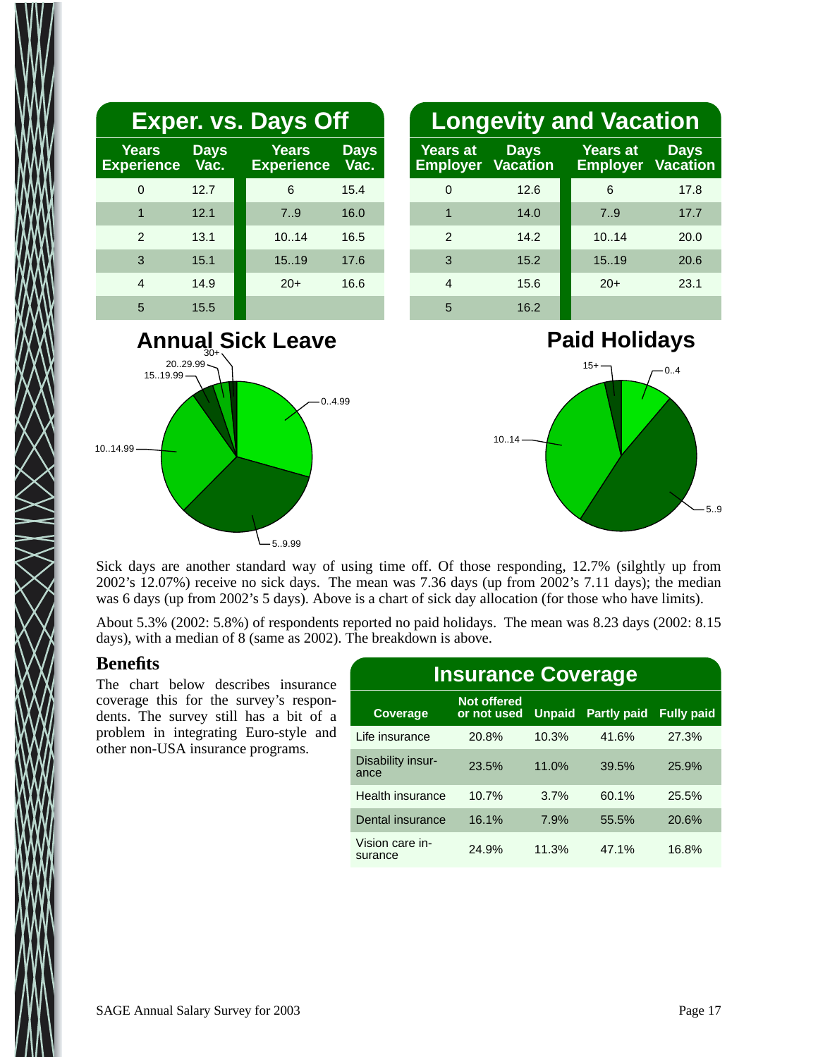## Exper. vs. Days Off

| Years Experience | Days Vac. | Years Experience | Days Vac. |
|---|---|---|---|
| 0 | 12.7 | 6 | 15.4 |
| 1 | 12.1 | 7..9 | 16.0 |
| 2 | 13.1 | 10..14 | 16.5 |
| 3 | 15.1 | 15..19 | 17.6 |
| 4 | 14.9 | 20+ | 16.6 |
| 5 | 15.5 | | |

## Longevity and Vacation

| Years at Employer | Days Vacation | Years at Employer | Days Vacation |
|---|---|---|---|
| 0 | 12.6 | 6 | 17.8 |
| 1 | 14.0 | 7..9 | 17.7 |
| 2 | 14.2 | 10..14 | 20.0 |
| 3 | 15.2 | 15..19 | 20.6 |
| 4 | 15.6 | 20+ | 23.1 |
| 5 | 16.2 | | |

## Annual Sick Leave

30+
20..29.99
15..19.99
0..4.99
10..14.99
5..9.99

## Paid Holidays

15+
0..4
10..14
5..9

Sick days are another standard way of using time off. Of those responding, 12.7% (silghtly up from 2002's 12.07%) receive no sick days. The mean was 7.36 days (up from 2002's 7.11 days); the median was 6 days (up from 2002's 5 days). Above is a chart of sick day allocation (for those who have limits).

About 5.3% (2002: 5.8%) of respondents reported no paid holidays. The mean was 8.23 days (2002: 8.15 days), with a median of 8 (same as 2002). The breakdown is above.

### Benefits

The chart below describes insurance coverage this for the survey's respondents. The survey still has a bit of a problem in integrating Euro-style and other non-USA insurance programs.

## Insurance Coverage

| Coverage | Not offered or not used | Unpaid | Partly paid | Fully paid |
|---|---|---|---|---|
| Life insurance | 20.8% | 10.3% | 41.6% | 27.3% |
| Disability insurance | 23.5% | 11.0% | 39.5% | 25.9% |
| Health insurance | 10.7% | 3.7% | 60.1% | 25.5% |
| Dental insurance | 16.1% | 7.9% | 55.5% | 20.6% |
| Vision care insurance | 24.9% | 11.3% | 47.1% | 16.8% |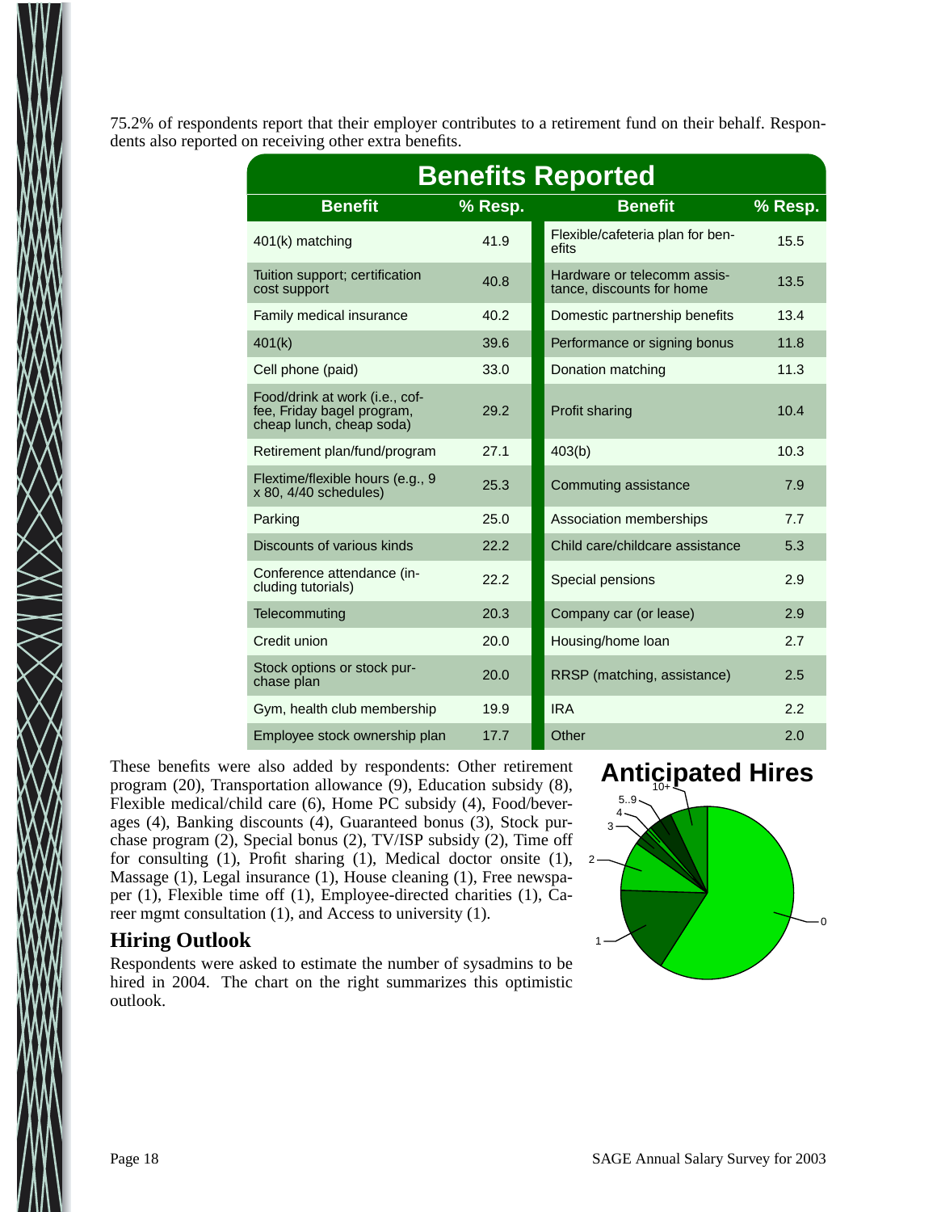75.2% of respondents report that their employer contributes to a retirement fund on their behalf. Respondents also reported on receiving other extra benefits.

**Benefits Reported**

| Benefit | % Resp. | Benefit | % Resp. |
|---|---|---|---|
| 401(k) matching | 41.9 | Flexible/cafeteria plan for benefits | 15.5 |
| Tuition support; certification cost support | 40.8 | Hardware or telecomm assistance, discounts for home | 13.5 |
| Family medical insurance | 40.2 | Domestic partnership benefits | 13.4 |
| 401(k) | 39.6 | Performance or signing bonus | 11.8 |
| Cell phone (paid) | 33.0 | Donation matching | 11.3 |
| Food/drink at work (i.e., coffee, Friday bagel program, cheap lunch, cheap soda) | 29.2 | Profit sharing | 10.4 |
| Retirement plan/fund/program | 27.1 | 403(b) | 10.3 |
| Flextime/flexible hours (e.g., 9 x 80, 4/40 schedules) | 25.3 | Commuting assistance | 7.9 |
| Parking | 25.0 | Association memberships | 7.7 |
| Discounts of various kinds | 22.2 | Child care/childcare assistance | 5.3 |
| Conference attendance (including tutorials) | 22.2 | Special pensions | 2.9 |
| Telecommuting | 20.3 | Company car (or lease) | 2.9 |
| Credit union | 20.0 | Housing/home loan | 2.7 |
| Stock options or stock purchase plan | 20.0 | RRSP (matching, assistance) | 2.5 |
| Gym, health club membership | 19.9 | IRA | 2.2 |
| Employee stock ownership plan | 17.7 | Other | 2.0 |

These benefits were also added by respondents: Other retirement program (20), Transportation allowance (9), Education subsidy (8), Flexible medical/child care (6), Home PC subsidy (4), Food/beverages (4), Banking discounts (4), Guaranteed bonus (3), Stock purchase program (2), Special bonus (2), TV/ISP subsidy (2), Time off for consulting (1), Profit sharing (1), Medical doctor onsite (1), Massage (1), Legal insurance (1), House cleaning (1), Free newspaper (1), Flexible time off (1), Employee-directed charities (1), Career mgmt consultation (1), and Access to university (1).

## Hiring Outlook

Respondents were asked to estimate the number of sysadmins to be hired in 2004. The chart on the right summarizes this optimistic outlook.

**Anticipated Hires**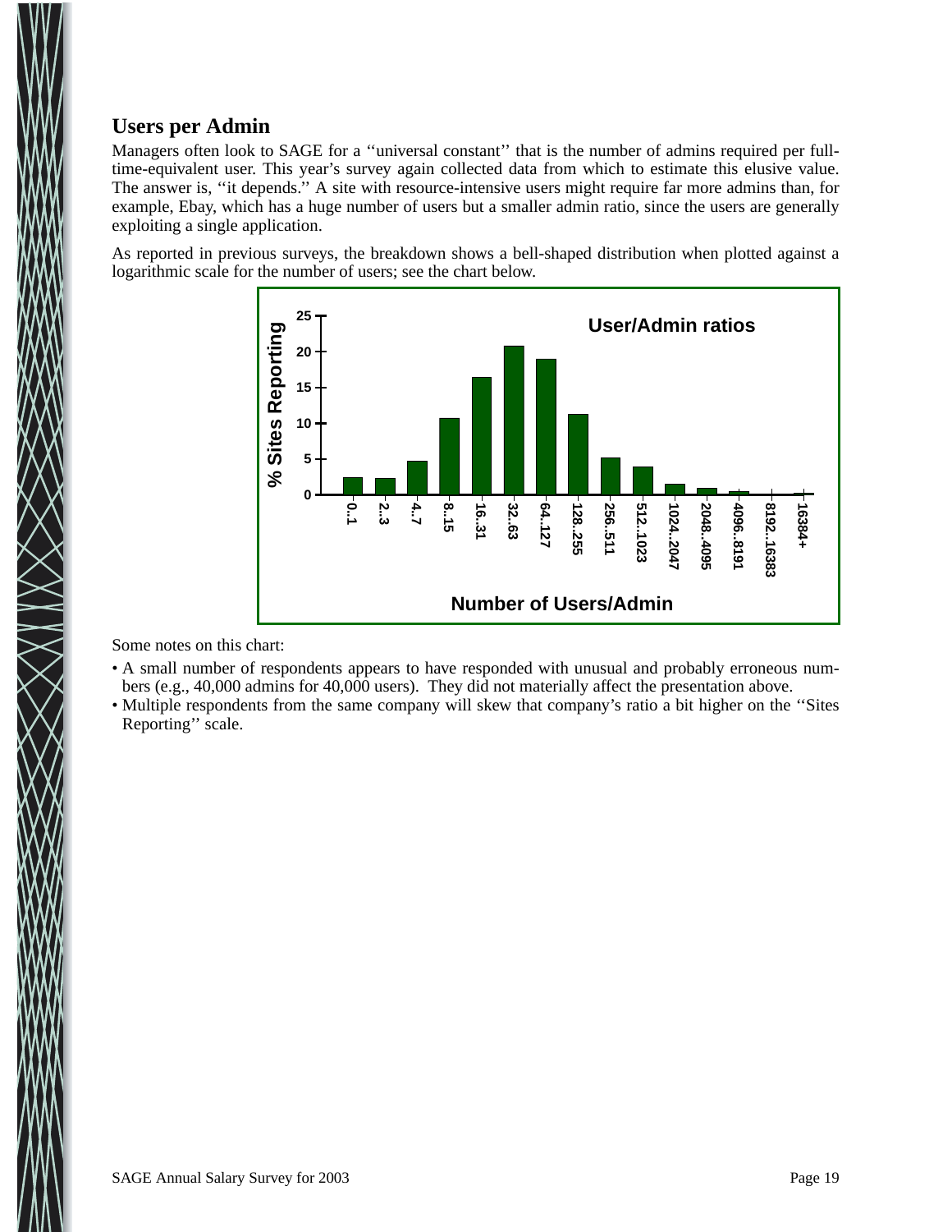## Users per Admin

Managers often look to SAGE for a ''universal constant'' that is the number of admins required per full-time-equivalent user. This year's survey again collected data from which to estimate this elusive value. The answer is, ''it depends.'' A site with resource-intensive users might require far more admins than, for example, Ebay, which has a huge number of users but a smaller admin ratio, since the users are generally exploiting a single application.

As reported in previous surveys, the breakdown shows a bell-shaped distribution when plotted against a logarithmic scale for the number of users; see the chart below.

Some notes on this chart:

- A small number of respondents appears to have responded with unusual and probably erroneous numbers (e.g., 40,000 admins for 40,000 users). They did not materially affect the presentation above.
- Multiple respondents from the same company will skew that company's ratio a bit higher on the ''Sites Reporting'' scale.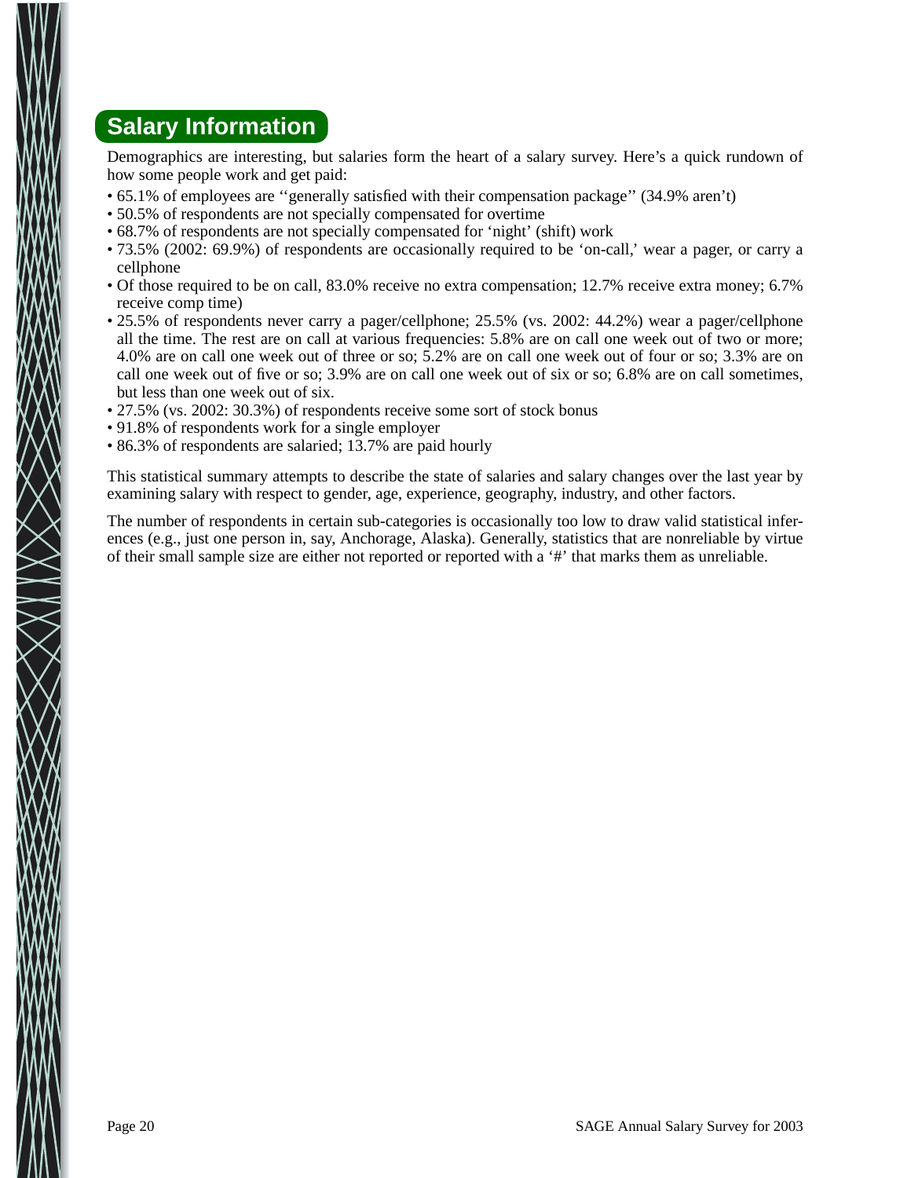## Salary Information

Demographics are interesting, but salaries form the heart of a salary survey. Here's a quick rundown of how some people work and get paid:

- 65.1% of employees are ''generally satisfied with their compensation package'' (34.9% aren't)
- 50.5% of respondents are not specially compensated for overtime
- 68.7% of respondents are not specially compensated for 'night' (shift) work
- 73.5% (2002: 69.9%) of respondents are occasionally required to be 'on-call,' wear a pager, or carry a cellphone
- Of those required to be on call, 83.0% receive no extra compensation; 12.7% receive extra money; 6.7% receive comp time)
- 25.5% of respondents never carry a pager/cellphone; 25.5% (vs. 2002: 44.2%) wear a pager/cellphone all the time. The rest are on call at various frequencies: 5.8% are on call one week out of two or more; 4.0% are on call one week out of three or so; 5.2% are on call one week out of four or so; 3.3% are on call one week out of five or so; 3.9% are on call one week out of six or so; 6.8% are on call sometimes, but less than one week out of six.
- 27.5% (vs. 2002: 30.3%) of respondents receive some sort of stock bonus
- 91.8% of respondents work for a single employer
- 86.3% of respondents are salaried; 13.7% are paid hourly

This statistical summary attempts to describe the state of salaries and salary changes over the last year by examining salary with respect to gender, age, experience, geography, industry, and other factors.

The number of respondents in certain sub-categories is occasionally too low to draw valid statistical inferences (e.g., just one person in, say, Anchorage, Alaska). Generally, statistics that are nonreliable by virtue of their small sample size are either not reported or reported with a '#' that marks them as unreliable.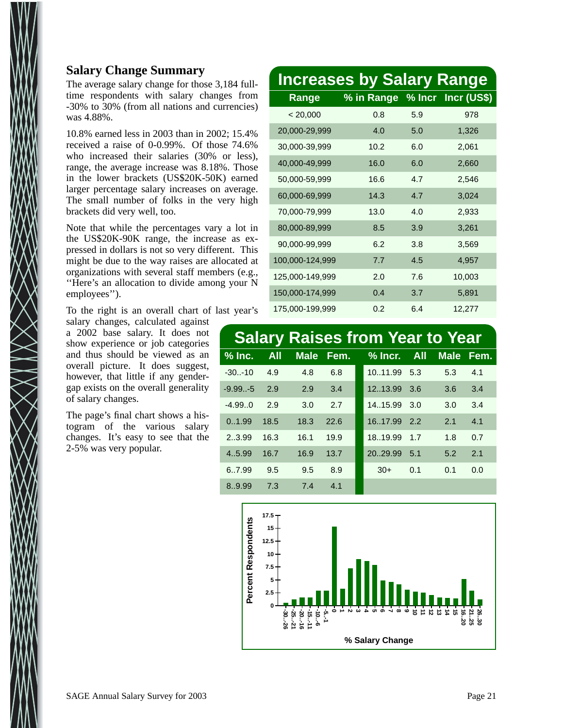## Salary Change Summary

The average salary change for those 3,184 full-time respondents with salary changes from -30% to 30% (from all nations and currencies) was 4.88%.

10.8% earned less in 2003 than in 2002; 15.4% received a raise of 0-0.99%. Of those 74.6% who increased their salaries (30% or less), range, the average increase was 8.18%. Those in the lower brackets (US$20K-50K) earned larger percentage salary increases on average. The small number of folks in the very high brackets did very well, too.

Note that while the percentages vary a lot in the US$20K-90K range, the increase as expressed in dollars is not so very different. This might be due to the way raises are allocated at organizations with several staff members (e.g., ''Here's an allocation to divide among your N employees'').

To the right is an overall chart of last year's salary changes, calculated against a 2002 base salary. It does not show experience or job categories and thus should be viewed as an overall picture. It does suggest, however, that little if any gender-gap exists on the overall generality of salary changes.

The page's final chart shows a histogram of the various salary changes. It's easy to see that the 2-5% was very popular.

### Increases by Salary Range

| Range | % in Range | % Incr | Incr (US$) |
|---|---|---|---|
| < 20,000 | 0.8 | 5.9 | 978 |
| 20,000-29,999 | 4.0 | 5.0 | 1,326 |
| 30,000-39,999 | 10.2 | 6.0 | 2,061 |
| 40,000-49,999 | 16.0 | 6.0 | 2,660 |
| 50,000-59,999 | 16.6 | 4.7 | 2,546 |
| 60,000-69,999 | 14.3 | 4.7 | 3,024 |
| 70,000-79,999 | 13.0 | 4.0 | 2,933 |
| 80,000-89,999 | 8.5 | 3.9 | 3,261 |
| 90,000-99,999 | 6.2 | 3.8 | 3,569 |
| 100,000-124,999 | 7.7 | 4.5 | 4,957 |
| 125,000-149,999 | 2.0 | 7.6 | 10,003 |
| 150,000-174,999 | 0.4 | 3.7 | 5,891 |
| 175,000-199,999 | 0.2 | 6.4 | 12,277 |

### Salary Raises from Year to Year

| % Inc. | All | Male | Fem. | % Incr. | All | Male | Fem. |
|---|---|---|---|---|---|---|---|
| -30..-10 | 4.9 | 4.8 | 6.8 | 10..11.99 | 5.3 | 5.3 | 4.1 |
| -9.99..-5 | 2.9 | 2.9 | 3.4 | 12..13.99 | 3.6 | 3.6 | 3.4 |
| -4.99..0 | 2.9 | 3.0 | 2.7 | 14..15.99 | 3.0 | 3.0 | 3.4 |
| 0..1.99 | 18.5 | 18.3 | 22.6 | 16..17.99 | 2.2 | 2.1 | 4.1 |
| 2..3.99 | 16.3 | 16.1 | 19.9 | 18..19.99 | 1.7 | 1.8 | 0.7 |
| 4..5.99 | 16.7 | 16.9 | 13.7 | 20..29.99 | 5.1 | 5.2 | 2.1 |
| 6..7.99 | 9.5 | 9.5 | 8.9 | 30+ | 0.1 | 0.1 | 0.0 |
| 8..9.99 | 7.3 | 7.4 | 4.1 | | | | |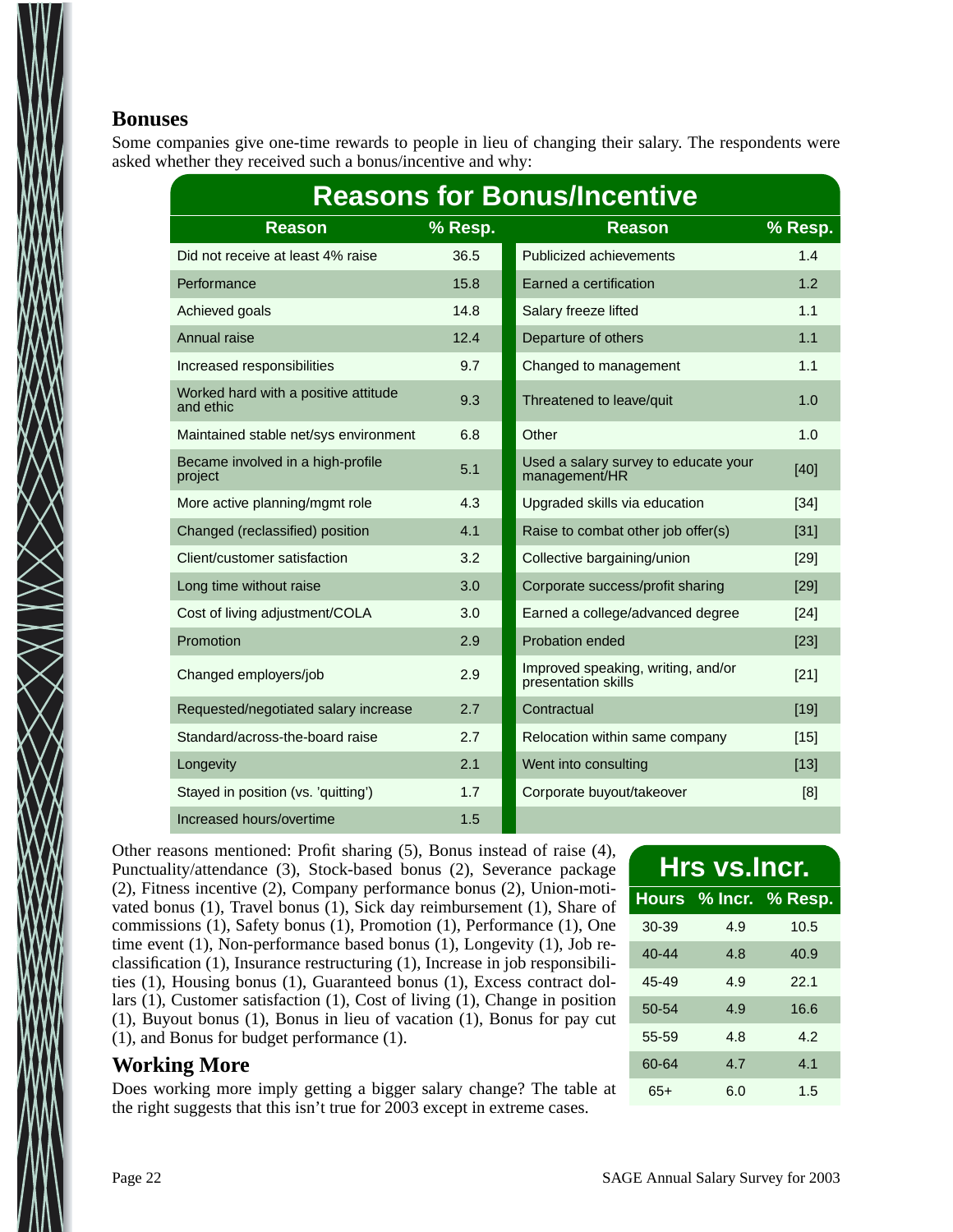## Bonuses

Some companies give one-time rewards to people in lieu of changing their salary. The respondents were asked whether they received such a bonus/incentive and why:

**Reasons for Bonus/Incentive**

| Reason | % Resp. | Reason | % Resp. |
|---|---|---|---|
| Did not receive at least 4% raise | 36.5 | Publicized achievements | 1.4 |
| Performance | 15.8 | Earned a certification | 1.2 |
| Achieved goals | 14.8 | Salary freeze lifted | 1.1 |
| Annual raise | 12.4 | Departure of others | 1.1 |
| Increased responsibilities | 9.7 | Changed to management | 1.1 |
| Worked hard with a positive attitude and ethic | 9.3 | Threatened to leave/quit | 1.0 |
| Maintained stable net/sys environment | 6.8 | Other | 1.0 |
| Became involved in a high-profile project | 5.1 | Used a salary survey to educate your management/HR | [40] |
| More active planning/mgmt role | 4.3 | Upgraded skills via education | [34] |
| Changed (reclassified) position | 4.1 | Raise to combat other job offer(s) | [31] |
| Client/customer satisfaction | 3.2 | Collective bargaining/union | [29] |
| Long time without raise | 3.0 | Corporate success/profit sharing | [29] |
| Cost of living adjustment/COLA | 3.0 | Earned a college/advanced degree | [24] |
| Promotion | 2.9 | Probation ended | [23] |
| Changed employers/job | 2.9 | Improved speaking, writing, and/or presentation skills | [21] |
| Requested/negotiated salary increase | 2.7 | Contractual | [19] |
| Standard/across-the-board raise | 2.7 | Relocation within same company | [15] |
| Longevity | 2.1 | Went into consulting | [13] |
| Stayed in position (vs. 'quitting') | 1.7 | Corporate buyout/takeover | [8] |
| Increased hours/overtime | 1.5 | | |

Other reasons mentioned: Profit sharing (5), Bonus instead of raise (4), Punctuality/attendance (3), Stock-based bonus (2), Severance package (2), Fitness incentive (2), Company performance bonus (2), Union-motivated bonus (1), Travel bonus (1), Sick day reimbursement (1), Share of commissions (1), Safety bonus (1), Promotion (1), Performance (1), One time event (1), Non-performance based bonus (1), Longevity (1), Job reclassification (1), Insurance restructuring (1), Increase in job responsibilities (1), Housing bonus (1), Guaranteed bonus (1), Excess contract dollars (1), Customer satisfaction (1), Cost of living (1), Change in position (1), Buyout bonus (1), Bonus in lieu of vacation (1), Bonus for pay cut (1), and Bonus for budget performance (1).

## Working More

Does working more imply getting a bigger salary change? The table at the right suggests that this isn't true for 2003 except in extreme cases.

**Hrs vs.Incr.**

| Hours | % Incr. | % Resp. |
|---|---|---|
| 30-39 | 4.9 | 10.5 |
| 40-44 | 4.8 | 40.9 |
| 45-49 | 4.9 | 22.1 |
| 50-54 | 4.9 | 16.6 |
| 55-59 | 4.8 | 4.2 |
| 60-64 | 4.7 | 4.1 |
| 65+ | 6.0 | 1.5 |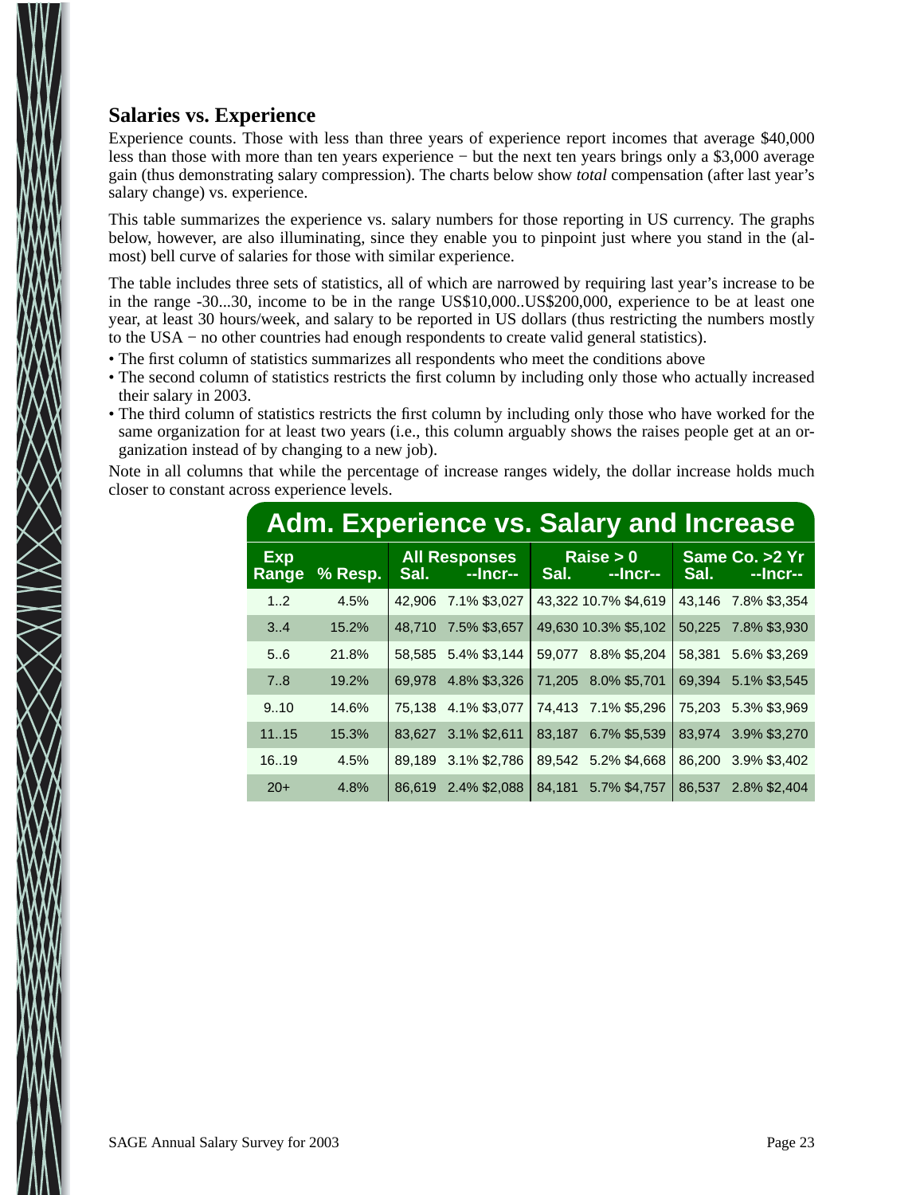## Salaries vs. Experience

Experience counts. Those with less than three years of experience report incomes that average $40,000 less than those with more than ten years experience − but the next ten years brings only a $3,000 average gain (thus demonstrating salary compression). The charts below show *total* compensation (after last year's salary change) vs. experience.

This table summarizes the experience vs. salary numbers for those reporting in US currency. The graphs below, however, are also illuminating, since they enable you to pinpoint just where you stand in the (almost) bell curve of salaries for those with similar experience.

The table includes three sets of statistics, all of which are narrowed by requiring last year's increase to be in the range -30...30, income to be in the range US$10,000..US$200,000, experience to be at least one year, at least 30 hours/week, and salary to be reported in US dollars (thus restricting the numbers mostly to the USA − no other countries had enough respondents to create valid general statistics).

- The first column of statistics summarizes all respondents who meet the conditions above
- The second column of statistics restricts the first column by including only those who actually increased their salary in 2003.
- The third column of statistics restricts the first column by including only those who have worked for the same organization for at least two years (i.e., this column arguably shows the raises people get at an organization instead of by changing to a new job).

Note in all columns that while the percentage of increase ranges widely, the dollar increase holds much closer to constant across experience levels.

**Adm. Experience vs. Salary and Increase**

| Exp Range | % Resp. | All Responses Sal. | --Incr-- | | Raise > 0 Sal. | --Incr-- | | Same Co. >2 Yr Sal. | --Incr-- | |
|---|---|---|---|---|---|---|---|---|---|---|
| 1..2 | 4.5% | 42,906 | 7.1% | $3,027 | 43,322 | 10.7% | $4,619 | 43,146 | 7.8% | $3,354 |
| 3..4 | 15.2% | 48,710 | 7.5% | $3,657 | 49,630 | 10.3% | $5,102 | 50,225 | 7.8% | $3,930 |
| 5..6 | 21.8% | 58,585 | 5.4% | $3,144 | 59,077 | 8.8% | $5,204 | 58,381 | 5.6% | $3,269 |
| 7..8 | 19.2% | 69,978 | 4.8% | $3,326 | 71,205 | 8.0% | $5,701 | 69,394 | 5.1% | $3,545 |
| 9..10 | 14.6% | 75,138 | 4.1% | $3,077 | 74,413 | 7.1% | $5,296 | 75,203 | 5.3% | $3,969 |
| 11..15 | 15.3% | 83,627 | 3.1% | $2,611 | 83,187 | 6.7% | $5,539 | 83,974 | 3.9% | $3,270 |
| 16..19 | 4.5% | 89,189 | 3.1% | $2,786 | 89,542 | 5.2% | $4,668 | 86,200 | 3.9% | $3,402 |
| 20+ | 4.8% | 86,619 | 2.4% | $2,088 | 84,181 | 5.7% | $4,757 | 86,537 | 2.8% | $2,404 |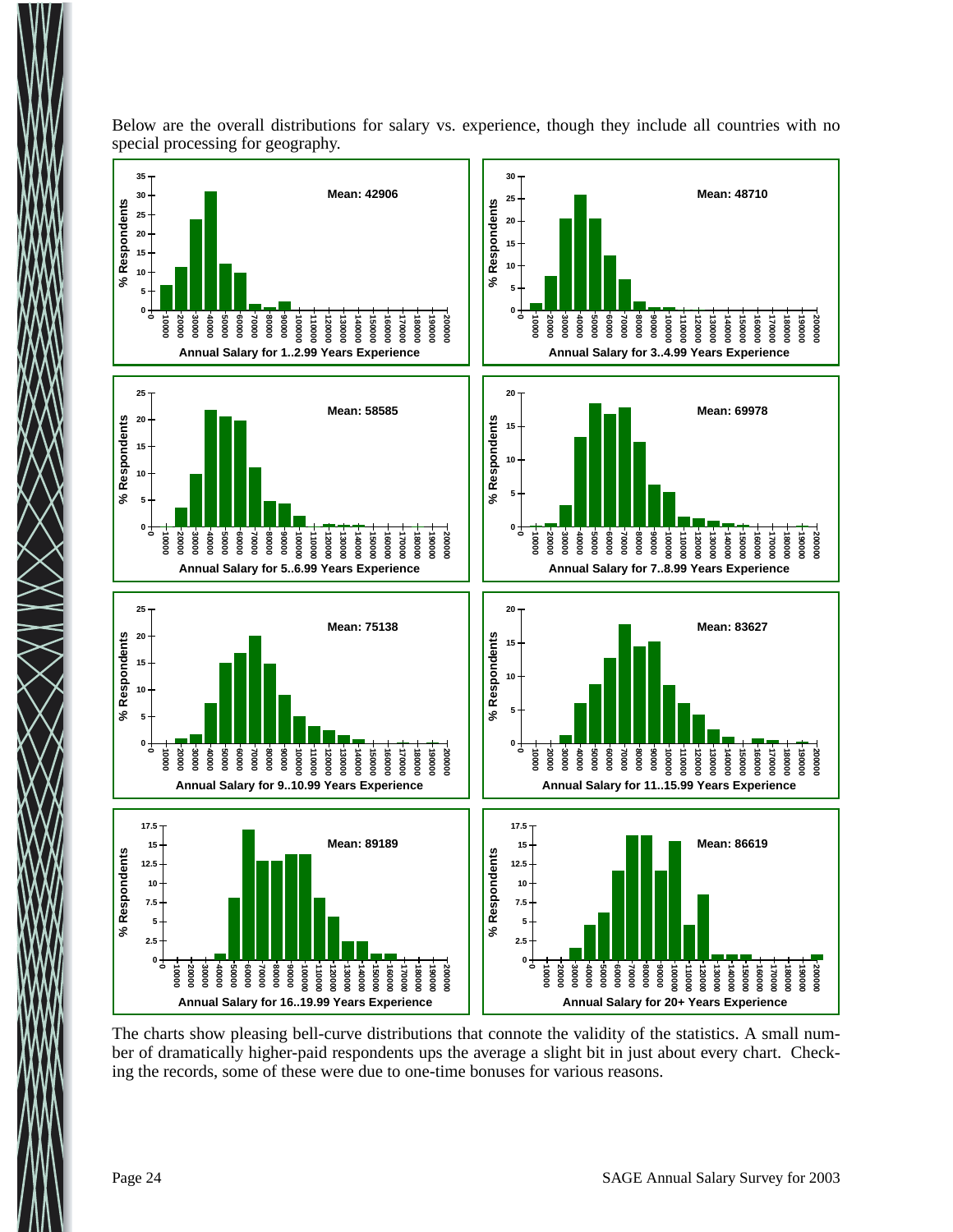Below are the overall distributions for salary vs. experience, though they include all countries with no special processing for geography.

Annual Salary for 1..2.99 Years Experience — Mean: 42906

Annual Salary for 3..4.99 Years Experience — Mean: 48710

Annual Salary for 5..6.99 Years Experience — Mean: 58585

Annual Salary for 7..8.99 Years Experience — Mean: 69978

Annual Salary for 9..10.99 Years Experience — Mean: 75138

Annual Salary for 11..15.99 Years Experience — Mean: 83627

Annual Salary for 16..19.99 Years Experience — Mean: 89189

Annual Salary for 20+ Years Experience — Mean: 86619

The charts show pleasing bell-curve distributions that connote the validity of the statistics. A small number of dramatically higher-paid respondents ups the average a slight bit in just about every chart. Checking the records, some of these were due to one-time bonuses for various reasons.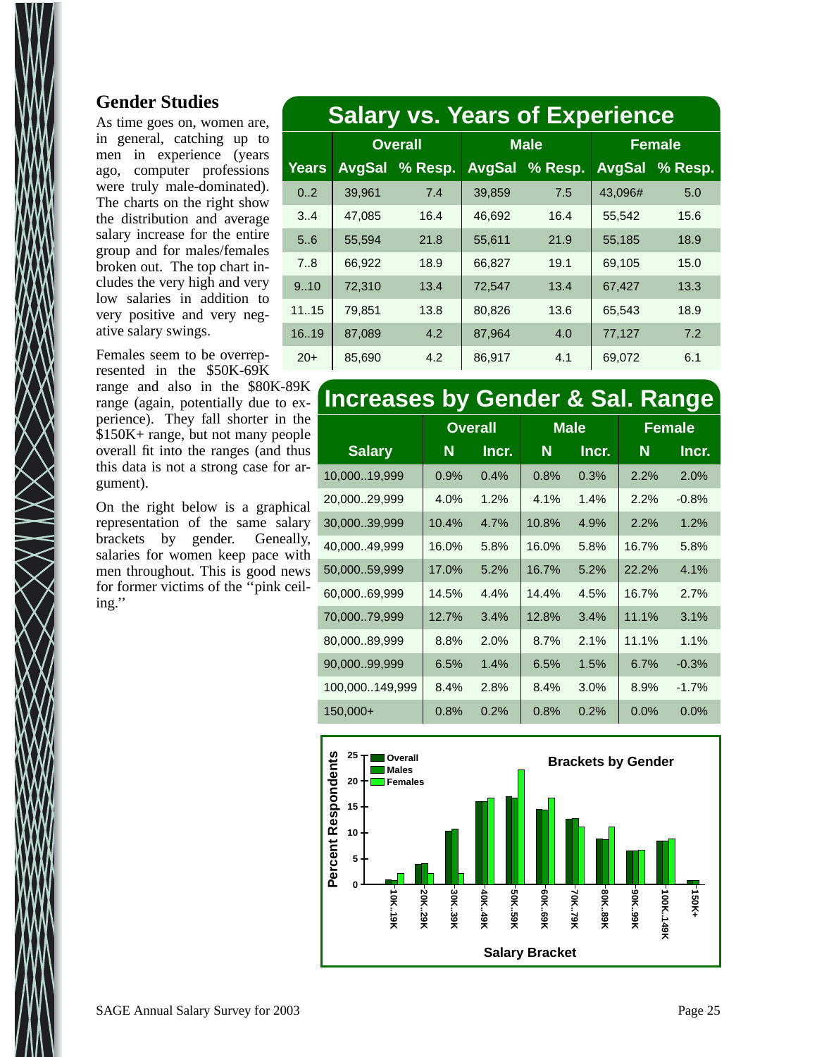## Gender Studies

As time goes on, women are, in general, catching up to men in experience (years ago, computer professions were truly male-dominated). The charts on the right show the distribution and average salary increase for the entire group and for males/females broken out. The top chart includes the very high and very low salaries in addition to very positive and very negative salary swings.

Females seem to be overrepresented in the $50K-69K range and also in the $80K-89K range (again, potentially due to experience). They fall shorter in the $150K+ range, but not many people overall fit into the ranges (and thus this data is not a strong case for argument).

On the right below is a graphical representation of the same salary brackets by gender. Geneally, salaries for women keep pace with men throughout. This is good news for former victims of the ''pink ceiling.''

### Salary vs. Years of Experience

| | Overall | | Male | | Female | |
|---|---|---|---|---|---|---|
| Years | AvgSal | % Resp. | AvgSal | % Resp. | AvgSal | % Resp. |
| 0..2 | 39,961 | 7.4 | 39,859 | 7.5 | 43,096# | 5.0 |
| 3..4 | 47,085 | 16.4 | 46,692 | 16.4 | 55,542 | 15.6 |
| 5..6 | 55,594 | 21.8 | 55,611 | 21.9 | 55,185 | 18.9 |
| 7..8 | 66,922 | 18.9 | 66,827 | 19.1 | 69,105 | 15.0 |
| 9..10 | 72,310 | 13.4 | 72,547 | 13.4 | 67,427 | 13.3 |
| 11..15 | 79,851 | 13.8 | 80,826 | 13.6 | 65,543 | 18.9 |
| 16..19 | 87,089 | 4.2 | 87,964 | 4.0 | 77,127 | 7.2 |
| 20+ | 85,690 | 4.2 | 86,917 | 4.1 | 69,072 | 6.1 |

### Increases by Gender & Sal. Range

| | Overall | | Male | | Female | |
|---|---|---|---|---|---|---|
| Salary | N | Incr. | N | Incr. | N | Incr. |
| 10,000..19,999 | 0.9% | 0.4% | 0.8% | 0.3% | 2.2% | 2.0% |
| 20,000..29,999 | 4.0% | 1.2% | 4.1% | 1.4% | 2.2% | -0.8% |
| 30,000..39,999 | 10.4% | 4.7% | 10.8% | 4.9% | 2.2% | 1.2% |
| 40,000..49,999 | 16.0% | 5.8% | 16.0% | 5.8% | 16.7% | 5.8% |
| 50,000..59,999 | 17.0% | 5.2% | 16.7% | 5.2% | 22.2% | 4.1% |
| 60,000..69,999 | 14.5% | 4.4% | 14.4% | 4.5% | 16.7% | 2.7% |
| 70,000..79,999 | 12.7% | 3.4% | 12.8% | 3.4% | 11.1% | 3.1% |
| 80,000..89,999 | 8.8% | 2.0% | 8.7% | 2.1% | 11.1% | 1.1% |
| 90,000..99,999 | 6.5% | 1.4% | 6.5% | 1.5% | 6.7% | -0.3% |
| 100,000..149,999 | 8.4% | 2.8% | 8.4% | 3.0% | 8.9% | -1.7% |
| 150,000+ | 0.8% | 0.2% | 0.8% | 0.2% | 0.0% | 0.0% |

**Brackets by Gender**

(Chart: Percent Respondents by Salary Bracket — Overall, Males, Females; brackets 10K..19K, 20K..29K, 30K..39K, 40K..49K, 50K..59K, 60K..69K, 70K..79K, 80K..89K, 90K..99K, 100K..149K, 150K+)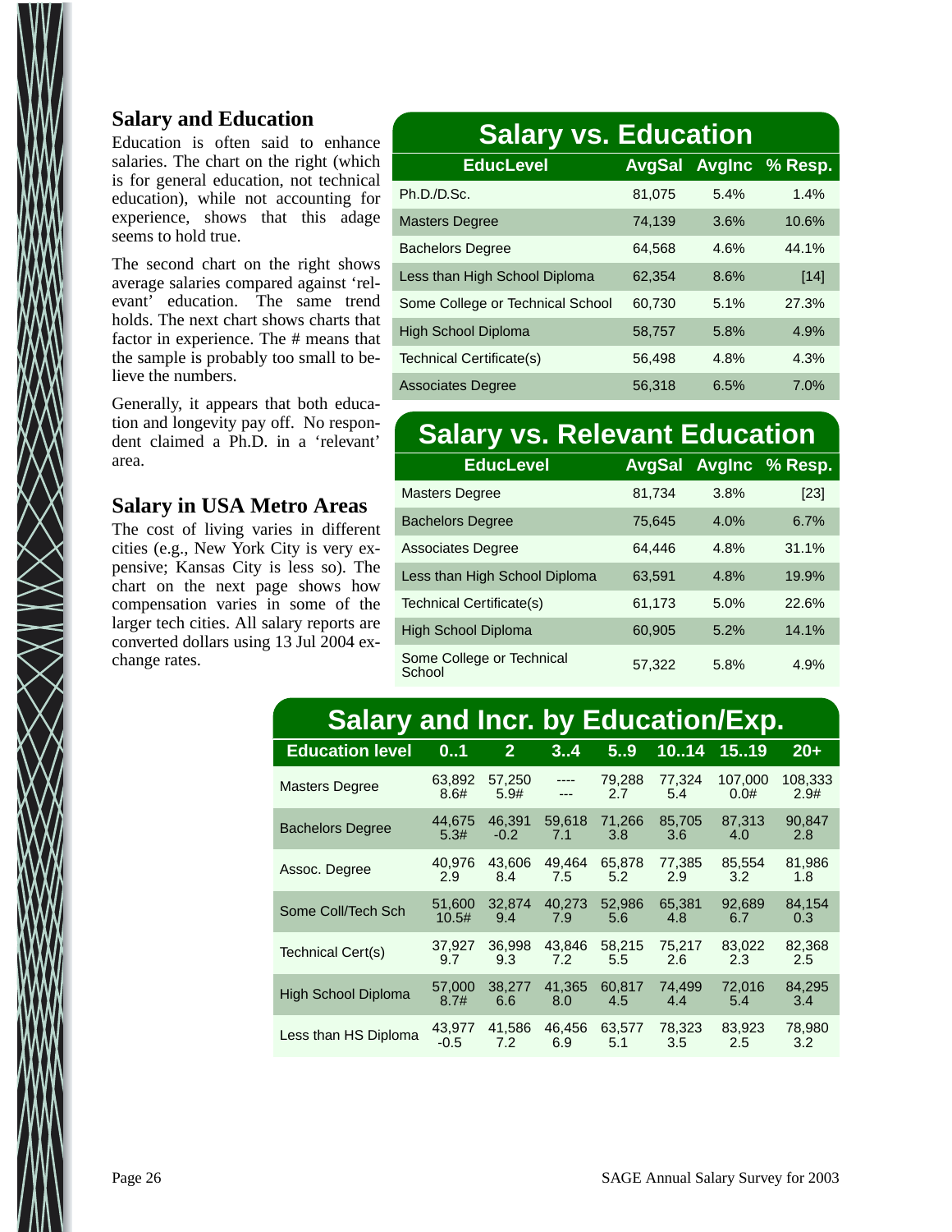## Salary and Education

Education is often said to enhance salaries. The chart on the right (which is for general education, not technical education), while not accounting for experience, shows that this adage seems to hold true.

The second chart on the right shows average salaries compared against 'relevant' education. The same trend holds. The next chart shows charts that factor in experience. The # means that the sample is probably too small to believe the numbers.

Generally, it appears that both education and longevity pay off. No respondent claimed a Ph.D. in a 'relevant' area.

## Salary in USA Metro Areas

The cost of living varies in different cities (e.g., New York City is very expensive; Kansas City is less so). The chart on the next page shows how compensation varies in some of the larger tech cities. All salary reports are converted dollars using 13 Jul 2004 exchange rates.

**Salary vs. Education**

| EducLevel | AvgSal | AvgInc | % Resp. |
|---|---|---|---|
| Ph.D./D.Sc. | 81,075 | 5.4% | 1.4% |
| Masters Degree | 74,139 | 3.6% | 10.6% |
| Bachelors Degree | 64,568 | 4.6% | 44.1% |
| Less than High School Diploma | 62,354 | 8.6% | [14] |
| Some College or Technical School | 60,730 | 5.1% | 27.3% |
| High School Diploma | 58,757 | 5.8% | 4.9% |
| Technical Certificate(s) | 56,498 | 4.8% | 4.3% |
| Associates Degree | 56,318 | 6.5% | 7.0% |

**Salary vs. Relevant Education**

| EducLevel | AvgSal | AvgInc | % Resp. |
|---|---|---|---|
| Masters Degree | 81,734 | 3.8% | [23] |
| Bachelors Degree | 75,645 | 4.0% | 6.7% |
| Associates Degree | 64,446 | 4.8% | 31.1% |
| Less than High School Diploma | 63,591 | 4.8% | 19.9% |
| Technical Certificate(s) | 61,173 | 5.0% | 22.6% |
| High School Diploma | 60,905 | 5.2% | 14.1% |
| Some College or Technical School | 57,322 | 5.8% | 4.9% |

**Salary and Incr. by Education/Exp.**

| Education level | 0..1 | 2 | 3..4 | 5..9 | 10..14 | 15..19 | 20+ |
|---|---|---|---|---|---|---|---|
| Masters Degree | 63,892<br>8.6# | 57,250<br>5.9# | ----<br>--- | 79,288<br>2.7 | 77,324<br>5.4 | 107,000<br>0.0# | 108,333<br>2.9# |
| Bachelors Degree | 44,675<br>5.3# | 46,391<br>-0.2 | 59,618<br>7.1 | 71,266<br>3.8 | 85,705<br>3.6 | 87,313<br>4.0 | 90,847<br>2.8 |
| Assoc. Degree | 40,976<br>2.9 | 43,606<br>8.4 | 49,464<br>7.5 | 65,878<br>5.2 | 77,385<br>2.9 | 85,554<br>3.2 | 81,986<br>1.8 |
| Some Coll/Tech Sch | 51,600<br>10.5# | 32,874<br>9.4 | 40,273<br>7.9 | 52,986<br>5.6 | 65,381<br>4.8 | 92,689<br>6.7 | 84,154<br>0.3 |
| Technical Cert(s) | 37,927<br>9.7 | 36,998<br>9.3 | 43,846<br>7.2 | 58,215<br>5.5 | 75,217<br>2.6 | 83,022<br>2.3 | 82,368<br>2.5 |
| High School Diploma | 57,000<br>8.7# | 38,277<br>6.6 | 41,365<br>8.0 | 60,817<br>4.5 | 74,499<br>4.4 | 72,016<br>5.4 | 84,295<br>3.4 |
| Less than HS Diploma | 43,977<br>-0.5 | 41,586<br>7.2 | 46,456<br>6.9 | 63,577<br>5.1 | 78,323<br>3.5 | 83,923<br>2.5 | 78,980<br>3.2 |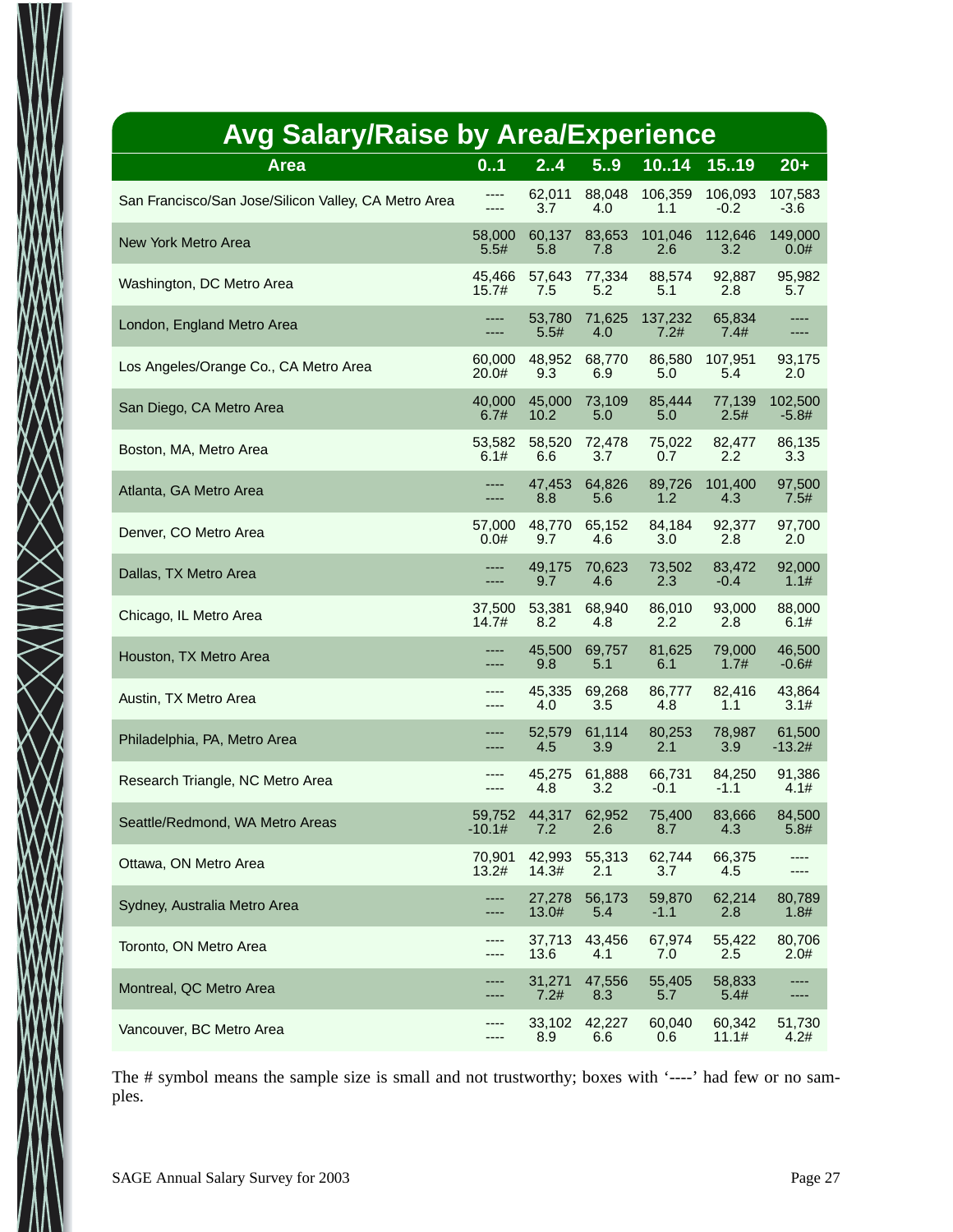## Avg Salary/Raise by Area/Experience

| Area | 0..1 | 2..4 | 5..9 | 10..14 | 15..19 | 20+ |
|---|---|---|---|---|---|---|
| San Francisco/San Jose/Silicon Valley, CA Metro Area | ----<br>---- | 62,011<br>3.7 | 88,048<br>4.0 | 106,359<br>1.1 | 106,093<br>-0.2 | 107,583<br>-3.6 |
| New York Metro Area | 58,000<br>5.5# | 60,137<br>5.8 | 83,653<br>7.8 | 101,046<br>2.6 | 112,646<br>3.2 | 149,000<br>0.0# |
| Washington, DC Metro Area | 45,466<br>15.7# | 57,643<br>7.5 | 77,334<br>5.2 | 88,574<br>5.1 | 92,887<br>2.8 | 95,982<br>5.7 |
| London, England Metro Area | ----<br>---- | 53,780<br>5.5# | 71,625<br>4.0 | 137,232<br>7.2# | 65,834<br>7.4# | ----<br>---- |
| Los Angeles/Orange Co., CA Metro Area | 60,000<br>20.0# | 48,952<br>9.3 | 68,770<br>6.9 | 86,580<br>5.0 | 107,951<br>5.4 | 93,175<br>2.0 |
| San Diego, CA Metro Area | 40,000<br>6.7# | 45,000<br>10.2 | 73,109<br>5.0 | 85,444<br>5.0 | 77,139<br>2.5# | 102,500<br>-5.8# |
| Boston, MA, Metro Area | 53,582<br>6.1# | 58,520<br>6.6 | 72,478<br>3.7 | 75,022<br>0.7 | 82,477<br>2.2 | 86,135<br>3.3 |
| Atlanta, GA Metro Area | ----<br>---- | 47,453<br>8.8 | 64,826<br>5.6 | 89,726<br>1.2 | 101,400<br>4.3 | 97,500<br>7.5# |
| Denver, CO Metro Area | 57,000<br>0.0# | 48,770<br>9.7 | 65,152<br>4.6 | 84,184<br>3.0 | 92,377<br>2.8 | 97,700<br>2.0 |
| Dallas, TX Metro Area | ----<br>---- | 49,175<br>9.7 | 70,623<br>4.6 | 73,502<br>2.3 | 83,472<br>-0.4 | 92,000<br>1.1# |
| Chicago, IL Metro Area | 37,500<br>14.7# | 53,381<br>8.2 | 68,940<br>4.8 | 86,010<br>2.2 | 93,000<br>2.8 | 88,000<br>6.1# |
| Houston, TX Metro Area | ----<br>---- | 45,500<br>9.8 | 69,757<br>5.1 | 81,625<br>6.1 | 79,000<br>1.7# | 46,500<br>-0.6# |
| Austin, TX Metro Area | ----<br>---- | 45,335<br>4.0 | 69,268<br>3.5 | 86,777<br>4.8 | 82,416<br>1.1 | 43,864<br>3.1# |
| Philadelphia, PA, Metro Area | ----<br>---- | 52,579<br>4.5 | 61,114<br>3.9 | 80,253<br>2.1 | 78,987<br>3.9 | 61,500<br>-13.2# |
| Research Triangle, NC Metro Area | ----<br>---- | 45,275<br>4.8 | 61,888<br>3.2 | 66,731<br>-0.1 | 84,250<br>-1.1 | 91,386<br>4.1# |
| Seattle/Redmond, WA Metro Areas | 59,752<br>-10.1# | 44,317<br>7.2 | 62,952<br>2.6 | 75,400<br>8.7 | 83,666<br>4.3 | 84,500<br>5.8# |
| Ottawa, ON Metro Area | 70,901<br>13.2# | 42,993<br>14.3# | 55,313<br>2.1 | 62,744<br>3.7 | 66,375<br>4.5 | ----<br>---- |
| Sydney, Australia Metro Area | ----<br>---- | 27,278<br>13.0# | 56,173<br>5.4 | 59,870<br>-1.1 | 62,214<br>2.8 | 80,789<br>1.8# |
| Toronto, ON Metro Area | ----<br>---- | 37,713<br>13.6 | 43,456<br>4.1 | 67,974<br>7.0 | 55,422<br>2.5 | 80,706<br>2.0# |
| Montreal, QC Metro Area | ----<br>---- | 31,271<br>7.2# | 47,556<br>8.3 | 55,405<br>5.7 | 58,833<br>5.4# | ----<br>---- |
| Vancouver, BC Metro Area | ----<br>---- | 33,102<br>8.9 | 42,227<br>6.6 | 60,040<br>0.6 | 60,342<br>11.1# | 51,730<br>4.2# |

The # symbol means the sample size is small and not trustworthy; boxes with '----' had few or no samples.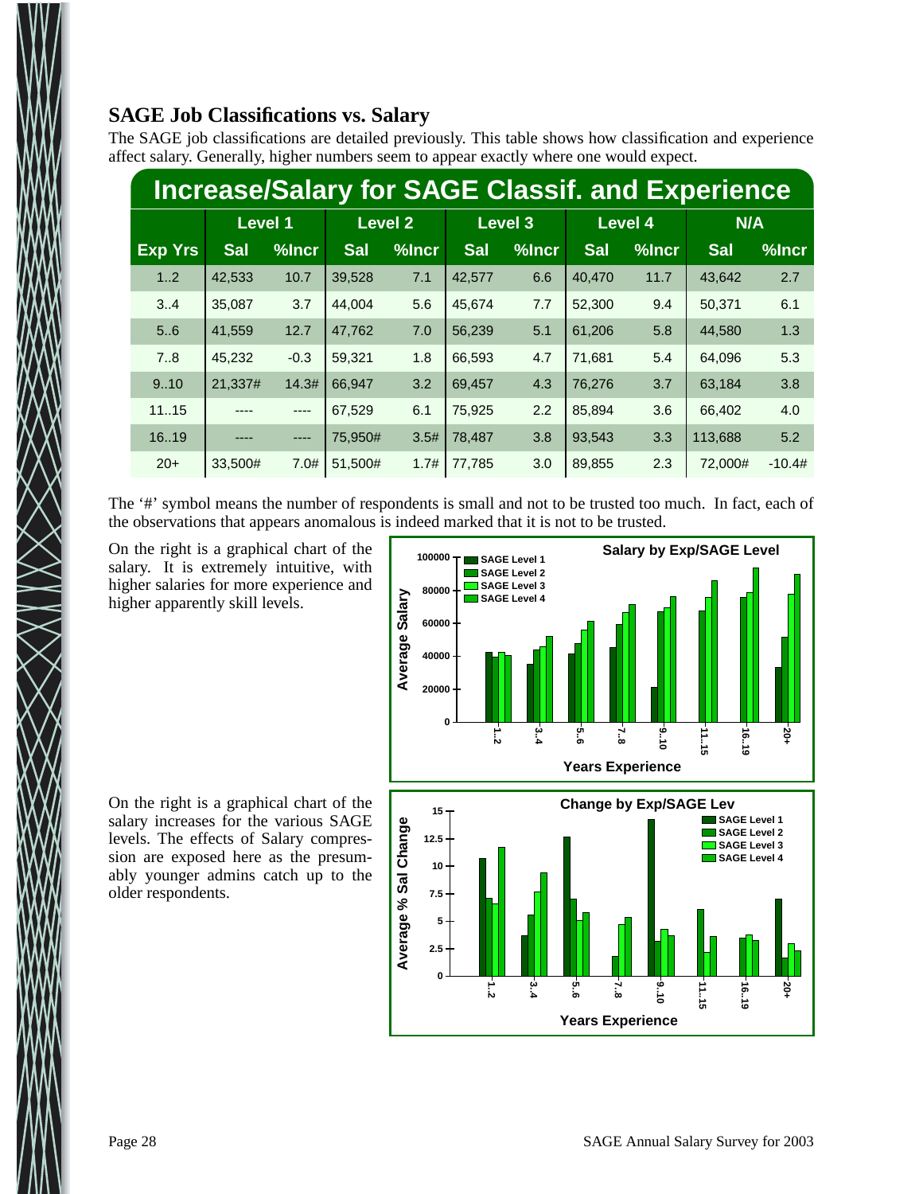## SAGE Job Classifications vs. Salary

The SAGE job classifications are detailed previously. This table shows how classification and experience affect salary. Generally, higher numbers seem to appear exactly where one would expect.

**Increase/Salary for SAGE Classif. and Experience**

| | Level 1 | | Level 2 | | Level 3 | | Level 4 | | N/A | |
|---|---|---|---|---|---|---|---|---|---|---|
| Exp Yrs | Sal | %Incr | Sal | %Incr | Sal | %Incr | Sal | %Incr | Sal | %Incr |
| 1..2 | 42,533 | 10.7 | 39,528 | 7.1 | 42,577 | 6.6 | 40,470 | 11.7 | 43,642 | 2.7 |
| 3..4 | 35,087 | 3.7 | 44,004 | 5.6 | 45,674 | 7.7 | 52,300 | 9.4 | 50,371 | 6.1 |
| 5..6 | 41,559 | 12.7 | 47,762 | 7.0 | 56,239 | 5.1 | 61,206 | 5.8 | 44,580 | 1.3 |
| 7..8 | 45,232 | -0.3 | 59,321 | 1.8 | 66,593 | 4.7 | 71,681 | 5.4 | 64,096 | 5.3 |
| 9..10 | 21,337# | 14.3# | 66,947 | 3.2 | 69,457 | 4.3 | 76,276 | 3.7 | 63,184 | 3.8 |
| 11..15 | ---- | ---- | 67,529 | 6.1 | 75,925 | 2.2 | 85,894 | 3.6 | 66,402 | 4.0 |
| 16..19 | ---- | ---- | 75,950# | 3.5# | 78,487 | 3.8 | 93,543 | 3.3 | 113,688 | 5.2 |
| 20+ | 33,500# | 7.0# | 51,500# | 1.7# | 77,785 | 3.0 | 89,855 | 2.3 | 72,000# | -10.4# |

The '#' symbol means the number of respondents is small and not to be trusted too much. In fact, each of the observations that appears anomalous is indeed marked that it is not to be trusted.

On the right is a graphical chart of the salary. It is extremely intuitive, with higher salaries for more experience and higher apparently skill levels.

On the right is a graphical chart of the salary increases for the various SAGE levels. The effects of Salary compression are exposed here as the presumably younger admins catch up to the older respondents.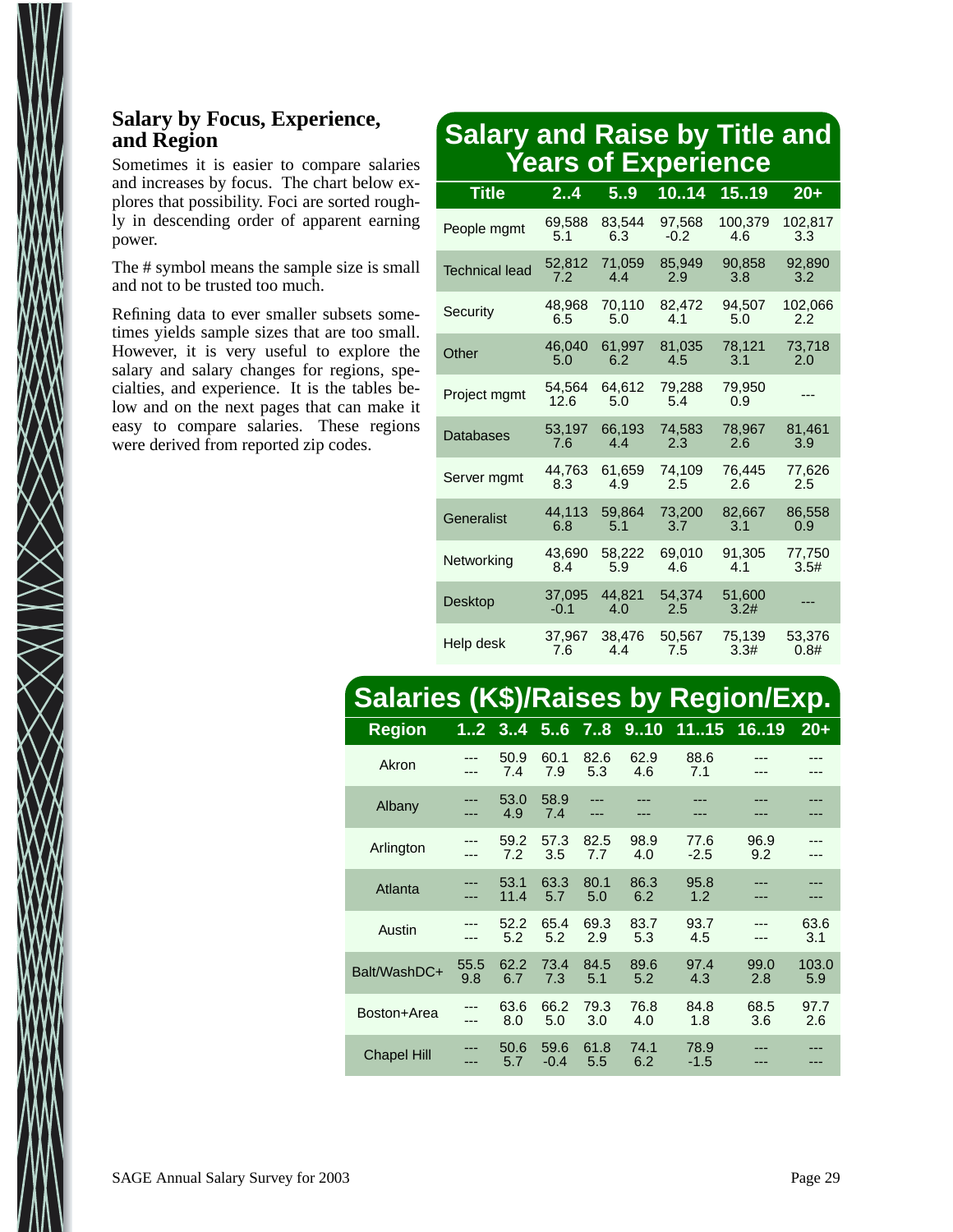### Salary by Focus, Experience, and Region

Sometimes it is easier to compare salaries and increases by focus. The chart below explores that possibility. Foci are sorted roughly in descending order of apparent earning power.

The # symbol means the sample size is small and not to be trusted too much.

Refining data to ever smaller subsets sometimes yields sample sizes that are too small. However, it is very useful to explore the salary and salary changes for regions, specialties, and experience. It is the tables below and on the next pages that can make it easy to compare salaries. These regions were derived from reported zip codes.

## Salary and Raise by Title and Years of Experience

| Title | 2..4 | 5..9 | 10..14 | 15..19 | 20+ |
|---|---|---|---|---|---|
| People mgmt | 69,588 5.1 | 83,544 6.3 | 97,568 -0.2 | 100,379 4.6 | 102,817 3.3 |
| Technical lead | 52,812 7.2 | 71,059 4.4 | 85,949 2.9 | 90,858 3.8 | 92,890 3.2 |
| Security | 48,968 6.5 | 70,110 5.0 | 82,472 4.1 | 94,507 5.0 | 102,066 2.2 |
| Other | 46,040 5.0 | 61,997 6.2 | 81,035 4.5 | 78,121 3.1 | 73,718 2.0 |
| Project mgmt | 54,564 12.6 | 64,612 5.0 | 79,288 5.4 | 79,950 0.9 | --- |
| Databases | 53,197 7.6 | 66,193 4.4 | 74,583 2.3 | 78,967 2.6 | 81,461 3.9 |
| Server mgmt | 44,763 8.3 | 61,659 4.9 | 74,109 2.5 | 76,445 2.6 | 77,626 2.5 |
| Generalist | 44,113 6.8 | 59,864 5.1 | 73,200 3.7 | 82,667 3.1 | 86,558 0.9 |
| Networking | 43,690 8.4 | 58,222 5.9 | 69,010 4.6 | 91,305 4.1 | 77,750 3.5# |
| Desktop | 37,095 -0.1 | 44,821 4.0 | 54,374 2.5 | 51,600 3.2# | --- |
| Help desk | 37,967 7.6 | 38,476 4.4 | 50,567 7.5 | 75,139 3.3# | 53,376 0.8# |

## Salaries (K$)/Raises by Region/Exp.

| Region | 1..2 | 3..4 | 5..6 | 7..8 | 9..10 | 11..15 | 16..19 | 20+ |
|---|---|---|---|---|---|---|---|---|
| Akron | --- --- | 50.9 7.4 | 60.1 7.9 | 82.6 5.3 | 62.9 4.6 | 88.6 7.1 | --- --- | --- --- |
| Albany | --- --- | 53.0 4.9 | 58.9 7.4 | --- --- | --- --- | --- --- | --- --- | --- --- |
| Arlington | --- --- | 59.2 7.2 | 57.3 3.5 | 82.5 7.7 | 98.9 4.0 | 77.6 -2.5 | 96.9 9.2 | --- --- |
| Atlanta | --- --- | 53.1 11.4 | 63.3 5.7 | 80.1 5.0 | 86.3 6.2 | 95.8 1.2 | --- --- | --- --- |
| Austin | --- --- | 52.2 5.2 | 65.4 5.2 | 69.3 2.9 | 83.7 5.3 | 93.7 4.5 | --- --- | 63.6 3.1 |
| Balt/WashDC+ | 55.5 9.8 | 62.2 6.7 | 73.4 7.3 | 84.5 5.1 | 89.6 5.2 | 97.4 4.3 | 99.0 2.8 | 103.0 5.9 |
| Boston+Area | --- --- | 63.6 8.0 | 66.2 5.0 | 79.3 3.0 | 76.8 4.0 | 84.8 1.8 | 68.5 3.6 | 97.7 2.6 |
| Chapel Hill | --- --- | 50.6 5.7 | 59.6 -0.4 | 61.8 5.5 | 74.1 6.2 | 78.9 -1.5 | --- --- | --- --- |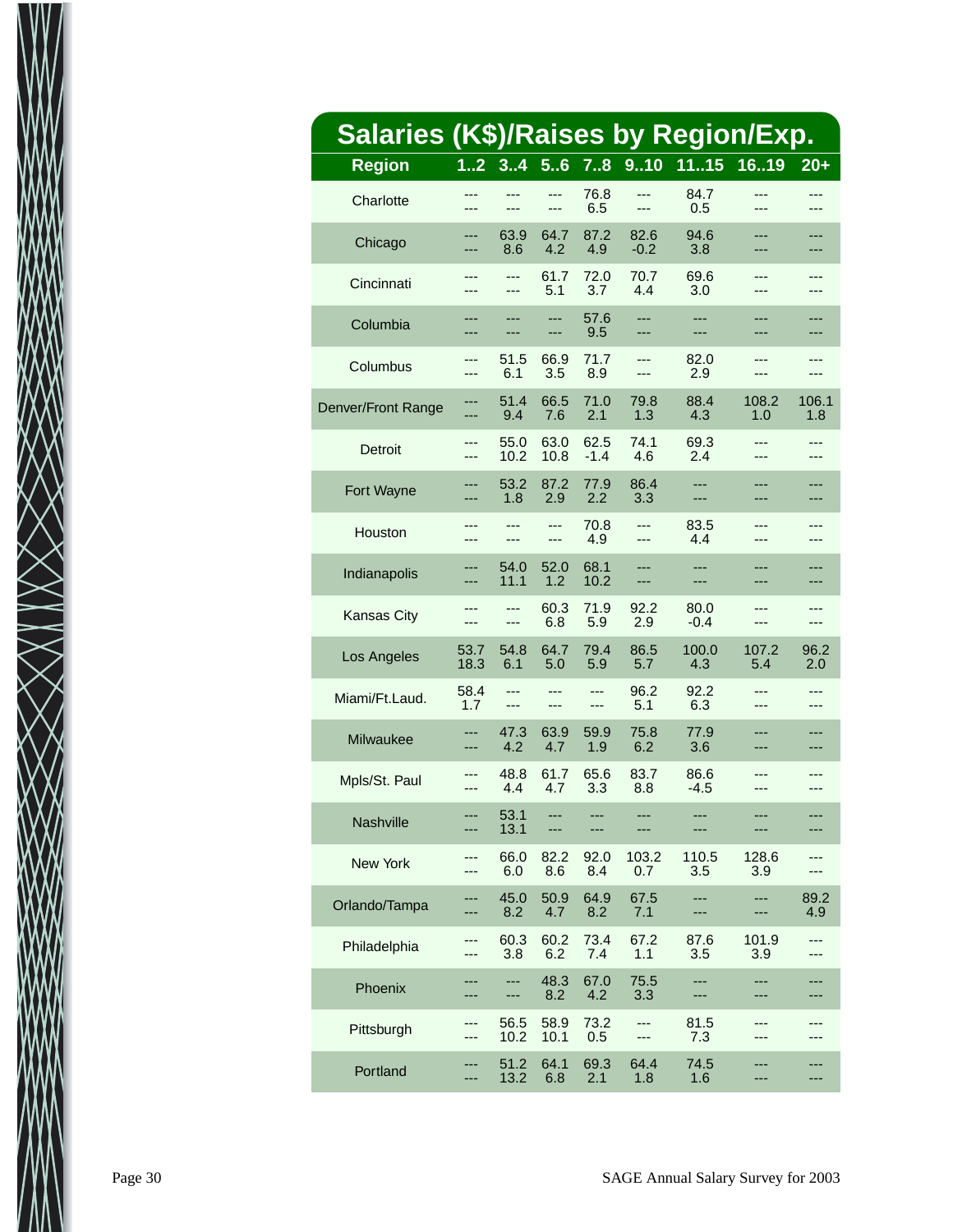## Salaries (K$)/Raises by Region/Exp.

| Region | 1..2 | 3..4 | 5..6 | 7..8 | 9..10 | 11..15 | 16..19 | 20+ |
|---|---|---|---|---|---|---|---|---|
| Charlotte | ---<br>--- | ---<br>--- | ---<br>--- | 76.8<br>6.5 | ---<br>--- | 84.7<br>0.5 | ---<br>--- | ---<br>--- |
| Chicago | ---<br>--- | 63.9<br>8.6 | 64.7<br>4.2 | 87.2<br>4.9 | 82.6<br>-0.2 | 94.6<br>3.8 | ---<br>--- | ---<br>--- |
| Cincinnati | ---<br>--- | ---<br>--- | 61.7<br>5.1 | 72.0<br>3.7 | 70.7<br>4.4 | 69.6<br>3.0 | ---<br>--- | ---<br>--- |
| Columbia | ---<br>--- | ---<br>--- | ---<br>--- | 57.6<br>9.5 | ---<br>--- | ---<br>--- | ---<br>--- | ---<br>--- |
| Columbus | ---<br>--- | 51.5<br>6.1 | 66.9<br>3.5 | 71.7<br>8.9 | ---<br>--- | 82.0<br>2.9 | ---<br>--- | ---<br>--- |
| Denver/Front Range | ---<br>--- | 51.4<br>9.4 | 66.5<br>7.6 | 71.0<br>2.1 | 79.8<br>1.3 | 88.4<br>4.3 | 108.2<br>1.0 | 106.1<br>1.8 |
| Detroit | ---<br>--- | 55.0<br>10.2 | 63.0<br>10.8 | 62.5<br>-1.4 | 74.1<br>4.6 | 69.3<br>2.4 | ---<br>--- | ---<br>--- |
| Fort Wayne | ---<br>--- | 53.2<br>1.8 | 87.2<br>2.9 | 77.9<br>2.2 | 86.4<br>3.3 | ---<br>--- | ---<br>--- | ---<br>--- |
| Houston | ---<br>--- | ---<br>--- | ---<br>--- | 70.8<br>4.9 | ---<br>--- | 83.5<br>4.4 | ---<br>--- | ---<br>--- |
| Indianapolis | ---<br>--- | 54.0<br>11.1 | 52.0<br>1.2 | 68.1<br>10.2 | ---<br>--- | ---<br>--- | ---<br>--- | ---<br>--- |
| Kansas City | ---<br>--- | ---<br>--- | 60.3<br>6.8 | 71.9<br>5.9 | 92.2<br>2.9 | 80.0<br>-0.4 | ---<br>--- | ---<br>--- |
| Los Angeles | 53.7<br>18.3 | 54.8<br>6.1 | 64.7<br>5.0 | 79.4<br>5.9 | 86.5<br>5.7 | 100.0<br>4.3 | 107.2<br>5.4 | 96.2<br>2.0 |
| Miami/Ft.Laud. | 58.4<br>1.7 | ---<br>--- | ---<br>--- | ---<br>--- | 96.2<br>5.1 | 92.2<br>6.3 | ---<br>--- | ---<br>--- |
| Milwaukee | ---<br>--- | 47.3<br>4.2 | 63.9<br>4.7 | 59.9<br>1.9 | 75.8<br>6.2 | 77.9<br>3.6 | ---<br>--- | ---<br>--- |
| Mpls/St. Paul | ---<br>--- | 48.8<br>4.4 | 61.7<br>4.7 | 65.6<br>3.3 | 83.7<br>8.8 | 86.6<br>-4.5 | ---<br>--- | ---<br>--- |
| Nashville | ---<br>--- | 53.1<br>13.1 | ---<br>--- | ---<br>--- | ---<br>--- | ---<br>--- | ---<br>--- | ---<br>--- |
| New York | ---<br>--- | 66.0<br>6.0 | 82.2<br>8.6 | 92.0<br>8.4 | 103.2<br>0.7 | 110.5<br>3.5 | 128.6<br>3.9 | ---<br>--- |
| Orlando/Tampa | ---<br>--- | 45.0<br>8.2 | 50.9<br>4.7 | 64.9<br>8.2 | 67.5<br>7.1 | ---<br>--- | ---<br>--- | 89.2<br>4.9 |
| Philadelphia | ---<br>--- | 60.3<br>3.8 | 60.2<br>6.2 | 73.4<br>7.4 | 67.2<br>1.1 | 87.6<br>3.5 | 101.9<br>3.9 | ---<br>--- |
| Phoenix | ---<br>--- | ---<br>--- | 48.3<br>8.2 | 67.0<br>4.2 | 75.5<br>3.3 | ---<br>--- | ---<br>--- | ---<br>--- |
| Pittsburgh | ---<br>--- | 56.5<br>10.2 | 58.9<br>10.1 | 73.2<br>0.5 | ---<br>--- | 81.5<br>7.3 | ---<br>--- | ---<br>--- |
| Portland | ---<br>--- | 51.2<br>13.2 | 64.1<br>6.8 | 69.3<br>2.1 | 64.4<br>1.8 | 74.5<br>1.6 | ---<br>--- | ---<br>--- |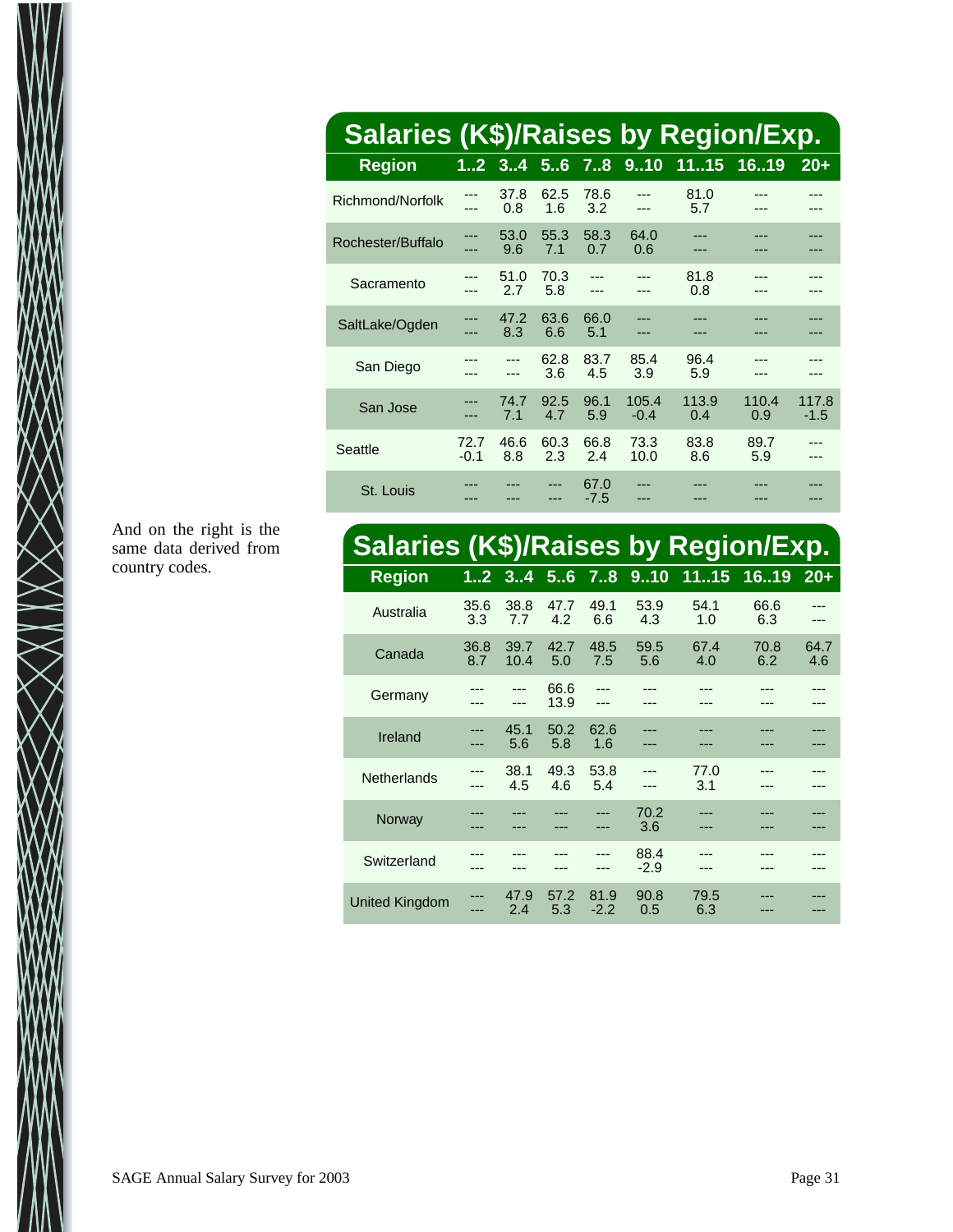## Salaries (K$)/Raises by Region/Exp.

| Region | 1..2 | 3..4 | 5..6 | 7..8 | 9..10 | 11..15 | 16..19 | 20+ |
|---|---|---|---|---|---|---|---|---|
| Richmond/Norfolk | --- --- | 37.8 0.8 | 62.5 1.6 | 78.6 3.2 | --- --- | 81.0 5.7 | --- --- | --- --- |
| Rochester/Buffalo | --- --- | 53.0 9.6 | 55.3 7.1 | 58.3 0.7 | 64.0 0.6 | --- --- | --- --- | --- --- |
| Sacramento | --- --- | 51.0 2.7 | 70.3 5.8 | --- --- | --- --- | 81.8 0.8 | --- --- | --- --- |
| SaltLake/Ogden | --- --- | 47.2 8.3 | 63.6 6.6 | 66.0 5.1 | --- --- | --- --- | --- --- | --- --- |
| San Diego | --- --- | --- --- | 62.8 3.6 | 83.7 4.5 | 85.4 3.9 | 96.4 5.9 | --- --- | --- --- |
| San Jose | --- --- | 74.7 7.1 | 92.5 4.7 | 96.1 5.9 | 105.4 -0.4 | 113.9 0.4 | 110.4 0.9 | 117.8 -1.5 |
| Seattle | 72.7 -0.1 | 46.6 8.8 | 60.3 2.3 | 66.8 2.4 | 73.3 10.0 | 83.8 8.6 | 89.7 5.9 | --- --- |
| St. Louis | --- --- | --- --- | --- --- | 67.0 -7.5 | --- --- | --- --- | --- --- | --- --- |

And on the right is the same data derived from country codes.

## Salaries (K$)/Raises by Region/Exp.

| Region | 1..2 | 3..4 | 5..6 | 7..8 | 9..10 | 11..15 | 16..19 | 20+ |
|---|---|---|---|---|---|---|---|---|
| Australia | 35.6 3.3 | 38.8 7.7 | 47.7 4.2 | 49.1 6.6 | 53.9 4.3 | 54.1 1.0 | 66.6 6.3 | --- --- |
| Canada | 36.8 8.7 | 39.7 10.4 | 42.7 5.0 | 48.5 7.5 | 59.5 5.6 | 67.4 4.0 | 70.8 6.2 | 64.7 4.6 |
| Germany | --- --- | --- --- | 66.6 13.9 | --- --- | --- --- | --- --- | --- --- | --- --- |
| Ireland | --- --- | 45.1 5.6 | 50.2 5.8 | 62.6 1.6 | --- --- | --- --- | --- --- | --- --- |
| Netherlands | --- --- | 38.1 4.5 | 49.3 4.6 | 53.8 5.4 | --- --- | 77.0 3.1 | --- --- | --- --- |
| Norway | --- --- | --- --- | --- --- | --- --- | 70.2 3.6 | --- --- | --- --- | --- --- |
| Switzerland | --- --- | --- --- | --- --- | --- --- | 88.4 -2.9 | --- --- | --- --- | --- --- |
| United Kingdom | --- --- | 47.9 2.4 | 57.2 5.3 | 81.9 -2.2 | 90.8 0.5 | 79.5 6.3 | --- --- | --- --- |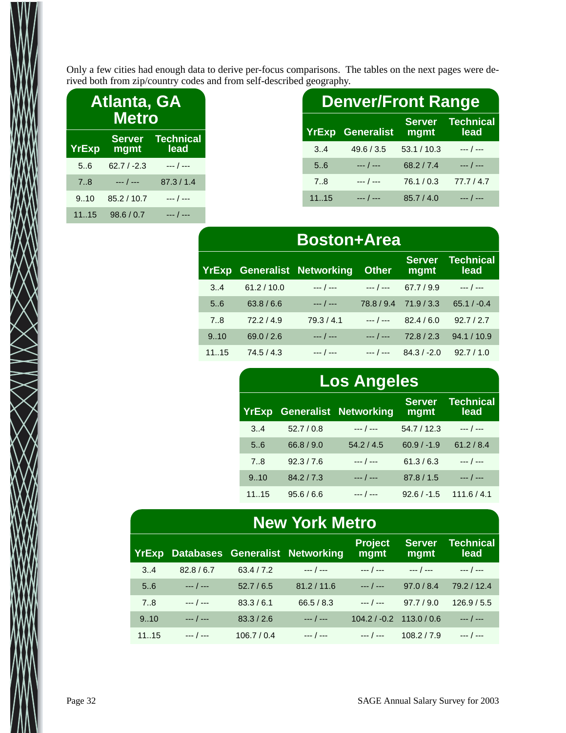Only a few cities had enough data to derive per-focus comparisons. The tables on the next pages were derived both from zip/country codes and from self-described geography.

## Atlanta, GA Metro

| YrExp | Server mgmt | Technical lead |
|---|---|---|
| 5..6 | 62.7 / -2.3 | --- / --- |
| 7..8 | --- / --- | 87.3 / 1.4 |
| 9..10 | 85.2 / 10.7 | --- / --- |
| 11..15 | 98.6 / 0.7 | --- / --- |

## Denver/Front Range

| YrExp | Generalist | Server mgmt | Technical lead |
|---|---|---|---|
| 3..4 | 49.6 / 3.5 | 53.1 / 10.3 | --- / --- |
| 5..6 | --- / --- | 68.2 / 7.4 | --- / --- |
| 7..8 | --- / --- | 76.1 / 0.3 | 77.7 / 4.7 |
| 11..15 | --- / --- | 85.7 / 4.0 | --- / --- |

## Boston+Area

| YrExp | Generalist | Networking | Other | Server mgmt | Technical lead |
|---|---|---|---|---|---|
| 3..4 | 61.2 / 10.0 | --- / --- | --- / --- | 67.7 / 9.9 | --- / --- |
| 5..6 | 63.8 / 6.6 | --- / --- | 78.8 / 9.4 | 71.9 / 3.3 | 65.1 / -0.4 |
| 7..8 | 72.2 / 4.9 | 79.3 / 4.1 | --- / --- | 82.4 / 6.0 | 92.7 / 2.7 |
| 9..10 | 69.0 / 2.6 | --- / --- | --- / --- | 72.8 / 2.3 | 94.1 / 10.9 |
| 11..15 | 74.5 / 4.3 | --- / --- | --- / --- | 84.3 / -2.0 | 92.7 / 1.0 |

## Los Angeles

| YrExp | Generalist | Networking | Server mgmt | Technical lead |
|---|---|---|---|---|
| 3..4 | 52.7 / 0.8 | --- / --- | 54.7 / 12.3 | --- / --- |
| 5..6 | 66.8 / 9.0 | 54.2 / 4.5 | 60.9 / -1.9 | 61.2 / 8.4 |
| 7..8 | 92.3 / 7.6 | --- / --- | 61.3 / 6.3 | --- / --- |
| 9..10 | 84.2 / 7.3 | --- / --- | 87.8 / 1.5 | --- / --- |
| 11..15 | 95.6 / 6.6 | --- / --- | 92.6 / -1.5 | 111.6 / 4.1 |

## New York Metro

| YrExp | Databases | Generalist | Networking | Project mgmt | Server mgmt | Technical lead |
|---|---|---|---|---|---|---|
| 3..4 | 82.8 / 6.7 | 63.4 / 7.2 | --- / --- | --- / --- | --- / --- | --- / --- |
| 5..6 | --- / --- | 52.7 / 6.5 | 81.2 / 11.6 | --- / --- | 97.0 / 8.4 | 79.2 / 12.4 |
| 7..8 | --- / --- | 83.3 / 6.1 | 66.5 / 8.3 | --- / --- | 97.7 / 9.0 | 126.9 / 5.5 |
| 9..10 | --- / --- | 83.3 / 2.6 | --- / --- | 104.2 / -0.2 | 113.0 / 0.6 | --- / --- |
| 11..15 | --- / --- | 106.7 / 0.4 | --- / --- | --- / --- | 108.2 / 7.9 | --- / --- |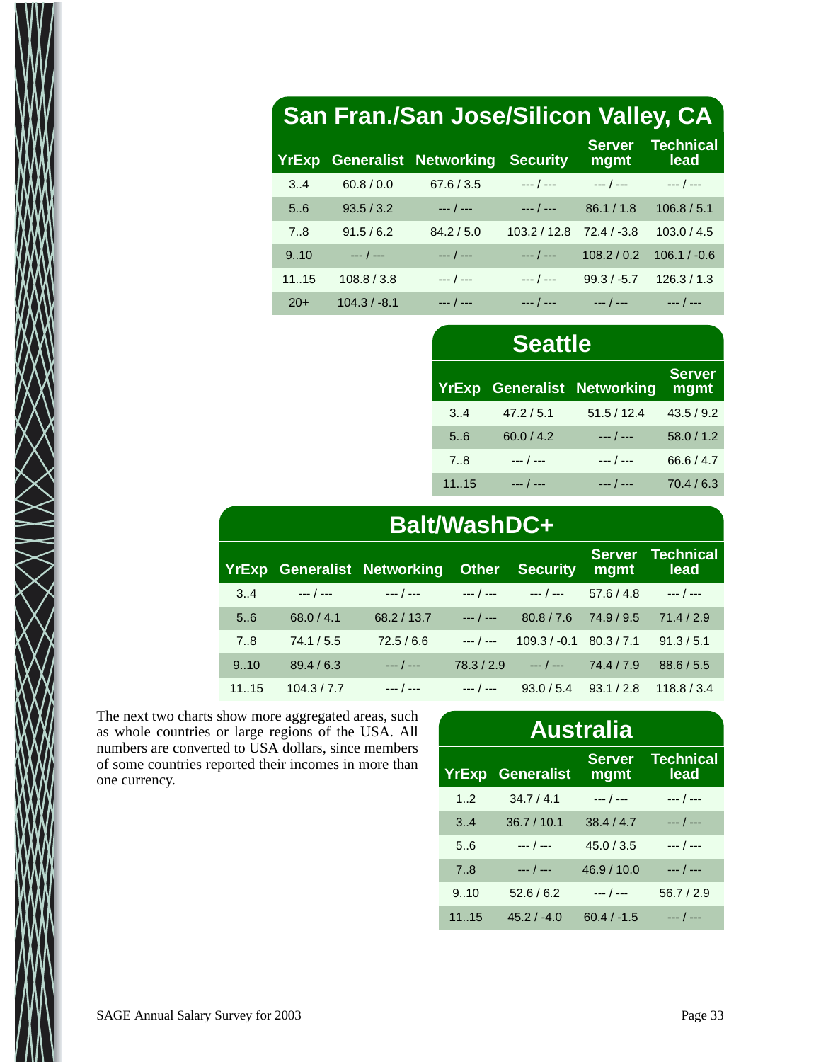## San Fran./San Jose/Silicon Valley, CA

| YrExp | Generalist | Networking | Security | Server mgmt | Technical lead |
|---|---|---|---|---|---|
| 3..4 | 60.8 / 0.0 | 67.6 / 3.5 | --- / --- | --- / --- | --- / --- |
| 5..6 | 93.5 / 3.2 | --- / --- | --- / --- | 86.1 / 1.8 | 106.8 / 5.1 |
| 7..8 | 91.5 / 6.2 | 84.2 / 5.0 | 103.2 / 12.8 | 72.4 / -3.8 | 103.0 / 4.5 |
| 9..10 | --- / --- | --- / --- | --- / --- | 108.2 / 0.2 | 106.1 / -0.6 |
| 11..15 | 108.8 / 3.8 | --- / --- | --- / --- | 99.3 / -5.7 | 126.3 / 1.3 |
| 20+ | 104.3 / -8.1 | --- / --- | --- / --- | --- / --- | --- / --- |

## Seattle

| YrExp | Generalist | Networking | Server mgmt |
|---|---|---|---|
| 3..4 | 47.2 / 5.1 | 51.5 / 12.4 | 43.5 / 9.2 |
| 5..6 | 60.0 / 4.2 | --- / --- | 58.0 / 1.2 |
| 7..8 | --- / --- | --- / --- | 66.6 / 4.7 |
| 11..15 | --- / --- | --- / --- | 70.4 / 6.3 |

## Balt/WashDC+

| YrExp | Generalist | Networking | Other | Security | Server mgmt | Technical lead |
|---|---|---|---|---|---|---|
| 3..4 | --- / --- | --- / --- | --- / --- | --- / --- | 57.6 / 4.8 | --- / --- |
| 5..6 | 68.0 / 4.1 | 68.2 / 13.7 | --- / --- | 80.8 / 7.6 | 74.9 / 9.5 | 71.4 / 2.9 |
| 7..8 | 74.1 / 5.5 | 72.5 / 6.6 | --- / --- | 109.3 / -0.1 | 80.3 / 7.1 | 91.3 / 5.1 |
| 9..10 | 89.4 / 6.3 | --- / --- | 78.3 / 2.9 | --- / --- | 74.4 / 7.9 | 88.6 / 5.5 |
| 11..15 | 104.3 / 7.7 | --- / --- | --- / --- | 93.0 / 5.4 | 93.1 / 2.8 | 118.8 / 3.4 |

The next two charts show more aggregated areas, such as whole countries or large regions of the USA. All numbers are converted to USA dollars, since members of some countries reported their incomes in more than one currency.

## Australia

| YrExp | Generalist | Server mgmt | Technical lead |
|---|---|---|---|
| 1..2 | 34.7 / 4.1 | --- / --- | --- / --- |
| 3..4 | 36.7 / 10.1 | 38.4 / 4.7 | --- / --- |
| 5..6 | --- / --- | 45.0 / 3.5 | --- / --- |
| 7..8 | --- / --- | 46.9 / 10.0 | --- / --- |
| 9..10 | 52.6 / 6.2 | --- / --- | 56.7 / 2.9 |
| 11..15 | 45.2 / -4.0 | 60.4 / -1.5 | --- / --- |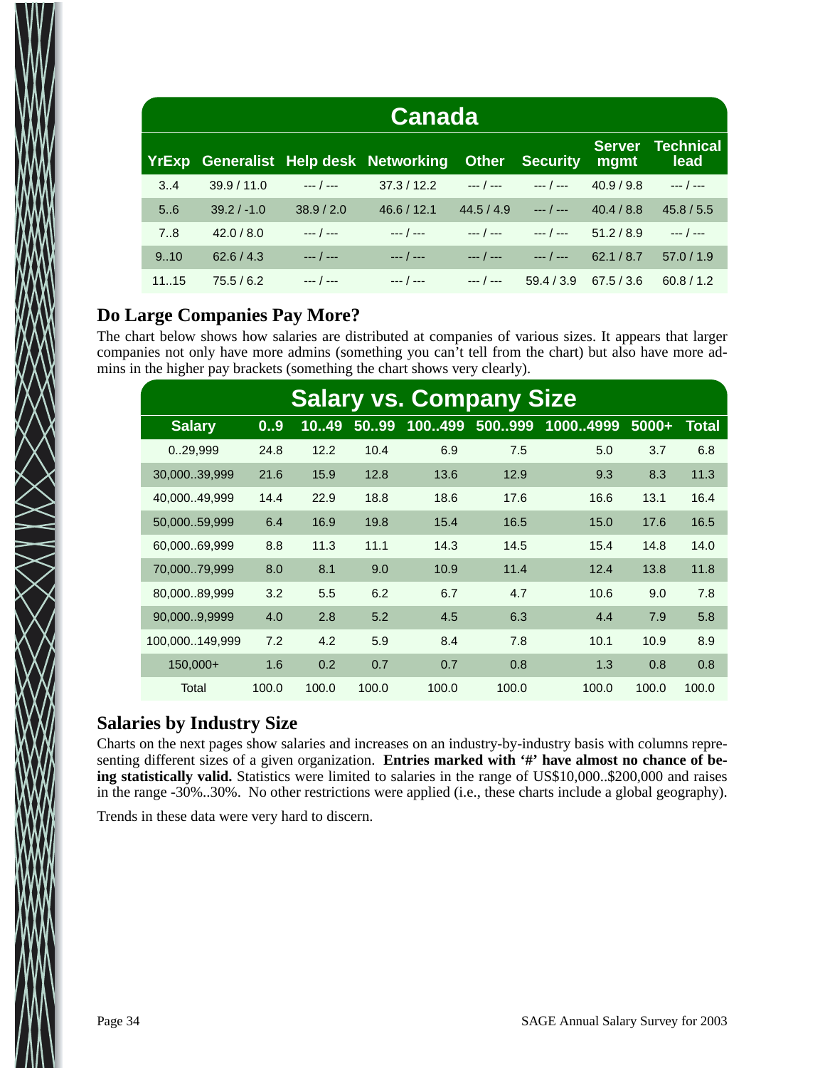| Canada | | | | | | | |
|---|---|---|---|---|---|---|---|
| **YrExp** | **Generalist** | **Help desk** | **Networking** | **Other** | **Security** | **Server mgmt** | **Technical lead** |
| 3..4 | 39.9 / 11.0 | --- / --- | 37.3 / 12.2 | --- / --- | --- / --- | 40.9 / 9.8 | --- / --- |
| 5..6 | 39.2 / -1.0 | 38.9 / 2.0 | 46.6 / 12.1 | 44.5 / 4.9 | --- / --- | 40.4 / 8.8 | 45.8 / 5.5 |
| 7..8 | 42.0 / 8.0 | --- / --- | --- / --- | --- / --- | --- / --- | 51.2 / 8.9 | --- / --- |
| 9..10 | 62.6 / 4.3 | --- / --- | --- / --- | --- / --- | --- / --- | 62.1 / 8.7 | 57.0 / 1.9 |
| 11..15 | 75.5 / 6.2 | --- / --- | --- / --- | --- / --- | 59.4 / 3.9 | 67.5 / 3.6 | 60.8 / 1.2 |

## Do Large Companies Pay More?

The chart below shows how salaries are distributed at companies of various sizes. It appears that larger companies not only have more admins (something you can't tell from the chart) but also have more admins in the higher pay brackets (something the chart shows very clearly).

| Salary vs. Company Size | | | | | | | | |
|---|---|---|---|---|---|---|---|---|
| **Salary** | **0..9** | **10..49** | **50..99** | **100..499** | **500..999** | **1000..4999** | **5000+** | **Total** |
| 0..29,999 | 24.8 | 12.2 | 10.4 | 6.9 | 7.5 | 5.0 | 3.7 | 6.8 |
| 30,000..39,999 | 21.6 | 15.9 | 12.8 | 13.6 | 12.9 | 9.3 | 8.3 | 11.3 |
| 40,000..49,999 | 14.4 | 22.9 | 18.8 | 18.6 | 17.6 | 16.6 | 13.1 | 16.4 |
| 50,000..59,999 | 6.4 | 16.9 | 19.8 | 15.4 | 16.5 | 15.0 | 17.6 | 16.5 |
| 60,000..69,999 | 8.8 | 11.3 | 11.1 | 14.3 | 14.5 | 15.4 | 14.8 | 14.0 |
| 70,000..79,999 | 8.0 | 8.1 | 9.0 | 10.9 | 11.4 | 12.4 | 13.8 | 11.8 |
| 80,000..89,999 | 3.2 | 5.5 | 6.2 | 6.7 | 4.7 | 10.6 | 9.0 | 7.8 |
| 90,000..9,9999 | 4.0 | 2.8 | 5.2 | 4.5 | 6.3 | 4.4 | 7.9 | 5.8 |
| 100,000..149,999 | 7.2 | 4.2 | 5.9 | 8.4 | 7.8 | 10.1 | 10.9 | 8.9 |
| 150,000+ | 1.6 | 0.2 | 0.7 | 0.7 | 0.8 | 1.3 | 0.8 | 0.8 |
| Total | 100.0 | 100.0 | 100.0 | 100.0 | 100.0 | 100.0 | 100.0 | 100.0 |

## Salaries by Industry Size

Charts on the next pages show salaries and increases on an industry-by-industry basis with columns representing different sizes of a given organization. **Entries marked with '#' have almost no chance of being statistically valid.** Statistics were limited to salaries in the range of US$10,000..$200,000 and raises in the range -30%..30%. No other restrictions were applied (i.e., these charts include a global geography).

Trends in these data were very hard to discern.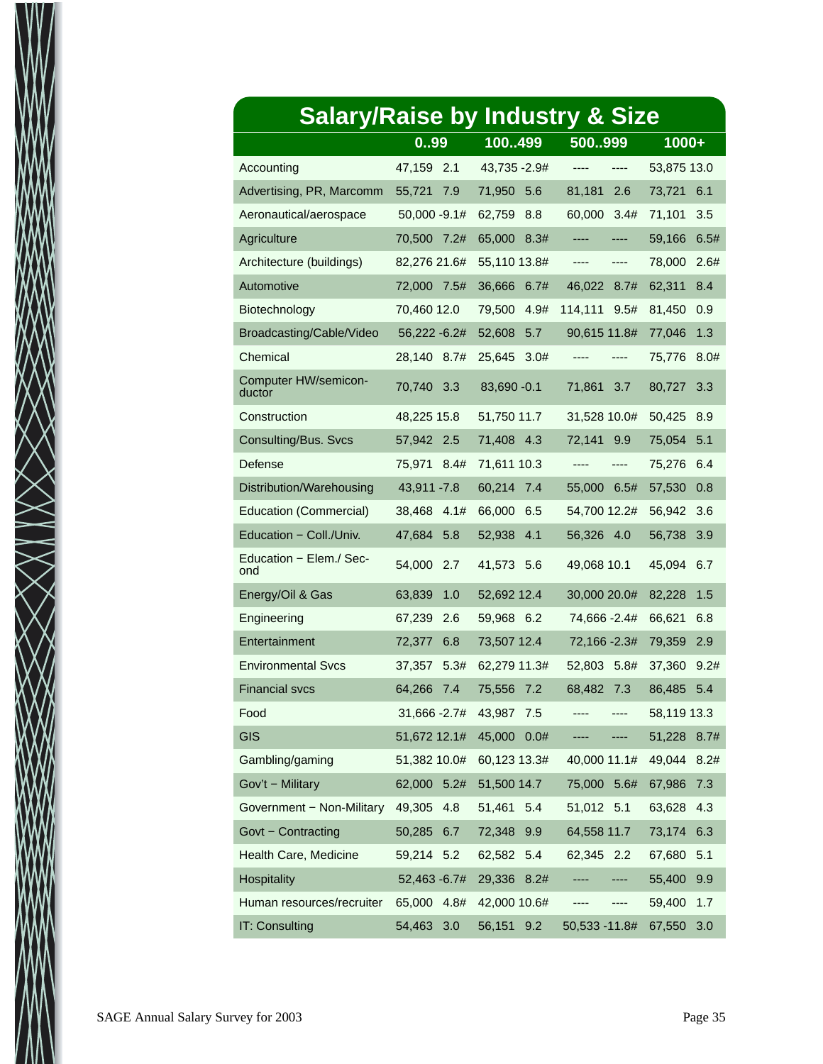## Salary/Raise by Industry & Size

| | 0..99 | | 100..499 | | 500..999 | | 1000+ | |
|---|---|---|---|---|---|---|---|---|
| Accounting | 47,159 | 2.1 | 43,735 | -2.9# | ---- | ---- | 53,875 | 13.0 |
| Advertising, PR, Marcomm | 55,721 | 7.9 | 71,950 | 5.6 | 81,181 | 2.6 | 73,721 | 6.1 |
| Aeronautical/aerospace | 50,000 | -9.1# | 62,759 | 8.8 | 60,000 | 3.4# | 71,101 | 3.5 |
| Agriculture | 70,500 | 7.2# | 65,000 | 8.3# | ---- | ---- | 59,166 | 6.5# |
| Architecture (buildings) | 82,276 | 21.6# | 55,110 | 13.8# | ---- | ---- | 78,000 | 2.6# |
| Automotive | 72,000 | 7.5# | 36,666 | 6.7# | 46,022 | 8.7# | 62,311 | 8.4 |
| Biotechnology | 70,460 | 12.0 | 79,500 | 4.9# | 114,111 | 9.5# | 81,450 | 0.9 |
| Broadcasting/Cable/Video | 56,222 | -6.2# | 52,608 | 5.7 | 90,615 | 11.8# | 77,046 | 1.3 |
| Chemical | 28,140 | 8.7# | 25,645 | 3.0# | ---- | ---- | 75,776 | 8.0# |
| Computer HW/semiconductor | 70,740 | 3.3 | 83,690 | -0.1 | 71,861 | 3.7 | 80,727 | 3.3 |
| Construction | 48,225 | 15.8 | 51,750 | 11.7 | 31,528 | 10.0# | 50,425 | 8.9 |
| Consulting/Bus. Svcs | 57,942 | 2.5 | 71,408 | 4.3 | 72,141 | 9.9 | 75,054 | 5.1 |
| Defense | 75,971 | 8.4# | 71,611 | 10.3 | ---- | ---- | 75,276 | 6.4 |
| Distribution/Warehousing | 43,911 | -7.8 | 60,214 | 7.4 | 55,000 | 6.5# | 57,530 | 0.8 |
| Education (Commercial) | 38,468 | 4.1# | 66,000 | 6.5 | 54,700 | 12.2# | 56,942 | 3.6 |
| Education − Coll./Univ. | 47,684 | 5.8 | 52,938 | 4.1 | 56,326 | 4.0 | 56,738 | 3.9 |
| Education − Elem./Second | 54,000 | 2.7 | 41,573 | 5.6 | 49,068 | 10.1 | 45,094 | 6.7 |
| Energy/Oil & Gas | 63,839 | 1.0 | 52,692 | 12.4 | 30,000 | 20.0# | 82,228 | 1.5 |
| Engineering | 67,239 | 2.6 | 59,968 | 6.2 | 74,666 | -2.4# | 66,621 | 6.8 |
| Entertainment | 72,377 | 6.8 | 73,507 | 12.4 | 72,166 | -2.3# | 79,359 | 2.9 |
| Environmental Svcs | 37,357 | 5.3# | 62,279 | 11.3# | 52,803 | 5.8# | 37,360 | 9.2# |
| Financial svcs | 64,266 | 7.4 | 75,556 | 7.2 | 68,482 | 7.3 | 86,485 | 5.4 |
| Food | 31,666 | -2.7# | 43,987 | 7.5 | ---- | ---- | 58,119 | 13.3 |
| GIS | 51,672 | 12.1# | 45,000 | 0.0# | ---- | ---- | 51,228 | 8.7# |
| Gambling/gaming | 51,382 | 10.0# | 60,123 | 13.3# | 40,000 | 11.1# | 49,044 | 8.2# |
| Gov't − Military | 62,000 | 5.2# | 51,500 | 14.7 | 75,000 | 5.6# | 67,986 | 7.3 |
| Government − Non-Military | 49,305 | 4.8 | 51,461 | 5.4 | 51,012 | 5.1 | 63,628 | 4.3 |
| Govt − Contracting | 50,285 | 6.7 | 72,348 | 9.9 | 64,558 | 11.7 | 73,174 | 6.3 |
| Health Care, Medicine | 59,214 | 5.2 | 62,582 | 5.4 | 62,345 | 2.2 | 67,680 | 5.1 |
| Hospitality | 52,463 | -6.7# | 29,336 | 8.2# | ---- | ---- | 55,400 | 9.9 |
| Human resources/recruiter | 65,000 | 4.8# | 42,000 | 10.6# | ---- | ---- | 59,400 | 1.7 |
| IT: Consulting | 54,463 | 3.0 | 56,151 | 9.2 | 50,533 | -11.8# | 67,550 | 3.0 |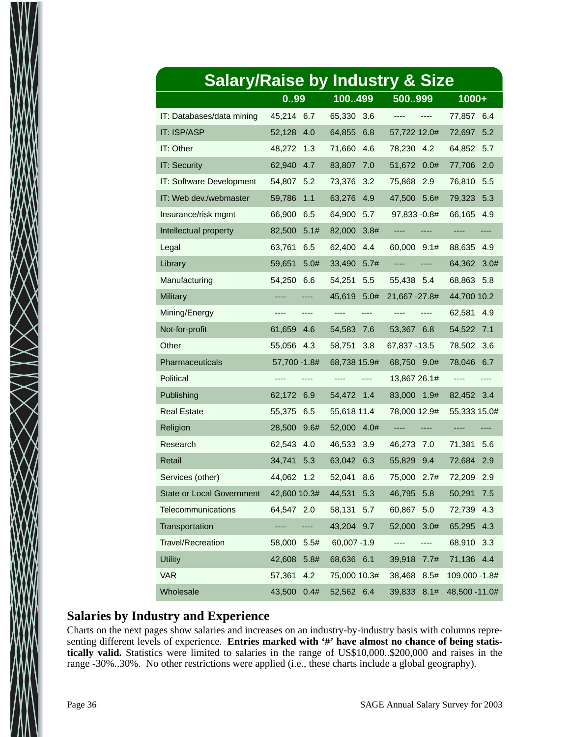## Salary/Raise by Industry & Size

| | 0..99 | | 100..499 | | 500..999 | | 1000+ | |
|---|---|---|---|---|---|---|---|---|
| IT: Databases/data mining | 45,214 | 6.7 | 65,330 | 3.6 | ---- | ---- | 77,857 | 6.4 |
| IT: ISP/ASP | 52,128 | 4.0 | 64,855 | 6.8 | 57,722 | 12.0# | 72,697 | 5.2 |
| IT: Other | 48,272 | 1.3 | 71,660 | 4.6 | 78,230 | 4.2 | 64,852 | 5.7 |
| IT: Security | 62,940 | 4.7 | 83,807 | 7.0 | 51,672 | 0.0# | 77,706 | 2.0 |
| IT: Software Development | 54,807 | 5.2 | 73,376 | 3.2 | 75,868 | 2.9 | 76,810 | 5.5 |
| IT: Web dev./webmaster | 59,786 | 1.1 | 63,276 | 4.9 | 47,500 | 5.6# | 79,323 | 5.3 |
| Insurance/risk mgmt | 66,900 | 6.5 | 64,900 | 5.7 | 97,833 | -0.8# | 66,165 | 4.9 |
| Intellectual property | 82,500 | 5.1# | 82,000 | 3.8# | ---- | ---- | ---- | ---- |
| Legal | 63,761 | 6.5 | 62,400 | 4.4 | 60,000 | 9.1# | 88,635 | 4.9 |
| Library | 59,651 | 5.0# | 33,490 | 5.7# | ---- | ---- | 64,362 | 3.0# |
| Manufacturing | 54,250 | 6.6 | 54,251 | 5.5 | 55,438 | 5.4 | 68,863 | 5.8 |
| Military | ---- | ---- | 45,619 | 5.0# | 21,667 | -27.8# | 44,700 | 10.2 |
| Mining/Energy | ---- | ---- | ---- | ---- | ---- | ---- | 62,581 | 4.9 |
| Not-for-profit | 61,659 | 4.6 | 54,583 | 7.6 | 53,367 | 6.8 | 54,522 | 7.1 |
| Other | 55,056 | 4.3 | 58,751 | 3.8 | 67,837 | -13.5 | 78,502 | 3.6 |
| Pharmaceuticals | 57,700 | -1.8# | 68,738 | 15.9# | 68,750 | 9.0# | 78,046 | 6.7 |
| Political | ---- | ---- | ---- | ---- | 13,867 | 26.1# | ---- | ---- |
| Publishing | 62,172 | 6.9 | 54,472 | 1.4 | 83,000 | 1.9# | 82,452 | 3.4 |
| Real Estate | 55,375 | 6.5 | 55,618 | 11.4 | 78,000 | 12.9# | 55,333 | 15.0# |
| Religion | 28,500 | 9.6# | 52,000 | 4.0# | ---- | ---- | ---- | ---- |
| Research | 62,543 | 4.0 | 46,533 | 3.9 | 46,273 | 7.0 | 71,381 | 5.6 |
| Retail | 34,741 | 5.3 | 63,042 | 6.3 | 55,829 | 9.4 | 72,684 | 2.9 |
| Services (other) | 44,062 | 1.2 | 52,041 | 8.6 | 75,000 | 2.7# | 72,209 | 2.9 |
| State or Local Government | 42,600 | 10.3# | 44,531 | 5.3 | 46,795 | 5.8 | 50,291 | 7.5 |
| Telecommunications | 64,547 | 2.0 | 58,131 | 5.7 | 60,867 | 5.0 | 72,739 | 4.3 |
| Transportation | ---- | ---- | 43,204 | 9.7 | 52,000 | 3.0# | 65,295 | 4.3 |
| Travel/Recreation | 58,000 | 5.5# | 60,007 | -1.9 | ---- | ---- | 68,910 | 3.3 |
| Utility | 42,608 | 5.8# | 68,636 | 6.1 | 39,918 | 7.7# | 71,136 | 4.4 |
| VAR | 57,361 | 4.2 | 75,000 | 10.3# | 38,468 | 8.5# | 109,000 | -1.8# |
| Wholesale | 43,500 | 0.4# | 52,562 | 6.4 | 39,833 | 8.1# | 48,500 | -11.0# |

## Salaries by Industry and Experience

Charts on the next pages show salaries and increases on an industry-by-industry basis with columns representing different levels of experience. **Entries marked with '#' have almost no chance of being statistically valid.** Statistics were limited to salaries in the range of US$10,000..$200,000 and raises in the range -30%..30%. No other restrictions were applied (i.e., these charts include a global geography).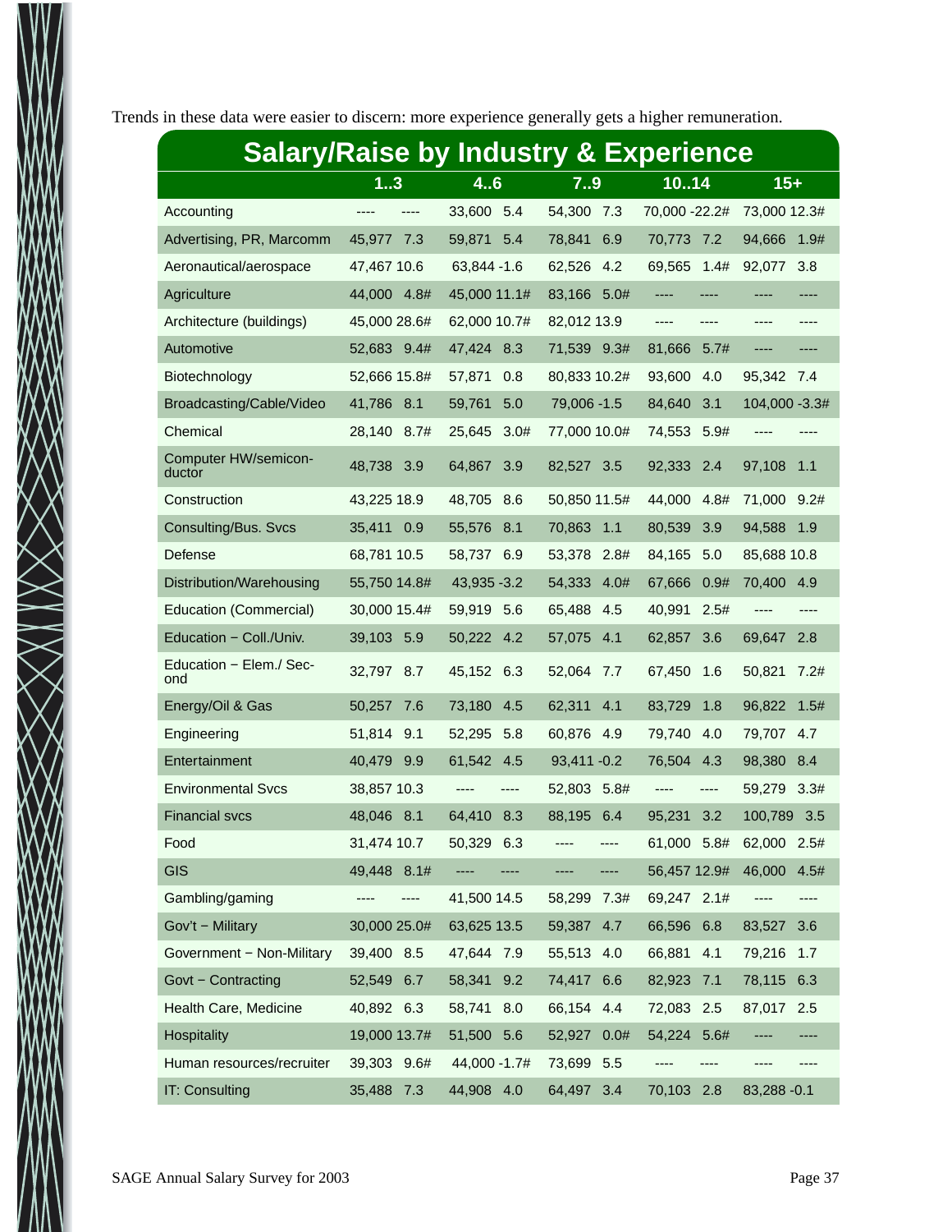Trends in these data were easier to discern: more experience generally gets a higher remuneration.

## Salary/Raise by Industry & Experience

| | 1..3 | | 4..6 | | 7..9 | | 10..14 | | 15+ | |
|---|---|---|---|---|---|---|---|---|---|---|
| Accounting | ---- | ---- | 33,600 | 5.4 | 54,300 | 7.3 | 70,000 | -22.2# | 73,000 | 12.3# |
| Advertising, PR, Marcomm | 45,977 | 7.3 | 59,871 | 5.4 | 78,841 | 6.9 | 70,773 | 7.2 | 94,666 | 1.9# |
| Aeronautical/aerospace | 47,467 | 10.6 | 63,844 | -1.6 | 62,526 | 4.2 | 69,565 | 1.4# | 92,077 | 3.8 |
| Agriculture | 44,000 | 4.8# | 45,000 | 11.1# | 83,166 | 5.0# | ---- | ---- | ---- | ---- |
| Architecture (buildings) | 45,000 | 28.6# | 62,000 | 10.7# | 82,012 | 13.9 | ---- | ---- | ---- | ---- |
| Automotive | 52,683 | 9.4# | 47,424 | 8.3 | 71,539 | 9.3# | 81,666 | 5.7# | ---- | ---- |
| Biotechnology | 52,666 | 15.8# | 57,871 | 0.8 | 80,833 | 10.2# | 93,600 | 4.0 | 95,342 | 7.4 |
| Broadcasting/Cable/Video | 41,786 | 8.1 | 59,761 | 5.0 | 79,006 | -1.5 | 84,640 | 3.1 | 104,000 | -3.3# |
| Chemical | 28,140 | 8.7# | 25,645 | 3.0# | 77,000 | 10.0# | 74,553 | 5.9# | ---- | ---- |
| Computer HW/semiconductor | 48,738 | 3.9 | 64,867 | 3.9 | 82,527 | 3.5 | 92,333 | 2.4 | 97,108 | 1.1 |
| Construction | 43,225 | 18.9 | 48,705 | 8.6 | 50,850 | 11.5# | 44,000 | 4.8# | 71,000 | 9.2# |
| Consulting/Bus. Svcs | 35,411 | 0.9 | 55,576 | 8.1 | 70,863 | 1.1 | 80,539 | 3.9 | 94,588 | 1.9 |
| Defense | 68,781 | 10.5 | 58,737 | 6.9 | 53,378 | 2.8# | 84,165 | 5.0 | 85,688 | 10.8 |
| Distribution/Warehousing | 55,750 | 14.8# | 43,935 | -3.2 | 54,333 | 4.0# | 67,666 | 0.9# | 70,400 | 4.9 |
| Education (Commercial) | 30,000 | 15.4# | 59,919 | 5.6 | 65,488 | 4.5 | 40,991 | 2.5# | ---- | ---- |
| Education − Coll./Univ. | 39,103 | 5.9 | 50,222 | 4.2 | 57,075 | 4.1 | 62,857 | 3.6 | 69,647 | 2.8 |
| Education − Elem./Second | 32,797 | 8.7 | 45,152 | 6.3 | 52,064 | 7.7 | 67,450 | 1.6 | 50,821 | 7.2# |
| Energy/Oil & Gas | 50,257 | 7.6 | 73,180 | 4.5 | 62,311 | 4.1 | 83,729 | 1.8 | 96,822 | 1.5# |
| Engineering | 51,814 | 9.1 | 52,295 | 5.8 | 60,876 | 4.9 | 79,740 | 4.0 | 79,707 | 4.7 |
| Entertainment | 40,479 | 9.9 | 61,542 | 4.5 | 93,411 | -0.2 | 76,504 | 4.3 | 98,380 | 8.4 |
| Environmental Svcs | 38,857 | 10.3 | ---- | ---- | 52,803 | 5.8# | ---- | ---- | 59,279 | 3.3# |
| Financial svcs | 48,046 | 8.1 | 64,410 | 8.3 | 88,195 | 6.4 | 95,231 | 3.2 | 100,789 | 3.5 |
| Food | 31,474 | 10.7 | 50,329 | 6.3 | ---- | ---- | 61,000 | 5.8# | 62,000 | 2.5# |
| GIS | 49,448 | 8.1# | ---- | ---- | ---- | ---- | 56,457 | 12.9# | 46,000 | 4.5# |
| Gambling/gaming | ---- | ---- | 41,500 | 14.5 | 58,299 | 7.3# | 69,247 | 2.1# | ---- | ---- |
| Gov't − Military | 30,000 | 25.0# | 63,625 | 13.5 | 59,387 | 4.7 | 66,596 | 6.8 | 83,527 | 3.6 |
| Government − Non-Military | 39,400 | 8.5 | 47,644 | 7.9 | 55,513 | 4.0 | 66,881 | 4.1 | 79,216 | 1.7 |
| Govt − Contracting | 52,549 | 6.7 | 58,341 | 9.2 | 74,417 | 6.6 | 82,923 | 7.1 | 78,115 | 6.3 |
| Health Care, Medicine | 40,892 | 6.3 | 58,741 | 8.0 | 66,154 | 4.4 | 72,083 | 2.5 | 87,017 | 2.5 |
| Hospitality | 19,000 | 13.7# | 51,500 | 5.6 | 52,927 | 0.0# | 54,224 | 5.6# | ---- | ---- |
| Human resources/recruiter | 39,303 | 9.6# | 44,000 | -1.7# | 73,699 | 5.5 | ---- | ---- | ---- | ---- |
| IT: Consulting | 35,488 | 7.3 | 44,908 | 4.0 | 64,497 | 3.4 | 70,103 | 2.8 | 83,288 | -0.1 |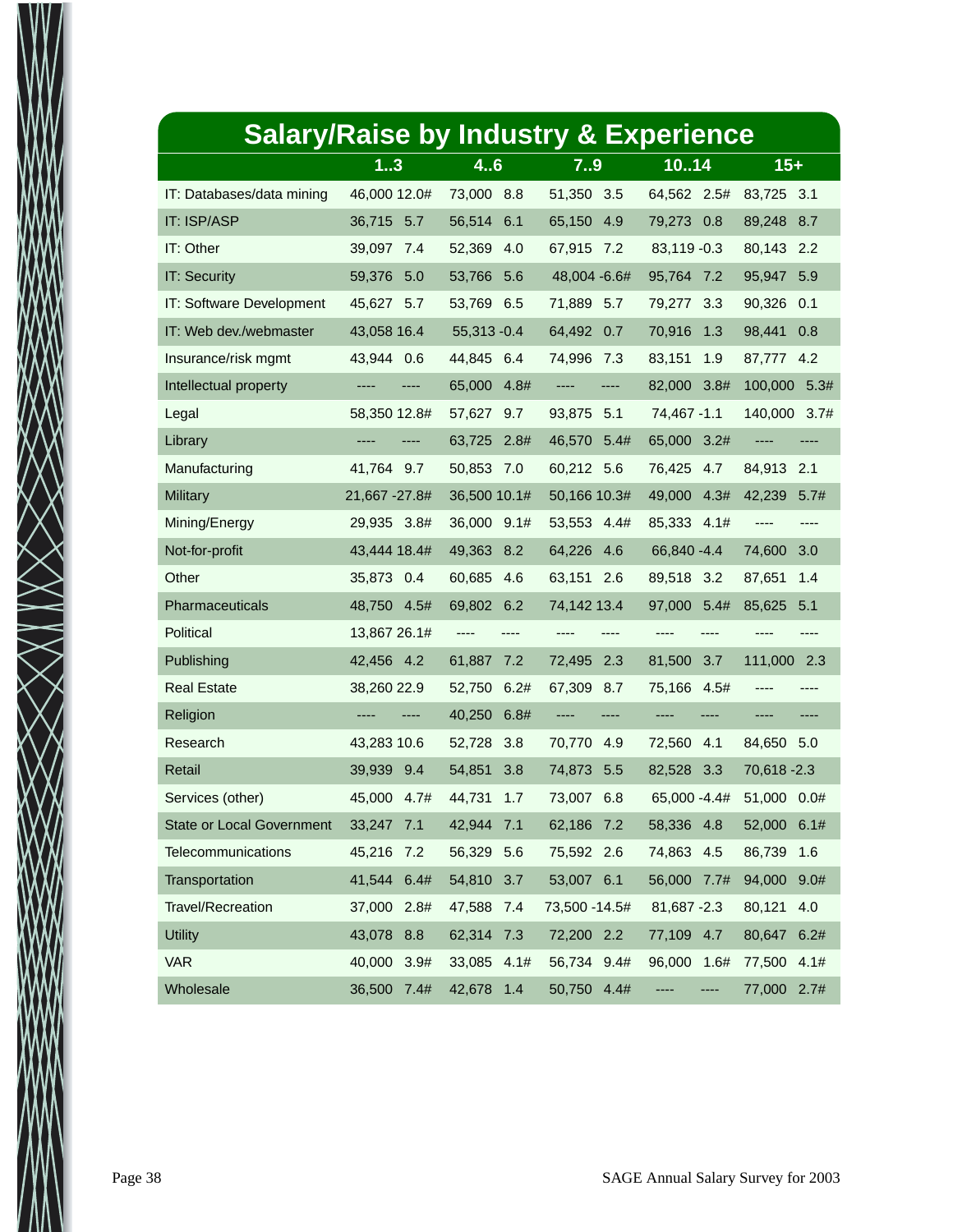## Salary/Raise by Industry & Experience

| | 1..3 | | 4..6 | | 7..9 | | 10..14 | | 15+ | |
|---|---|---|---|---|---|---|---|---|---|---|
| IT: Databases/data mining | 46,000 | 12.0# | 73,000 | 8.8 | 51,350 | 3.5 | 64,562 | 2.5# | 83,725 | 3.1 |
| IT: ISP/ASP | 36,715 | 5.7 | 56,514 | 6.1 | 65,150 | 4.9 | 79,273 | 0.8 | 89,248 | 8.7 |
| IT: Other | 39,097 | 7.4 | 52,369 | 4.0 | 67,915 | 7.2 | 83,119 | -0.3 | 80,143 | 2.2 |
| IT: Security | 59,376 | 5.0 | 53,766 | 5.6 | 48,004 | -6.6# | 95,764 | 7.2 | 95,947 | 5.9 |
| IT: Software Development | 45,627 | 5.7 | 53,769 | 6.5 | 71,889 | 5.7 | 79,277 | 3.3 | 90,326 | 0.1 |
| IT: Web dev./webmaster | 43,058 | 16.4 | 55,313 | -0.4 | 64,492 | 0.7 | 70,916 | 1.3 | 98,441 | 0.8 |
| Insurance/risk mgmt | 43,944 | 0.6 | 44,845 | 6.4 | 74,996 | 7.3 | 83,151 | 1.9 | 87,777 | 4.2 |
| Intellectual property | ---- | ---- | 65,000 | 4.8# | ---- | ---- | 82,000 | 3.8# | 100,000 | 5.3# |
| Legal | 58,350 | 12.8# | 57,627 | 9.7 | 93,875 | 5.1 | 74,467 | -1.1 | 140,000 | 3.7# |
| Library | ---- | ---- | 63,725 | 2.8# | 46,570 | 5.4# | 65,000 | 3.2# | ---- | ---- |
| Manufacturing | 41,764 | 9.7 | 50,853 | 7.0 | 60,212 | 5.6 | 76,425 | 4.7 | 84,913 | 2.1 |
| Military | 21,667 | -27.8# | 36,500 | 10.1# | 50,166 | 10.3# | 49,000 | 4.3# | 42,239 | 5.7# |
| Mining/Energy | 29,935 | 3.8# | 36,000 | 9.1# | 53,553 | 4.4# | 85,333 | 4.1# | ---- | ---- |
| Not-for-profit | 43,444 | 18.4# | 49,363 | 8.2 | 64,226 | 4.6 | 66,840 | -4.4 | 74,600 | 3.0 |
| Other | 35,873 | 0.4 | 60,685 | 4.6 | 63,151 | 2.6 | 89,518 | 3.2 | 87,651 | 1.4 |
| Pharmaceuticals | 48,750 | 4.5# | 69,802 | 6.2 | 74,142 | 13.4 | 97,000 | 5.4# | 85,625 | 5.1 |
| Political | 13,867 | 26.1# | ---- | ---- | ---- | ---- | ---- | ---- | ---- | ---- |
| Publishing | 42,456 | 4.2 | 61,887 | 7.2 | 72,495 | 2.3 | 81,500 | 3.7 | 111,000 | 2.3 |
| Real Estate | 38,260 | 22.9 | 52,750 | 6.2# | 67,309 | 8.7 | 75,166 | 4.5# | ---- | ---- |
| Religion | ---- | ---- | 40,250 | 6.8# | ---- | ---- | ---- | ---- | ---- | ---- |
| Research | 43,283 | 10.6 | 52,728 | 3.8 | 70,770 | 4.9 | 72,560 | 4.1 | 84,650 | 5.0 |
| Retail | 39,939 | 9.4 | 54,851 | 3.8 | 74,873 | 5.5 | 82,528 | 3.3 | 70,618 | -2.3 |
| Services (other) | 45,000 | 4.7# | 44,731 | 1.7 | 73,007 | 6.8 | 65,000 | -4.4# | 51,000 | 0.0# |
| State or Local Government | 33,247 | 7.1 | 42,944 | 7.1 | 62,186 | 7.2 | 58,336 | 4.8 | 52,000 | 6.1# |
| Telecommunications | 45,216 | 7.2 | 56,329 | 5.6 | 75,592 | 2.6 | 74,863 | 4.5 | 86,739 | 1.6 |
| Transportation | 41,544 | 6.4# | 54,810 | 3.7 | 53,007 | 6.1 | 56,000 | 7.7# | 94,000 | 9.0# |
| Travel/Recreation | 37,000 | 2.8# | 47,588 | 7.4 | 73,500 | -14.5# | 81,687 | -2.3 | 80,121 | 4.0 |
| Utility | 43,078 | 8.8 | 62,314 | 7.3 | 72,200 | 2.2 | 77,109 | 4.7 | 80,647 | 6.2# |
| VAR | 40,000 | 3.9# | 33,085 | 4.1# | 56,734 | 9.4# | 96,000 | 1.6# | 77,500 | 4.1# |
| Wholesale | 36,500 | 7.4# | 42,678 | 1.4 | 50,750 | 4.4# | ---- | ---- | 77,000 | 2.7# |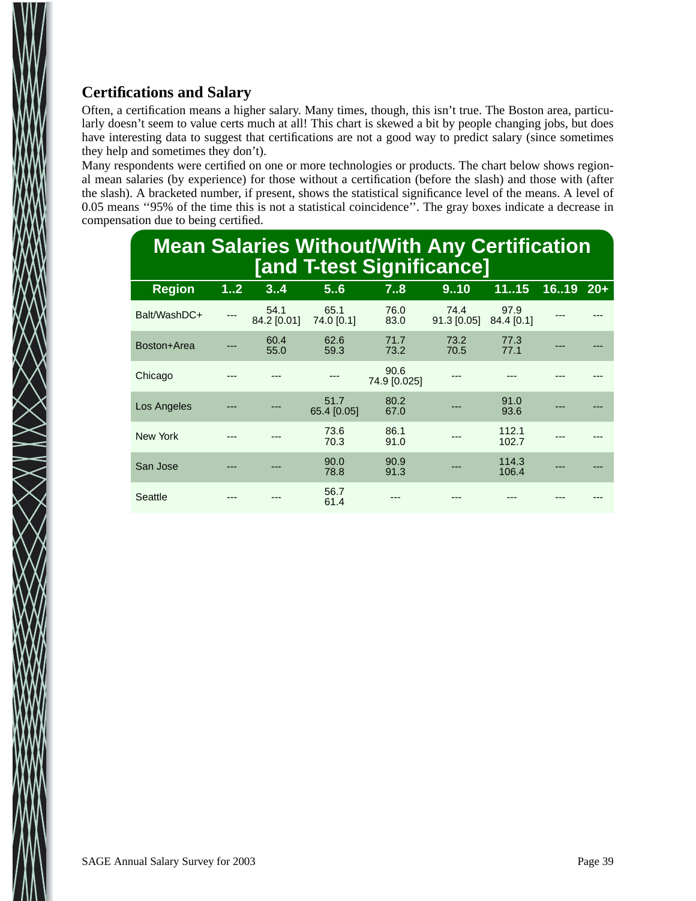## Certifications and Salary

Often, a certification means a higher salary. Many times, though, this isn't true. The Boston area, particularly doesn't seem to value certs much at all! This chart is skewed a bit by people changing jobs, but does have interesting data to suggest that certifications are not a good way to predict salary (since sometimes they help and sometimes they don't).

Many respondents were certified on one or more technologies or products. The chart below shows regional mean salaries (by experience) for those without a certification (before the slash) and those with (after the slash). A bracketed number, if present, shows the statistical significance level of the means. A level of 0.05 means ''95% of the time this is not a statistical coincidence''. The gray boxes indicate a decrease in compensation due to being certified.

**Mean Salaries Without/With Any Certification [and T-test Significance]**

| Region | 1..2 | 3..4 | 5..6 | 7..8 | 9..10 | 11..15 | 16..19 | 20+ |
|---|---|---|---|---|---|---|---|---|
| Balt/WashDC+ | --- | 54.1 / 84.2 [0.01] | 65.1 / 74.0 [0.1] | 76.0 / 83.0 | 74.4 / 91.3 [0.05] | 97.9 / 84.4 [0.1] | --- | --- |
| Boston+Area | --- | 60.4 / 55.0 | 62.6 / 59.3 | 71.7 / 73.2 | 73.2 / 70.5 | 77.3 / 77.1 | --- | --- |
| Chicago | --- | --- | --- | 90.6 / 74.9 [0.025] | --- | --- | --- | --- |
| Los Angeles | --- | --- | 51.7 / 65.4 [0.05] | 80.2 / 67.0 | --- | 91.0 / 93.6 | --- | --- |
| New York | --- | --- | 73.6 / 70.3 | 86.1 / 91.0 | --- | 112.1 / 102.7 | --- | --- |
| San Jose | --- | --- | 90.0 / 78.8 | 90.9 / 91.3 | --- | 114.3 / 106.4 | --- | --- |
| Seattle | --- | --- | 56.7 / 61.4 | --- | --- | --- | --- | --- |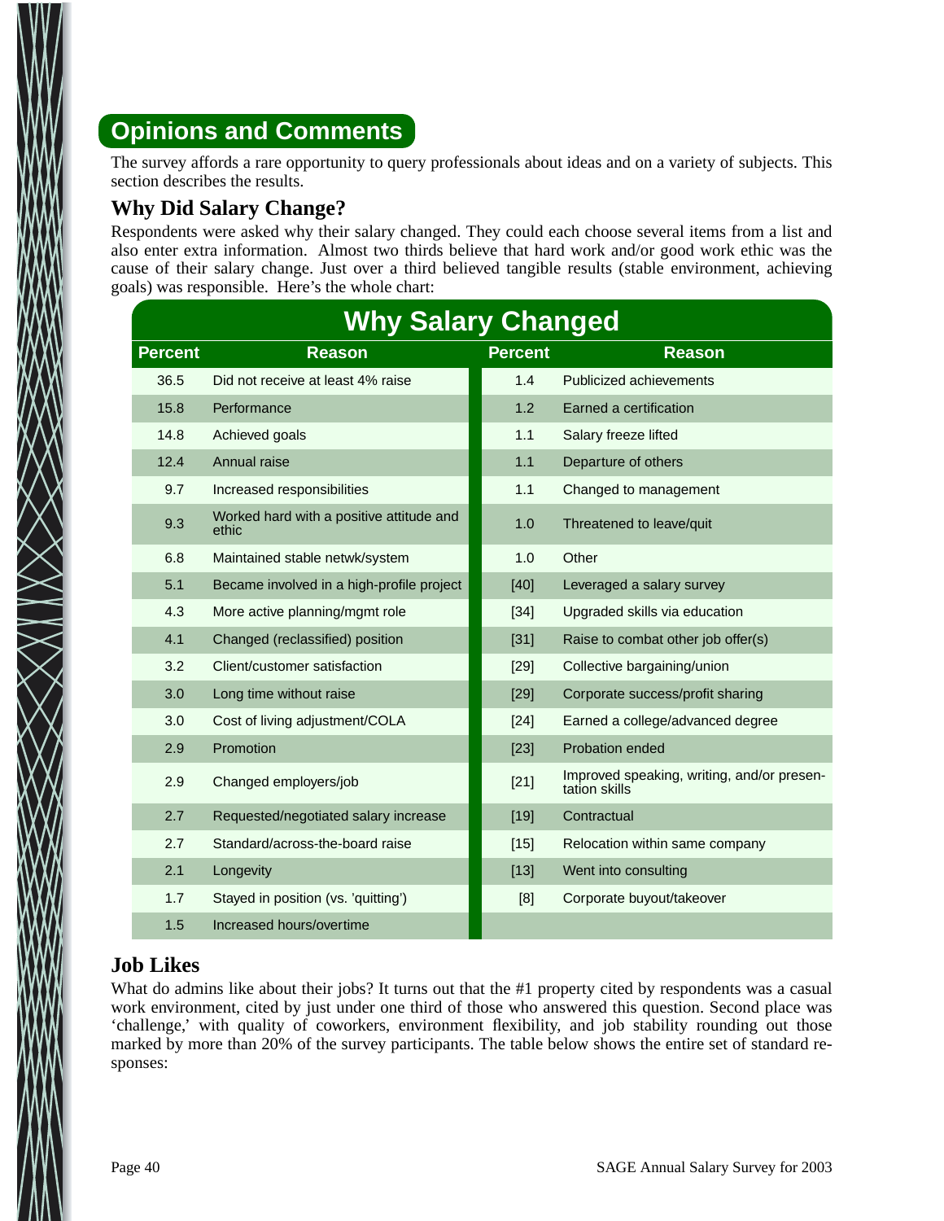## Opinions and Comments

The survey affords a rare opportunity to query professionals about ideas and on a variety of subjects. This section describes the results.

### Why Did Salary Change?

Respondents were asked why their salary changed. They could each choose several items from a list and also enter extra information. Almost two thirds believe that hard work and/or good work ethic was the cause of their salary change. Just over a third believed tangible results (stable environment, achieving goals) was responsible. Here's the whole chart:

**Why Salary Changed**

| Percent | Reason | Percent | Reason |
|---|---|---|---|
| 36.5 | Did not receive at least 4% raise | 1.4 | Publicized achievements |
| 15.8 | Performance | 1.2 | Earned a certification |
| 14.8 | Achieved goals | 1.1 | Salary freeze lifted |
| 12.4 | Annual raise | 1.1 | Departure of others |
| 9.7 | Increased responsibilities | 1.1 | Changed to management |
| 9.3 | Worked hard with a positive attitude and ethic | 1.0 | Threatened to leave/quit |
| 6.8 | Maintained stable netwk/system | 1.0 | Other |
| 5.1 | Became involved in a high-profile project | [40] | Leveraged a salary survey |
| 4.3 | More active planning/mgmt role | [34] | Upgraded skills via education |
| 4.1 | Changed (reclassified) position | [31] | Raise to combat other job offer(s) |
| 3.2 | Client/customer satisfaction | [29] | Collective bargaining/union |
| 3.0 | Long time without raise | [29] | Corporate success/profit sharing |
| 3.0 | Cost of living adjustment/COLA | [24] | Earned a college/advanced degree |
| 2.9 | Promotion | [23] | Probation ended |
| 2.9 | Changed employers/job | [21] | Improved speaking, writing, and/or presentation skills |
| 2.7 | Requested/negotiated salary increase | [19] | Contractual |
| 2.7 | Standard/across-the-board raise | [15] | Relocation within same company |
| 2.1 | Longevity | [13] | Went into consulting |
| 1.7 | Stayed in position (vs. 'quitting') | [8] | Corporate buyout/takeover |
| 1.5 | Increased hours/overtime | | |

### Job Likes

What do admins like about their jobs? It turns out that the #1 property cited by respondents was a casual work environment, cited by just under one third of those who answered this question. Second place was 'challenge,' with quality of coworkers, environment flexibility, and job stability rounding out those marked by more than 20% of the survey participants. The table below shows the entire set of standard responses: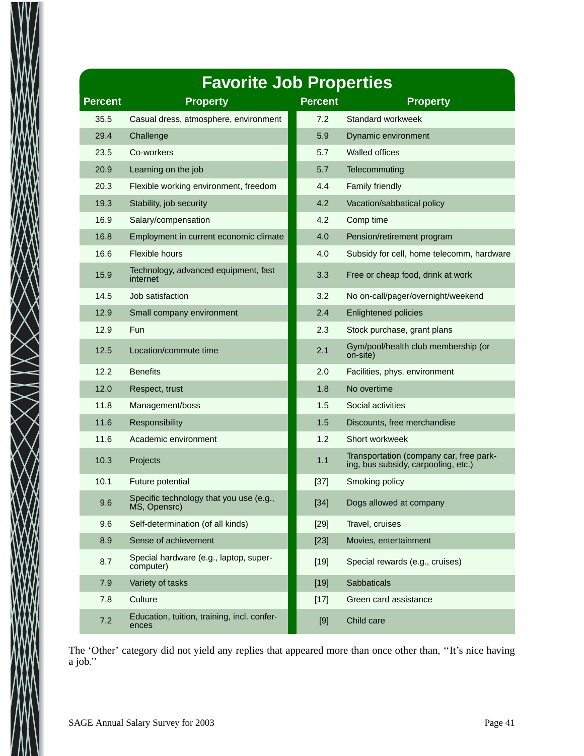## Favorite Job Properties

| Percent | Property | Percent | Property |
|---|---|---|---|
| 35.5 | Casual dress, atmosphere, environment | 7.2 | Standard workweek |
| 29.4 | Challenge | 5.9 | Dynamic environment |
| 23.5 | Co-workers | 5.7 | Walled offices |
| 20.9 | Learning on the job | 5.7 | Telecommuting |
| 20.3 | Flexible working environment, freedom | 4.4 | Family friendly |
| 19.3 | Stability, job security | 4.2 | Vacation/sabbatical policy |
| 16.9 | Salary/compensation | 4.2 | Comp time |
| 16.8 | Employment in current economic climate | 4.0 | Pension/retirement program |
| 16.6 | Flexible hours | 4.0 | Subsidy for cell, home telecomm, hardware |
| 15.9 | Technology, advanced equipment, fast internet | 3.3 | Free or cheap food, drink at work |
| 14.5 | Job satisfaction | 3.2 | No on-call/pager/overnight/weekend |
| 12.9 | Small company environment | 2.4 | Enlightened policies |
| 12.9 | Fun | 2.3 | Stock purchase, grant plans |
| 12.5 | Location/commute time | 2.1 | Gym/pool/health club membership (or on-site) |
| 12.2 | Benefits | 2.0 | Facilities, phys. environment |
| 12.0 | Respect, trust | 1.8 | No overtime |
| 11.8 | Management/boss | 1.5 | Social activities |
| 11.6 | Responsibility | 1.5 | Discounts, free merchandise |
| 11.6 | Academic environment | 1.2 | Short workweek |
| 10.3 | Projects | 1.1 | Transportation (company car, free parking, bus subsidy, carpooling, etc.) |
| 10.1 | Future potential | [37] | Smoking policy |
| 9.6 | Specific technology that you use (e.g., MS, Opensrc) | [34] | Dogs allowed at company |
| 9.6 | Self-determination (of all kinds) | [29] | Travel, cruises |
| 8.9 | Sense of achievement | [23] | Movies, entertainment |
| 8.7 | Special hardware (e.g., laptop, supercomputer) | [19] | Special rewards (e.g., cruises) |
| 7.9 | Variety of tasks | [19] | Sabbaticals |
| 7.8 | Culture | [17] | Green card assistance |
| 7.2 | Education, tuition, training, incl. conferences | [9] | Child care |

The 'Other' category did not yield any replies that appeared more than once other than, ''It's nice having a job.''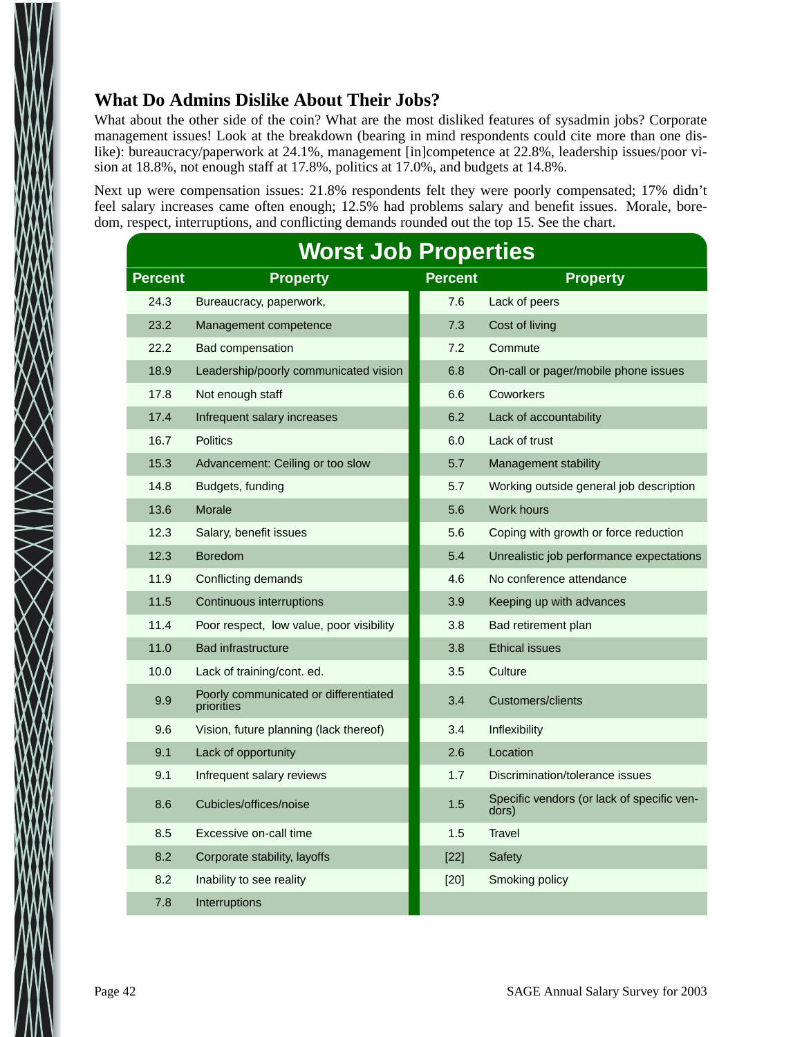### What Do Admins Dislike About Their Jobs?

What about the other side of the coin? What are the most disliked features of sysadmin jobs? Corporate management issues! Look at the breakdown (bearing in mind respondents could cite more than one dislike): bureaucracy/paperwork at 24.1%, management [in]competence at 22.8%, leadership issues/poor vision at 18.8%, not enough staff at 17.8%, politics at 17.0%, and budgets at 14.8%.

Next up were compensation issues: 21.8% respondents felt they were poorly compensated; 17% didn't feel salary increases came often enough; 12.5% had problems salary and benefit issues. Morale, boredom, respect, interruptions, and conflicting demands rounded out the top 15. See the chart.

**Worst Job Properties**

| Percent | Property | Percent | Property |
|---|---|---|---|
| 24.3 | Bureaucracy, paperwork, | 7.6 | Lack of peers |
| 23.2 | Management competence | 7.3 | Cost of living |
| 22.2 | Bad compensation | 7.2 | Commute |
| 18.9 | Leadership/poorly communicated vision | 6.8 | On-call or pager/mobile phone issues |
| 17.8 | Not enough staff | 6.6 | Coworkers |
| 17.4 | Infrequent salary increases | 6.2 | Lack of accountability |
| 16.7 | Politics | 6.0 | Lack of trust |
| 15.3 | Advancement: Ceiling or too slow | 5.7 | Management stability |
| 14.8 | Budgets, funding | 5.7 | Working outside general job description |
| 13.6 | Morale | 5.6 | Work hours |
| 12.3 | Salary, benefit issues | 5.6 | Coping with growth or force reduction |
| 12.3 | Boredom | 5.4 | Unrealistic job performance expectations |
| 11.9 | Conflicting demands | 4.6 | No conference attendance |
| 11.5 | Continuous interruptions | 3.9 | Keeping up with advances |
| 11.4 | Poor respect, low value, poor visibility | 3.8 | Bad retirement plan |
| 11.0 | Bad infrastructure | 3.8 | Ethical issues |
| 10.0 | Lack of training/cont. ed. | 3.5 | Culture |
| 9.9 | Poorly communicated or differentiated priorities | 3.4 | Customers/clients |
| 9.6 | Vision, future planning (lack thereof) | 3.4 | Inflexibility |
| 9.1 | Lack of opportunity | 2.6 | Location |
| 9.1 | Infrequent salary reviews | 1.7 | Discrimination/tolerance issues |
| 8.6 | Cubicles/offices/noise | 1.5 | Specific vendors (or lack of specific vendors) |
| 8.5 | Excessive on-call time | 1.5 | Travel |
| 8.2 | Corporate stability, layoffs | [22] | Safety |
| 8.2 | Inability to see reality | [20] | Smoking policy |
| 7.8 | Interruptions | | |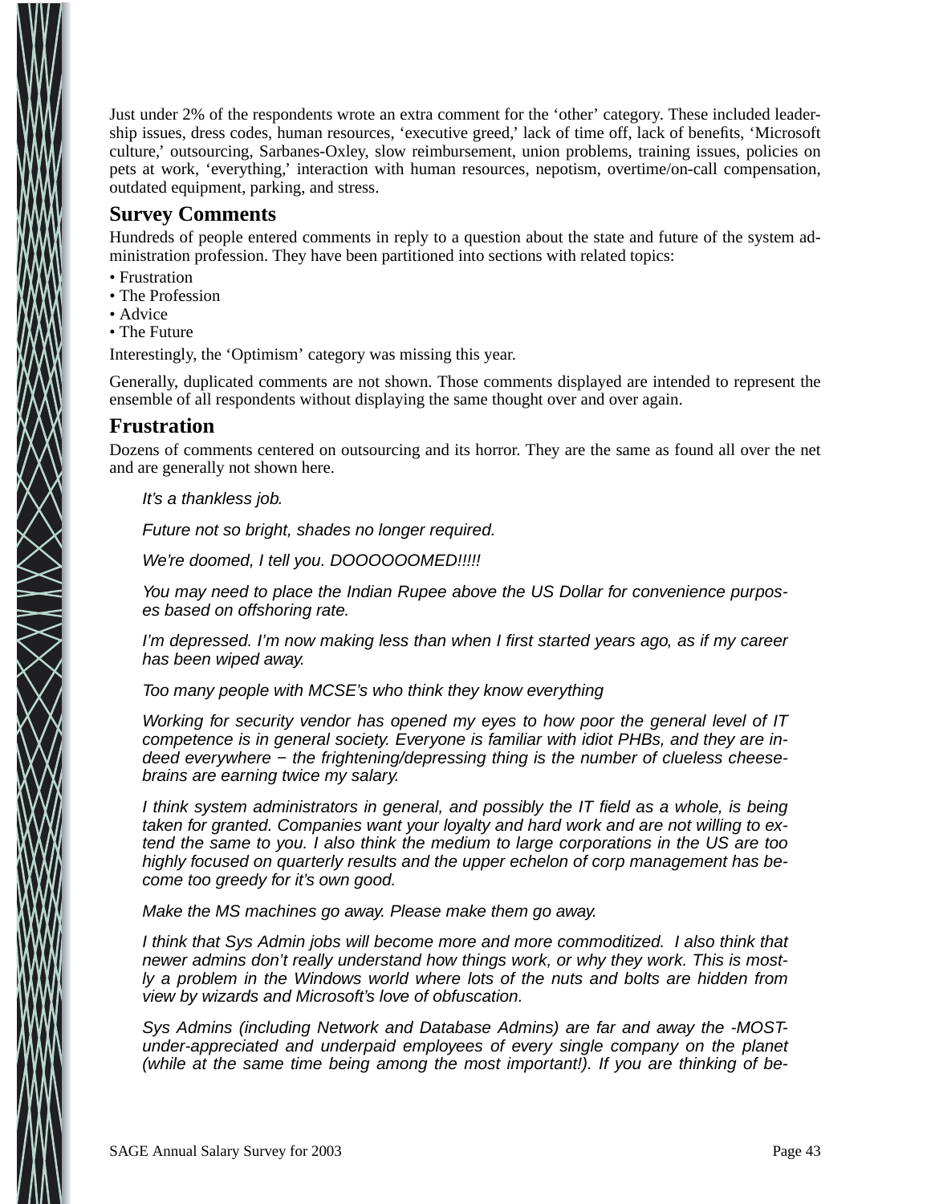Just under 2% of the respondents wrote an extra comment for the 'other' category. These included leadership issues, dress codes, human resources, 'executive greed,' lack of time off, lack of benefits, 'Microsoft culture,' outsourcing, Sarbanes-Oxley, slow reimbursement, union problems, training issues, policies on pets at work, 'everything,' interaction with human resources, nepotism, overtime/on-call compensation, outdated equipment, parking, and stress.

## Survey Comments

Hundreds of people entered comments in reply to a question about the state and future of the system administration profession. They have been partitioned into sections with related topics:

- Frustration
- The Profession
- Advice
- The Future

Interestingly, the 'Optimism' category was missing this year.

Generally, duplicated comments are not shown. Those comments displayed are intended to represent the ensemble of all respondents without displaying the same thought over and over again.

## Frustration

Dozens of comments centered on outsourcing and its horror. They are the same as found all over the net and are generally not shown here.

> *It's a thankless job.*
>
> *Future not so bright, shades no longer required.*
>
> *We're doomed, I tell you. DOOOOOOMED!!!!!*
>
> *You may need to place the Indian Rupee above the US Dollar for convenience purposes based on offshoring rate.*
>
> *I'm depressed. I'm now making less than when I first started years ago, as if my career has been wiped away.*
>
> *Too many people with MCSE's who think they know everything*
>
> *Working for security vendor has opened my eyes to how poor the general level of IT competence is in general society. Everyone is familiar with idiot PHBs, and they are indeed everywhere − the frightening/depressing thing is the number of clueless cheesebrains are earning twice my salary.*
>
> *I think system administrators in general, and possibly the IT field as a whole, is being taken for granted. Companies want your loyalty and hard work and are not willing to extend the same to you. I also think the medium to large corporations in the US are too highly focused on quarterly results and the upper echelon of corp management has become too greedy for it's own good.*
>
> *Make the MS machines go away. Please make them go away.*
>
> *I think that Sys Admin jobs will become more and more commoditized. I also think that newer admins don't really understand how things work, or why they work. This is mostly a problem in the Windows world where lots of the nuts and bolts are hidden from view by wizards and Microsoft's love of obfuscation.*
>
> *Sys Admins (including Network and Database Admins) are far and away the -MOST-under-appreciated and underpaid employees of every single company on the planet (while at the same time being among the most important!). If you are thinking of be-*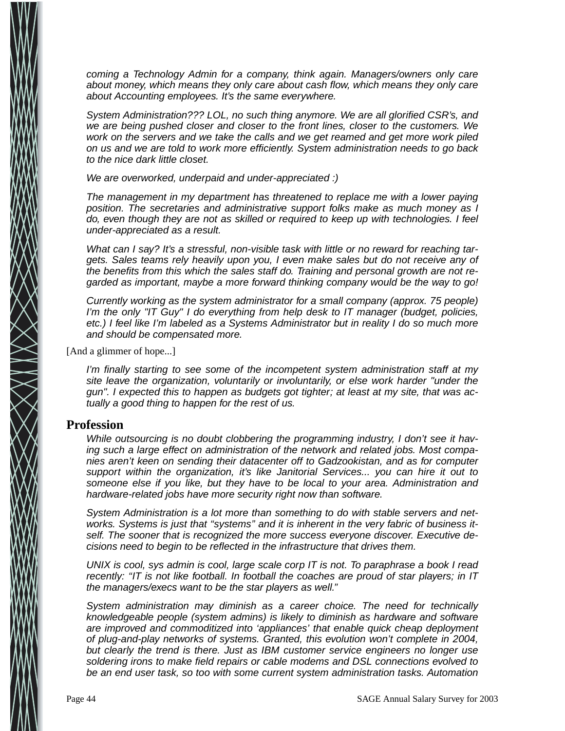*coming a Technology Admin for a company, think again. Managers/owners only care about money, which means they only care about cash flow, which means they only care about Accounting employees. It's the same everywhere.*

*System Administration??? LOL, no such thing anymore. We are all glorified CSR's, and we are being pushed closer and closer to the front lines, closer to the customers. We work on the servers and we take the calls and we get reamed and get more work piled on us and we are told to work more efficiently. System administration needs to go back to the nice dark little closet.*

*We are overworked, underpaid and under-appreciated :)*

*The management in my department has threatened to replace me with a lower paying position. The secretaries and administrative support folks make as much money as I do, even though they are not as skilled or required to keep up with technologies. I feel under-appreciated as a result.*

*What can I say? It's a stressful, non-visible task with little or no reward for reaching targets. Sales teams rely heavily upon you, I even make sales but do not receive any of the benefits from this which the sales staff do. Training and personal growth are not regarded as important, maybe a more forward thinking company would be the way to go!*

*Currently working as the system administrator for a small company (approx. 75 people) I'm the only "IT Guy" I do everything from help desk to IT manager (budget, policies, etc.) I feel like I'm labeled as a Systems Administrator but in reality I do so much more and should be compensated more.*

[And a glimmer of hope...]

*I'm finally starting to see some of the incompetent system administration staff at my site leave the organization, voluntarily or involuntarily, or else work harder "under the gun". I expected this to happen as budgets got tighter; at least at my site, that was actually a good thing to happen for the rest of us.*

## Profession

*While outsourcing is no doubt clobbering the programming industry, I don't see it having such a large effect on administration of the network and related jobs. Most companies aren't keen on sending their datacenter off to Gadzookistan, and as for computer support within the organization, it's like Janitorial Services... you can hire it out to someone else if you like, but they have to be local to your area. Administration and hardware-related jobs have more security right now than software.*

*System Administration is a lot more than something to do with stable servers and networks. Systems is just that "systems" and it is inherent in the very fabric of business itself. The sooner that is recognized the more success everyone discover. Executive decisions need to begin to be reflected in the infrastructure that drives them.*

*UNIX is cool, sys admin is cool, large scale corp IT is not. To paraphrase a book I read recently: "IT is not like football. In football the coaches are proud of star players; in IT the managers/execs want to be the star players as well."*

*System administration may diminish as a career choice. The need for technically knowledgeable people (system admins) is likely to diminish as hardware and software are improved and commoditized into 'appliances' that enable quick cheap deployment of plug-and-play networks of systems. Granted, this evolution won't complete in 2004, but clearly the trend is there. Just as IBM customer service engineers no longer use soldering irons to make field repairs or cable modems and DSL connections evolved to be an end user task, so too with some current system administration tasks. Automation*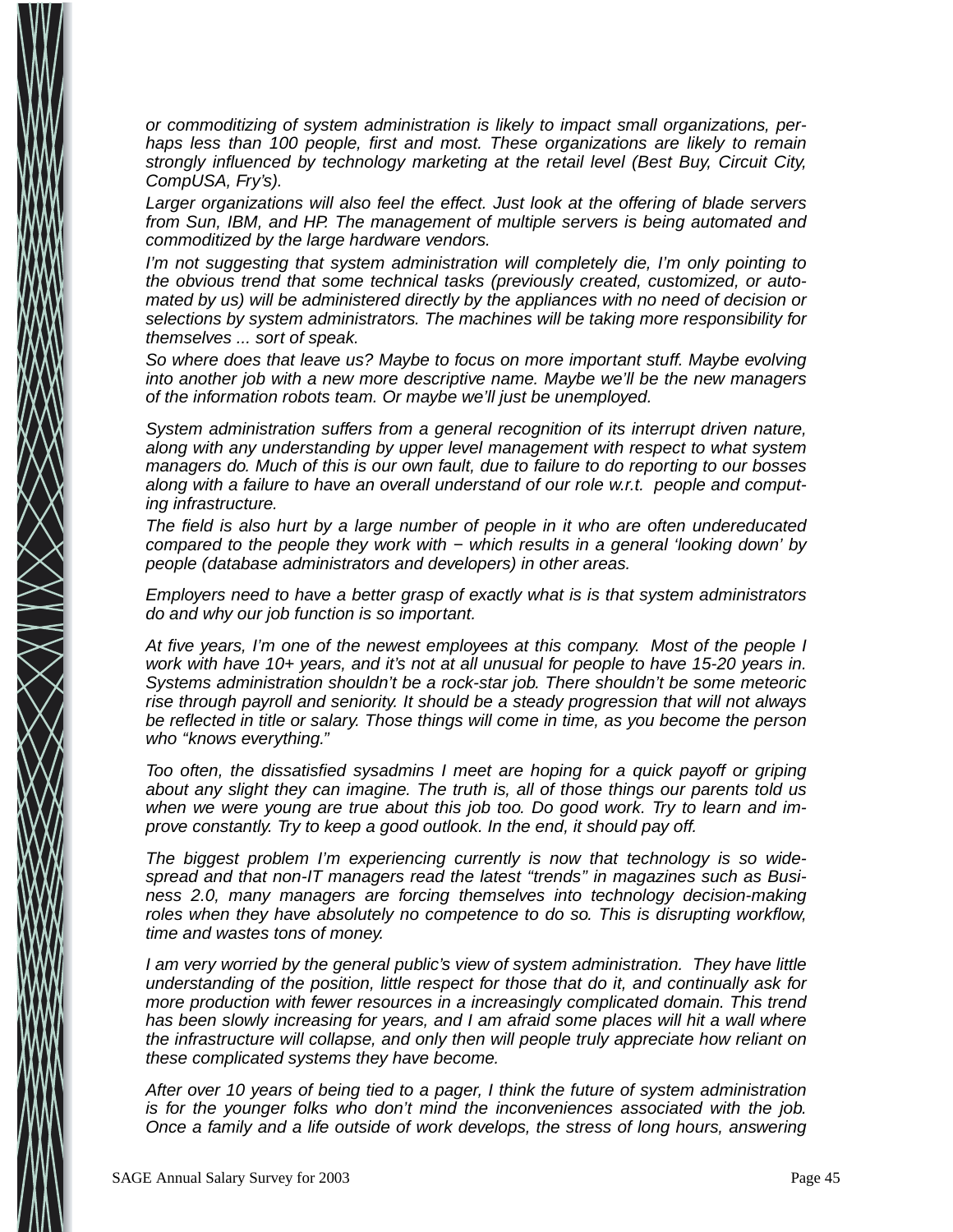*or commoditizing of system administration is likely to impact small organizations, perhaps less than 100 people, first and most. These organizations are likely to remain strongly influenced by technology marketing at the retail level (Best Buy, Circuit City, CompUSA, Fry's).*

*Larger organizations will also feel the effect. Just look at the offering of blade servers from Sun, IBM, and HP. The management of multiple servers is being automated and commoditized by the large hardware vendors.*

*I'm not suggesting that system administration will completely die, I'm only pointing to the obvious trend that some technical tasks (previously created, customized, or automated by us) will be administered directly by the appliances with no need of decision or selections by system administrators. The machines will be taking more responsibility for themselves ... sort of speak.*

*So where does that leave us? Maybe to focus on more important stuff. Maybe evolving into another job with a new more descriptive name. Maybe we'll be the new managers of the information robots team. Or maybe we'll just be unemployed.*

*System administration suffers from a general recognition of its interrupt driven nature, along with any understanding by upper level management with respect to what system managers do. Much of this is our own fault, due to failure to do reporting to our bosses along with a failure to have an overall understand of our role w.r.t. people and computing infrastructure.*

*The field is also hurt by a large number of people in it who are often undereducated compared to the people they work with − which results in a general 'looking down' by people (database administrators and developers) in other areas.*

*Employers need to have a better grasp of exactly what is is that system administrators do and why our job function is so important.*

*At five years, I'm one of the newest employees at this company. Most of the people I work with have 10+ years, and it's not at all unusual for people to have 15-20 years in. Systems administration shouldn't be a rock-star job. There shouldn't be some meteoric rise through payroll and seniority. It should be a steady progression that will not always be reflected in title or salary. Those things will come in time, as you become the person who "knows everything."*

*Too often, the dissatisfied sysadmins I meet are hoping for a quick payoff or griping about any slight they can imagine. The truth is, all of those things our parents told us when we were young are true about this job too. Do good work. Try to learn and improve constantly. Try to keep a good outlook. In the end, it should pay off.*

*The biggest problem I'm experiencing currently is now that technology is so widespread and that non-IT managers read the latest "trends" in magazines such as Business 2.0, many managers are forcing themselves into technology decision-making roles when they have absolutely no competence to do so. This is disrupting workflow, time and wastes tons of money.*

*I am very worried by the general public's view of system administration. They have little understanding of the position, little respect for those that do it, and continually ask for more production with fewer resources in a increasingly complicated domain. This trend has been slowly increasing for years, and I am afraid some places will hit a wall where the infrastructure will collapse, and only then will people truly appreciate how reliant on these complicated systems they have become.*

*After over 10 years of being tied to a pager, I think the future of system administration is for the younger folks who don't mind the inconveniences associated with the job. Once a family and a life outside of work develops, the stress of long hours, answering*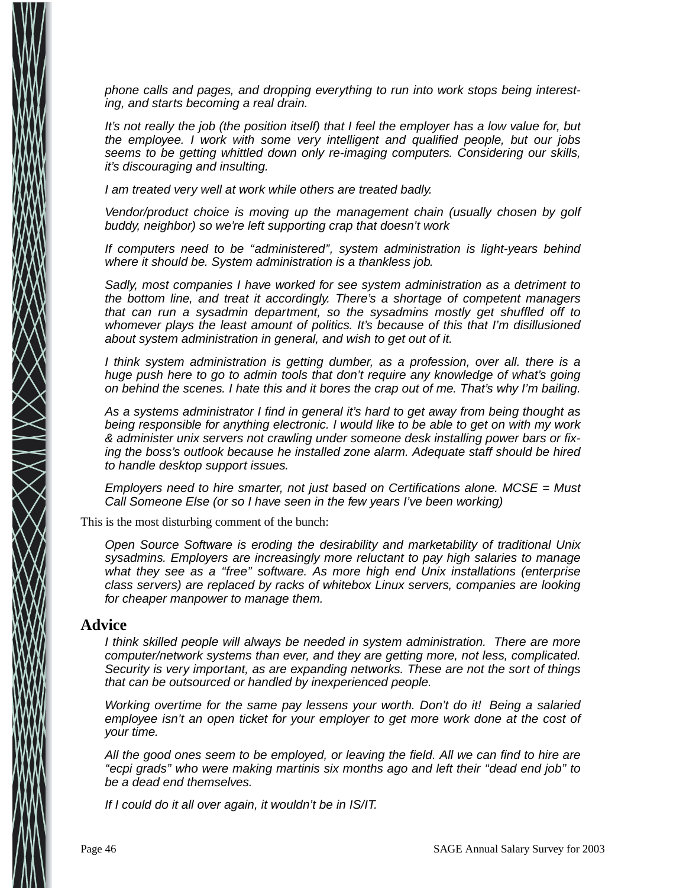*phone calls and pages, and dropping everything to run into work stops being interesting, and starts becoming a real drain.*

*It's not really the job (the position itself) that I feel the employer has a low value for, but the employee. I work with some very intelligent and qualified people, but our jobs seems to be getting whittled down only re-imaging computers. Considering our skills, it's discouraging and insulting.*

*I am treated very well at work while others are treated badly.*

*Vendor/product choice is moving up the management chain (usually chosen by golf buddy, neighbor) so we're left supporting crap that doesn't work*

*If computers need to be "administered", system administration is light-years behind where it should be. System administration is a thankless job.*

*Sadly, most companies I have worked for see system administration as a detriment to the bottom line, and treat it accordingly. There's a shortage of competent managers that can run a sysadmin department, so the sysadmins mostly get shuffled off to whomever plays the least amount of politics. It's because of this that I'm disillusioned about system administration in general, and wish to get out of it.*

*I think system administration is getting dumber, as a profession, over all. there is a huge push here to go to admin tools that don't require any knowledge of what's going on behind the scenes. I hate this and it bores the crap out of me. That's why I'm bailing.*

*As a systems administrator I find in general it's hard to get away from being thought as being responsible for anything electronic. I would like to be able to get on with my work & administer unix servers not crawling under someone desk installing power bars or fixing the boss's outlook because he installed zone alarm. Adequate staff should be hired to handle desktop support issues.*

*Employers need to hire smarter, not just based on Certifications alone. MCSE = Must Call Someone Else (or so I have seen in the few years I've been working)*

This is the most disturbing comment of the bunch:

*Open Source Software is eroding the desirability and marketability of traditional Unix sysadmins. Employers are increasingly more reluctant to pay high salaries to manage what they see as a "free" software. As more high end Unix installations (enterprise class servers) are replaced by racks of whitebox Linux servers, companies are looking for cheaper manpower to manage them.*

## Advice

*I think skilled people will always be needed in system administration. There are more computer/network systems than ever, and they are getting more, not less, complicated. Security is very important, as are expanding networks. These are not the sort of things that can be outsourced or handled by inexperienced people.*

*Working overtime for the same pay lessens your worth. Don't do it! Being a salaried employee isn't an open ticket for your employer to get more work done at the cost of your time.*

*All the good ones seem to be employed, or leaving the field. All we can find to hire are "ecpi grads" who were making martinis six months ago and left their "dead end job" to be a dead end themselves.*

*If I could do it all over again, it wouldn't be in IS/IT.*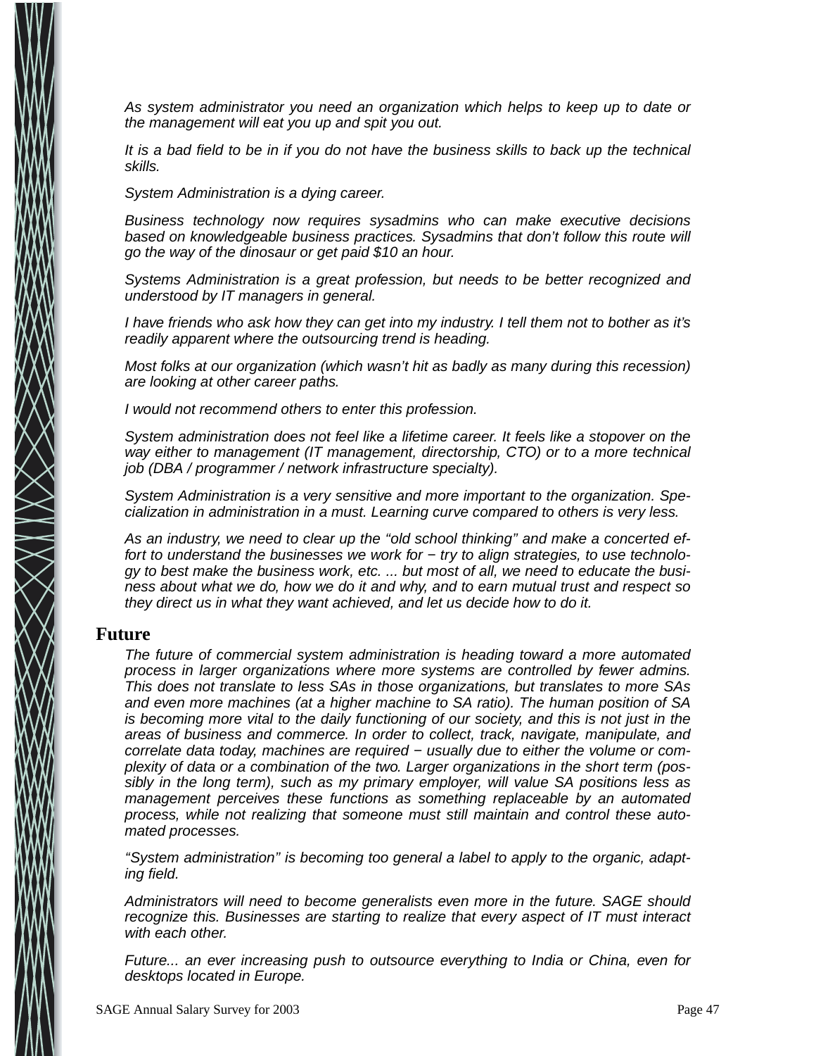*As system administrator you need an organization which helps to keep up to date or the management will eat you up and spit you out.*

*It is a bad field to be in if you do not have the business skills to back up the technical skills.*

*System Administration is a dying career.*

*Business technology now requires sysadmins who can make executive decisions based on knowledgeable business practices. Sysadmins that don't follow this route will go the way of the dinosaur or get paid $10 an hour.*

*Systems Administration is a great profession, but needs to be better recognized and understood by IT managers in general.*

*I have friends who ask how they can get into my industry. I tell them not to bother as it's readily apparent where the outsourcing trend is heading.*

*Most folks at our organization (which wasn't hit as badly as many during this recession) are looking at other career paths.*

*I would not recommend others to enter this profession.*

*System administration does not feel like a lifetime career. It feels like a stopover on the way either to management (IT management, directorship, CTO) or to a more technical job (DBA / programmer / network infrastructure specialty).*

*System Administration is a very sensitive and more important to the organization. Specialization in administration in a must. Learning curve compared to others is very less.*

*As an industry, we need to clear up the "old school thinking" and make a concerted effort to understand the businesses we work for − try to align strategies, to use technology to best make the business work, etc. ... but most of all, we need to educate the business about what we do, how we do it and why, and to earn mutual trust and respect so they direct us in what they want achieved, and let us decide how to do it.*

## Future

*The future of commercial system administration is heading toward a more automated process in larger organizations where more systems are controlled by fewer admins. This does not translate to less SAs in those organizations, but translates to more SAs and even more machines (at a higher machine to SA ratio). The human position of SA is becoming more vital to the daily functioning of our society, and this is not just in the areas of business and commerce. In order to collect, track, navigate, manipulate, and correlate data today, machines are required − usually due to either the volume or complexity of data or a combination of the two. Larger organizations in the short term (possibly in the long term), such as my primary employer, will value SA positions less as management perceives these functions as something replaceable by an automated process, while not realizing that someone must still maintain and control these automated processes.*

*"System administration" is becoming too general a label to apply to the organic, adapting field.*

*Administrators will need to become generalists even more in the future. SAGE should recognize this. Businesses are starting to realize that every aspect of IT must interact with each other.*

*Future... an ever increasing push to outsource everything to India or China, even for desktops located in Europe.*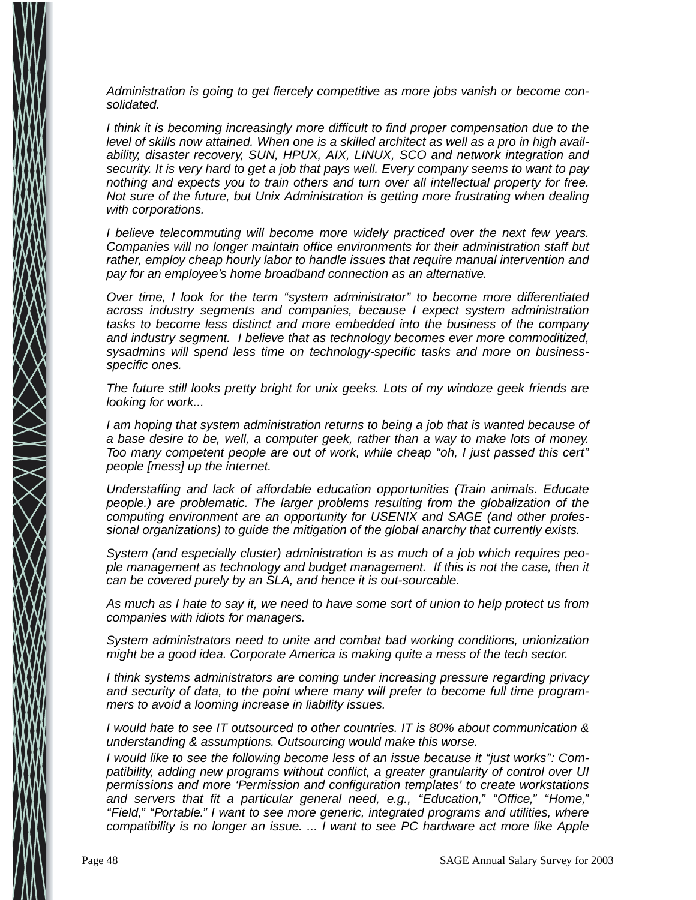*Administration is going to get fiercely competitive as more jobs vanish or become consolidated.*

*I think it is becoming increasingly more difficult to find proper compensation due to the level of skills now attained. When one is a skilled architect as well as a pro in high availability, disaster recovery, SUN, HPUX, AIX, LINUX, SCO and network integration and security. It is very hard to get a job that pays well. Every company seems to want to pay nothing and expects you to train others and turn over all intellectual property for free. Not sure of the future, but Unix Administration is getting more frustrating when dealing with corporations.*

*I believe telecommuting will become more widely practiced over the next few years. Companies will no longer maintain office environments for their administration staff but rather, employ cheap hourly labor to handle issues that require manual intervention and pay for an employee's home broadband connection as an alternative.*

*Over time, I look for the term "system administrator" to become more differentiated across industry segments and companies, because I expect system administration tasks to become less distinct and more embedded into the business of the company and industry segment. I believe that as technology becomes ever more commoditized, sysadmins will spend less time on technology-specific tasks and more on business-specific ones.*

*The future still looks pretty bright for unix geeks. Lots of my windoze geek friends are looking for work...*

*I am hoping that system administration returns to being a job that is wanted because of a base desire to be, well, a computer geek, rather than a way to make lots of money. Too many competent people are out of work, while cheap "oh, I just passed this cert" people [mess] up the internet.*

*Understaffing and lack of affordable education opportunities (Train animals. Educate people.) are problematic. The larger problems resulting from the globalization of the computing environment are an opportunity for USENIX and SAGE (and other professional organizations) to guide the mitigation of the global anarchy that currently exists.*

*System (and especially cluster) administration is as much of a job which requires people management as technology and budget management. If this is not the case, then it can be covered purely by an SLA, and hence it is out-sourcable.*

*As much as I hate to say it, we need to have some sort of union to help protect us from companies with idiots for managers.*

*System administrators need to unite and combat bad working conditions, unionization might be a good idea. Corporate America is making quite a mess of the tech sector.*

*I think systems administrators are coming under increasing pressure regarding privacy and security of data, to the point where many will prefer to become full time programmers to avoid a looming increase in liability issues.*

*I would hate to see IT outsourced to other countries. IT is 80% about communication & understanding & assumptions. Outsourcing would make this worse.*

*I would like to see the following become less of an issue because it "just works": Compatibility, adding new programs without conflict, a greater granularity of control over UI permissions and more 'Permission and configuration templates' to create workstations and servers that fit a particular general need, e.g., "Education," "Office," "Home," "Field," "Portable." I want to see more generic, integrated programs and utilities, where compatibility is no longer an issue. ... I want to see PC hardware act more like Apple*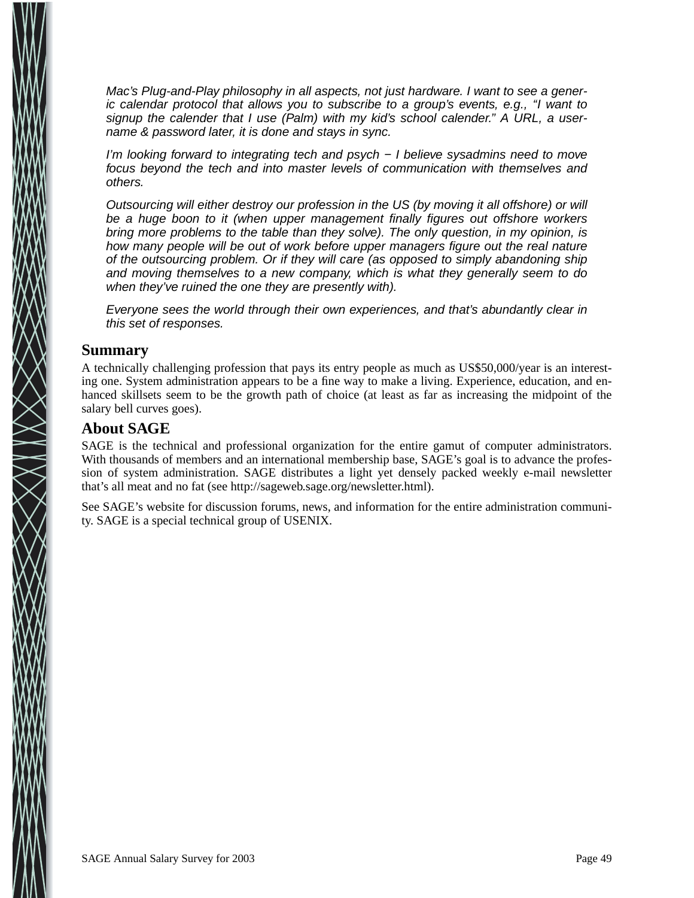*Mac's Plug-and-Play philosophy in all aspects, not just hardware. I want to see a generic calendar protocol that allows you to subscribe to a group's events, e.g., "I want to signup the calender that I use (Palm) with my kid's school calender." A URL, a username & password later, it is done and stays in sync.*

*I'm looking forward to integrating tech and psych − I believe sysadmins need to move focus beyond the tech and into master levels of communication with themselves and others.*

*Outsourcing will either destroy our profession in the US (by moving it all offshore) or will be a huge boon to it (when upper management finally figures out offshore workers bring more problems to the table than they solve). The only question, in my opinion, is how many people will be out of work before upper managers figure out the real nature of the outsourcing problem. Or if they will care (as opposed to simply abandoning ship and moving themselves to a new company, which is what they generally seem to do when they've ruined the one they are presently with).*

*Everyone sees the world through their own experiences, and that's abundantly clear in this set of responses.*

## Summary

A technically challenging profession that pays its entry people as much as US$50,000/year is an interesting one. System administration appears to be a fine way to make a living. Experience, education, and enhanced skillsets seem to be the growth path of choice (at least as far as increasing the midpoint of the salary bell curves goes).

## About SAGE

SAGE is the technical and professional organization for the entire gamut of computer administrators. With thousands of members and an international membership base, SAGE's goal is to advance the profession of system administration. SAGE distributes a light yet densely packed weekly e-mail newsletter that's all meat and no fat (see http://sageweb.sage.org/newsletter.html).

See SAGE's website for discussion forums, news, and information for the entire administration community. SAGE is a special technical group of USENIX.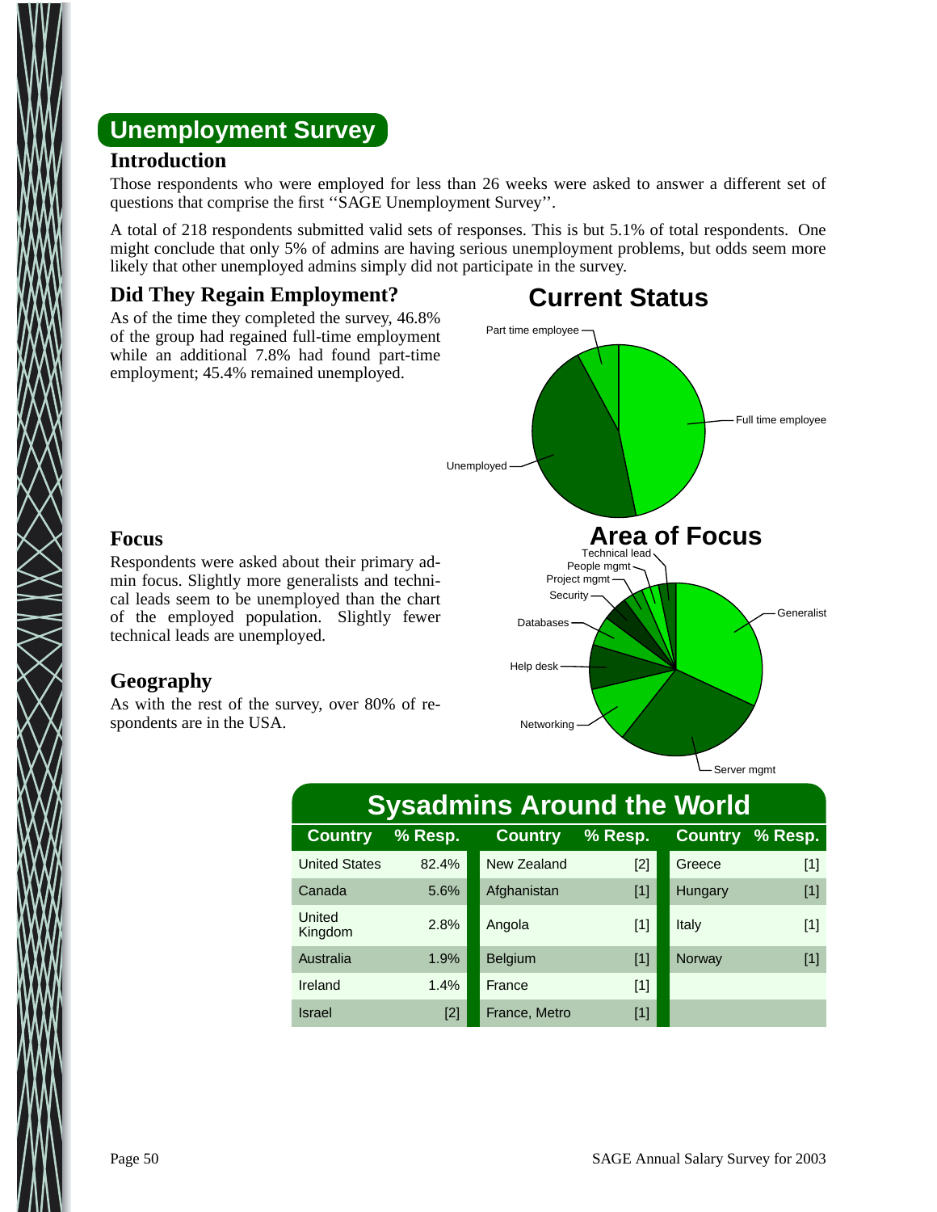## Unemployment Survey

### Introduction

Those respondents who were employed for less than 26 weeks were asked to answer a different set of questions that comprise the first ''SAGE Unemployment Survey''.

A total of 218 respondents submitted valid sets of responses. This is but 5.1% of total respondents. One might conclude that only 5% of admins are having serious unemployment problems, but odds seem more likely that other unemployed admins simply did not participate in the survey.

### Did They Regain Employment?

As of the time they completed the survey, 46.8% of the group had regained full-time employment while an additional 7.8% had found part-time employment; 45.4% remained unemployed.

**Current Status**

Part time employee

Full time employee

Unemployed

### Focus

Respondents were asked about their primary admin focus. Slightly more generalists and technical leads seem to be unemployed than the chart of the employed population. Slightly fewer technical leads are unemployed.

**Area of Focus**

Technical lead

People mgmt

Project mgmt

Security

Databases

Help desk

Networking

Server mgmt

Generalist

### Geography

As with the rest of the survey, over 80% of respondents are in the USA.

**Sysadmins Around the World**

| Country | % Resp. | Country | % Resp. | Country | % Resp. |
|---|---|---|---|---|---|
| United States | 82.4% | New Zealand | [2] | Greece | [1] |
| Canada | 5.6% | Afghanistan | [1] | Hungary | [1] |
| United Kingdom | 2.8% | Angola | [1] | Italy | [1] |
| Australia | 1.9% | Belgium | [1] | Norway | [1] |
| Ireland | 1.4% | France | [1] | | |
| Israel | [2] | France, Metro | [1] | | |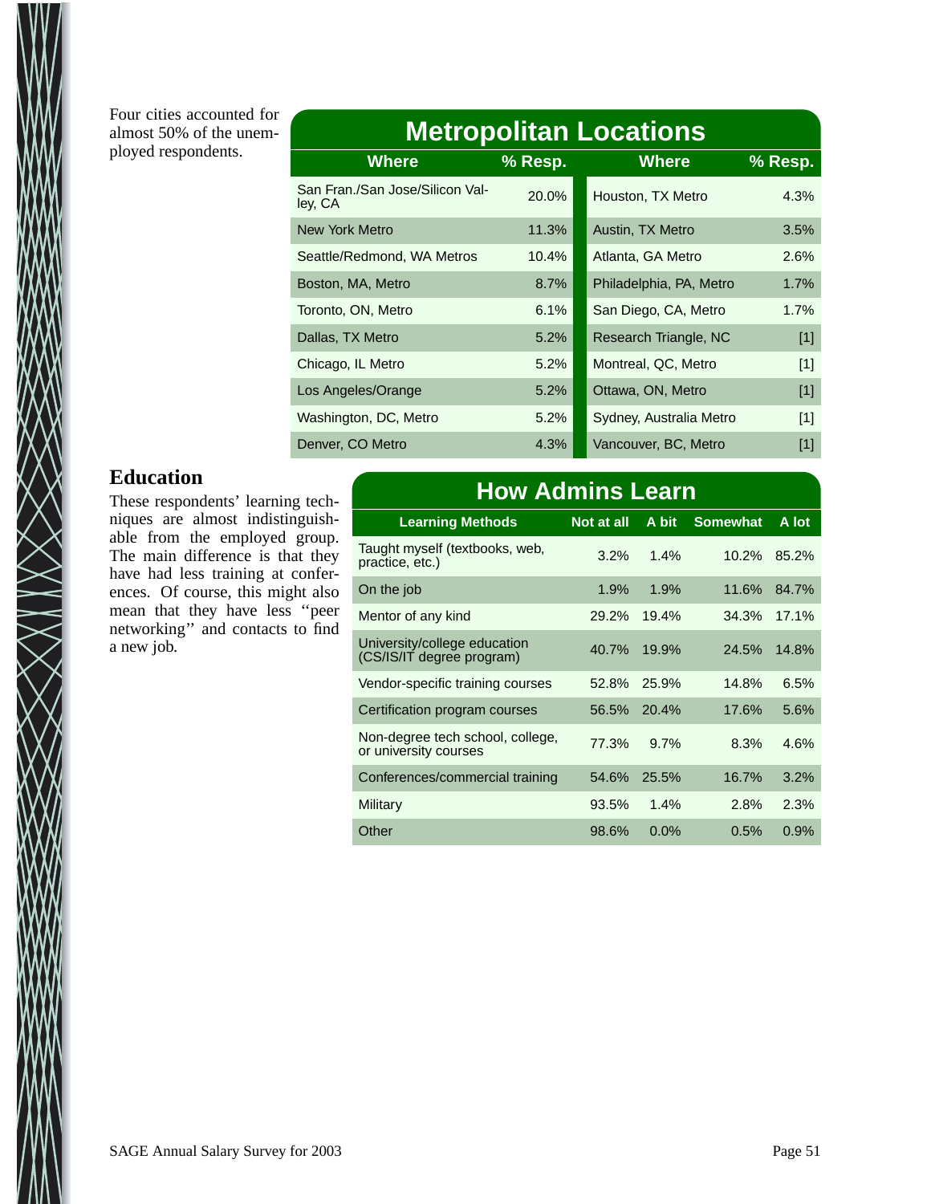Four cities accounted for almost 50% of the unemployed respondents.

**Metropolitan Locations**

| Where | % Resp. | Where | % Resp. |
|---|---|---|---|
| San Fran./San Jose/Silicon Valley, CA | 20.0% | Houston, TX Metro | 4.3% |
| New York Metro | 11.3% | Austin, TX Metro | 3.5% |
| Seattle/Redmond, WA Metros | 10.4% | Atlanta, GA Metro | 2.6% |
| Boston, MA, Metro | 8.7% | Philadelphia, PA, Metro | 1.7% |
| Toronto, ON, Metro | 6.1% | San Diego, CA, Metro | 1.7% |
| Dallas, TX Metro | 5.2% | Research Triangle, NC | [1] |
| Chicago, IL Metro | 5.2% | Montreal, QC, Metro | [1] |
| Los Angeles/Orange | 5.2% | Ottawa, ON, Metro | [1] |
| Washington, DC, Metro | 5.2% | Sydney, Australia Metro | [1] |
| Denver, CO Metro | 4.3% | Vancouver, BC, Metro | [1] |

## Education

These respondents' learning techniques are almost indistinguishable from the employed group. The main difference is that they have had less training at conferences. Of course, this might also mean that they have less "peer networking" and contacts to find a new job.

**How Admins Learn**

| Learning Methods | Not at all | A bit | Somewhat | A lot |
|---|---|---|---|---|
| Taught myself (textbooks, web, practice, etc.) | 3.2% | 1.4% | 10.2% | 85.2% |
| On the job | 1.9% | 1.9% | 11.6% | 84.7% |
| Mentor of any kind | 29.2% | 19.4% | 34.3% | 17.1% |
| University/college education (CS/IS/IT degree program) | 40.7% | 19.9% | 24.5% | 14.8% |
| Vendor-specific training courses | 52.8% | 25.9% | 14.8% | 6.5% |
| Certification program courses | 56.5% | 20.4% | 17.6% | 5.6% |
| Non-degree tech school, college, or university courses | 77.3% | 9.7% | 8.3% | 4.6% |
| Conferences/commercial training | 54.6% | 25.5% | 16.7% | 3.2% |
| Military | 93.5% | 1.4% | 2.8% | 2.3% |
| Other | 98.6% | 0.0% | 0.5% | 0.9% |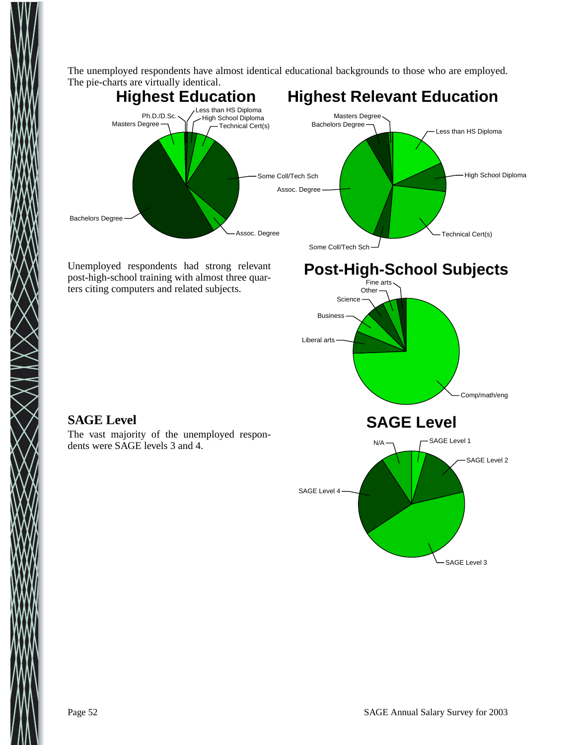The unemployed respondents have almost identical educational backgrounds to those who are employed. The pie-charts are virtually identical.

## Highest Education

Less than HS Diploma
Ph.D./D.Sc.
High School Diploma
Masters Degree
Technical Cert(s)
Some Coll/Tech Sch
Bachelors Degree
Assoc. Degree

## Highest Relevant Education

Masters Degree
Bachelors Degree
Less than HS Diploma
High School Diploma
Assoc. Degree
Technical Cert(s)
Some Coll/Tech Sch

Unemployed respondents had strong relevant post-high-school training with almost three quarters citing computers and related subjects.

## Post-High-School Subjects

Fine arts
Other
Science
Business
Liberal arts
Comp/math/eng

## SAGE Level

The vast majority of the unemployed respondents were SAGE levels 3 and 4.

## SAGE Level

N/A
SAGE Level 1
SAGE Level 2
SAGE Level 4
SAGE Level 3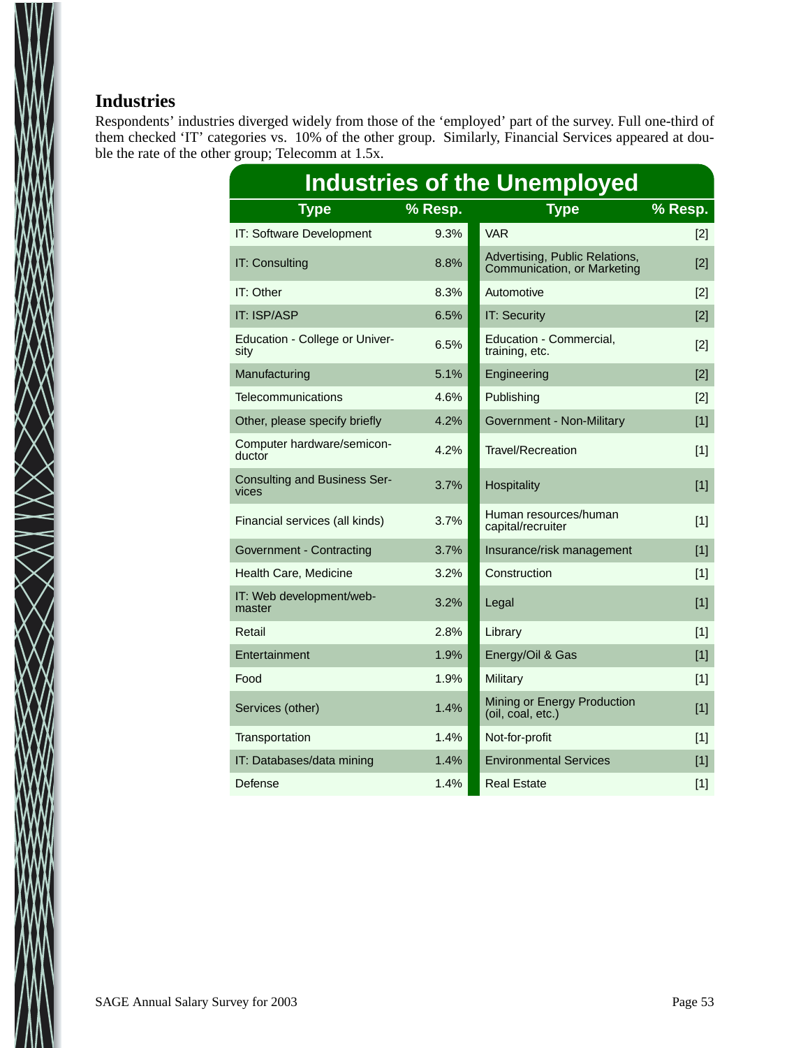## Industries

Respondents' industries diverged widely from those of the 'employed' part of the survey. Full one-third of them checked 'IT' categories vs. 10% of the other group. Similarly, Financial Services appeared at double the rate of the other group; Telecomm at 1.5x.

| Industries of the Unemployed | | | |
|---|---|---|---|
| **Type** | **% Resp.** | **Type** | **% Resp.** |
| IT: Software Development | 9.3% | VAR | [2] |
| IT: Consulting | 8.8% | Advertising, Public Relations, Communication, or Marketing | [2] |
| IT: Other | 8.3% | Automotive | [2] |
| IT: ISP/ASP | 6.5% | IT: Security | [2] |
| Education - College or University | 6.5% | Education - Commercial, training, etc. | [2] |
| Manufacturing | 5.1% | Engineering | [2] |
| Telecommunications | 4.6% | Publishing | [2] |
| Other, please specify briefly | 4.2% | Government - Non-Military | [1] |
| Computer hardware/semiconductor | 4.2% | Travel/Recreation | [1] |
| Consulting and Business Services | 3.7% | Hospitality | [1] |
| Financial services (all kinds) | 3.7% | Human resources/human capital/recruiter | [1] |
| Government - Contracting | 3.7% | Insurance/risk management | [1] |
| Health Care, Medicine | 3.2% | Construction | [1] |
| IT: Web development/webmaster | 3.2% | Legal | [1] |
| Retail | 2.8% | Library | [1] |
| Entertainment | 1.9% | Energy/Oil & Gas | [1] |
| Food | 1.9% | Military | [1] |
| Services (other) | 1.4% | Mining or Energy Production (oil, coal, etc.) | [1] |
| Transportation | 1.4% | Not-for-profit | [1] |
| IT: Databases/data mining | 1.4% | Environmental Services | [1] |
| Defense | 1.4% | Real Estate | [1] |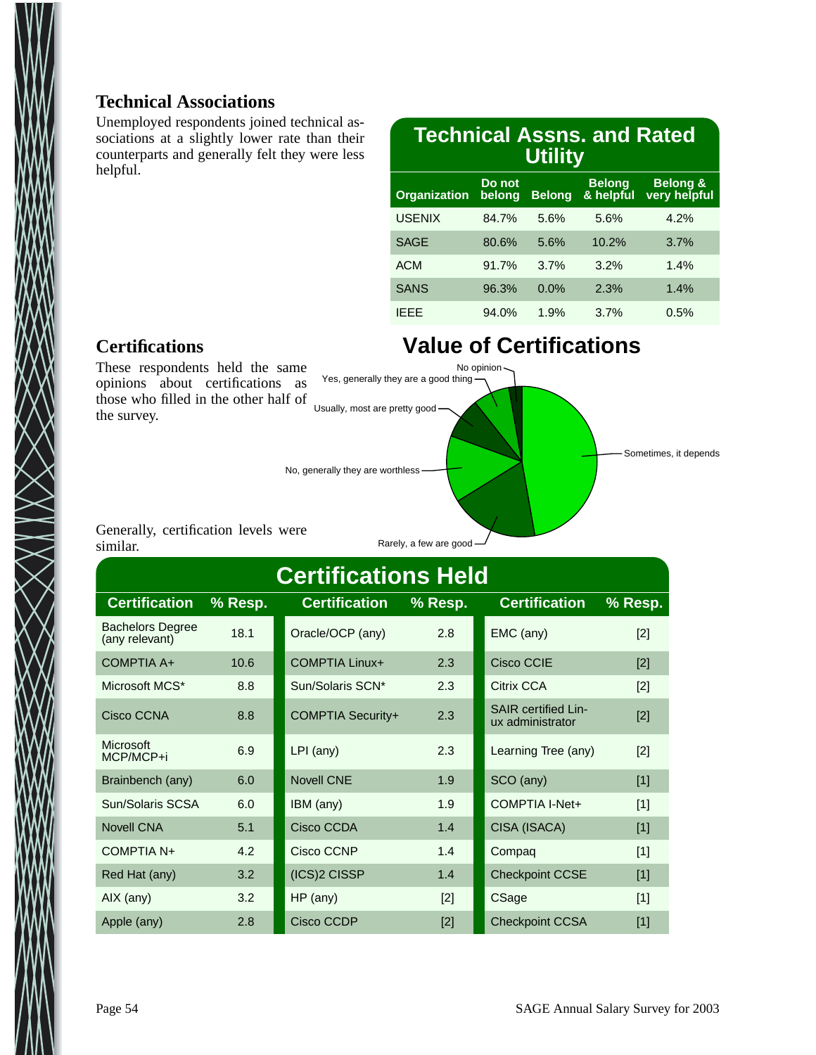## Technical Associations

Unemployed respondents joined technical associations at a slightly lower rate than their counterparts and generally felt they were less helpful.

**Technical Assns. and Rated Utility**

| Organization | Do not belong | Belong | Belong & helpful | Belong & very helpful |
|---|---|---|---|---|
| USENIX | 84.7% | 5.6% | 5.6% | 4.2% |
| SAGE | 80.6% | 5.6% | 10.2% | 3.7% |
| ACM | 91.7% | 3.7% | 3.2% | 1.4% |
| SANS | 96.3% | 0.0% | 2.3% | 1.4% |
| IEEE | 94.0% | 1.9% | 3.7% | 0.5% |

## Certifications

These respondents held the same opinions about certifications as those who filled in the other half of the survey.

**Value of Certifications**

No opinion
Yes, generally they are a good thing
Usually, most are pretty good
Sometimes, it depends
No, generally they are worthless
Rarely, a few are good

Generally, certification levels were similar.

**Certifications Held**

| Certification | % Resp. | Certification | % Resp. | Certification | % Resp. |
|---|---|---|---|---|---|
| Bachelors Degree (any relevant) | 18.1 | Oracle/OCP (any) | 2.8 | EMC (any) | [2] |
| COMPTIA A+ | 10.6 | COMPTIA Linux+ | 2.3 | Cisco CCIE | [2] |
| Microsoft MCS* | 8.8 | Sun/Solaris SCN* | 2.3 | Citrix CCA | [2] |
| Cisco CCNA | 8.8 | COMPTIA Security+ | 2.3 | SAIR certified Linux administrator | [2] |
| Microsoft MCP/MCP+i | 6.9 | LPI (any) | 2.3 | Learning Tree (any) | [2] |
| Brainbench (any) | 6.0 | Novell CNE | 1.9 | SCO (any) | [1] |
| Sun/Solaris SCSA | 6.0 | IBM (any) | 1.9 | COMPTIA I-Net+ | [1] |
| Novell CNA | 5.1 | Cisco CCDA | 1.4 | CISA (ISACA) | [1] |
| COMPTIA N+ | 4.2 | Cisco CCNP | 1.4 | Compaq | [1] |
| Red Hat (any) | 3.2 | (ICS)2 CISSP | 1.4 | Checkpoint CCSE | [1] |
| AIX (any) | 3.2 | HP (any) | [2] | CSage | [1] |
| Apple (any) | 2.8 | Cisco CCDP | [2] | Checkpoint CCSA | [1] |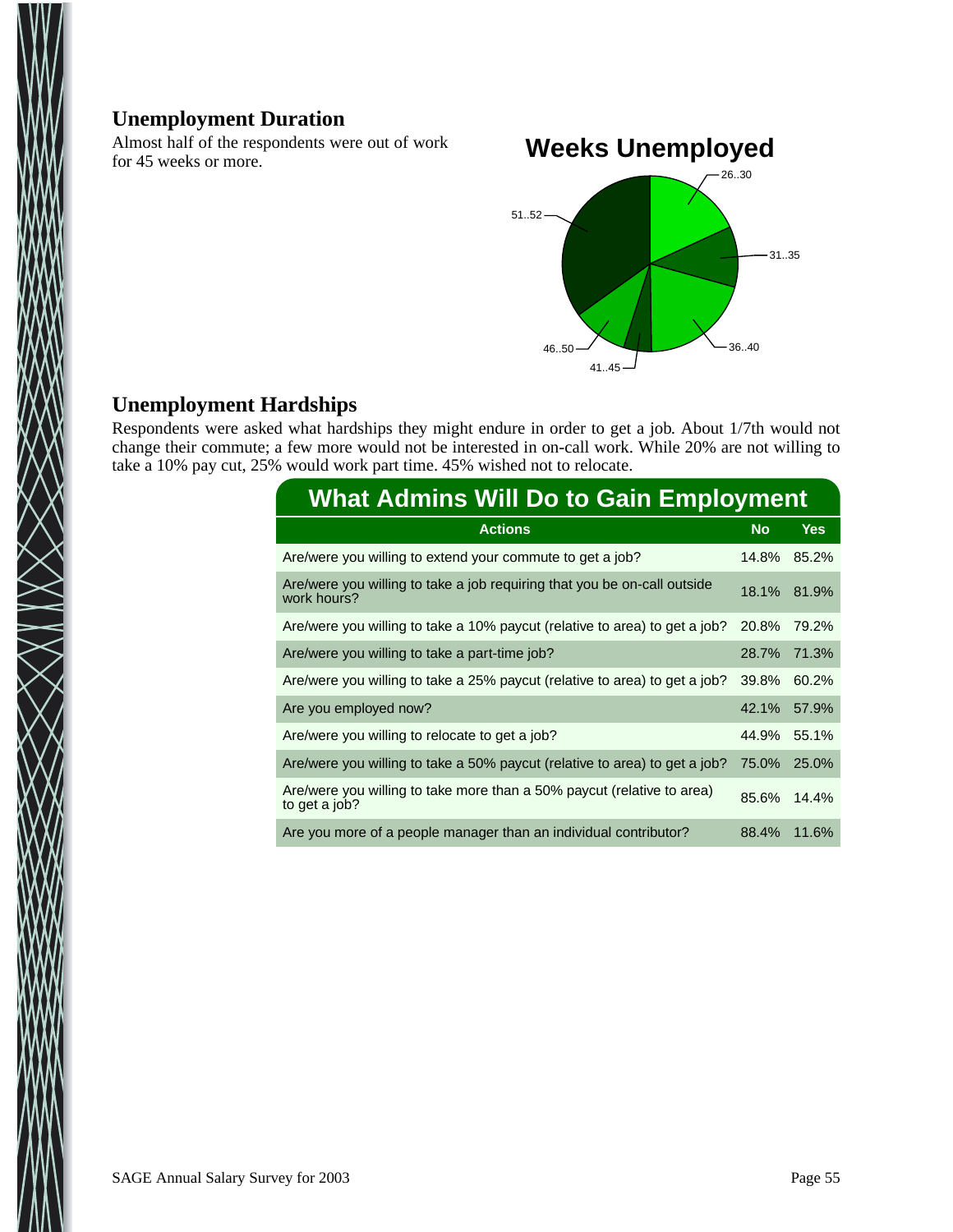## Unemployment Duration

Almost half of the respondents were out of work for 45 weeks or more.

**Weeks Unemployed**

26..30

31..35

36..40

41..45

46..50

51..52

## Unemployment Hardships

Respondents were asked what hardships they might endure in order to get a job. About 1/7th would not change their commute; a few more would not be interested in on-call work. While 20% are not willing to take a 10% pay cut, 25% would work part time. 45% wished not to relocate.

**What Admins Will Do to Gain Employment**

| Actions | No | Yes |
|---|---|---|
| Are/were you willing to extend your commute to get a job? | 14.8% | 85.2% |
| Are/were you willing to take a job requiring that you be on-call outside work hours? | 18.1% | 81.9% |
| Are/were you willing to take a 10% paycut (relative to area) to get a job? | 20.8% | 79.2% |
| Are/were you willing to take a part-time job? | 28.7% | 71.3% |
| Are/were you willing to take a 25% paycut (relative to area) to get a job? | 39.8% | 60.2% |
| Are you employed now? | 42.1% | 57.9% |
| Are/were you willing to relocate to get a job? | 44.9% | 55.1% |
| Are/were you willing to take a 50% paycut (relative to area) to get a job? | 75.0% | 25.0% |
| Are/were you willing to take more than a 50% paycut (relative to area) to get a job? | 85.6% | 14.4% |
| Are you more of a people manager than an individual contributor? | 88.4% | 11.6% |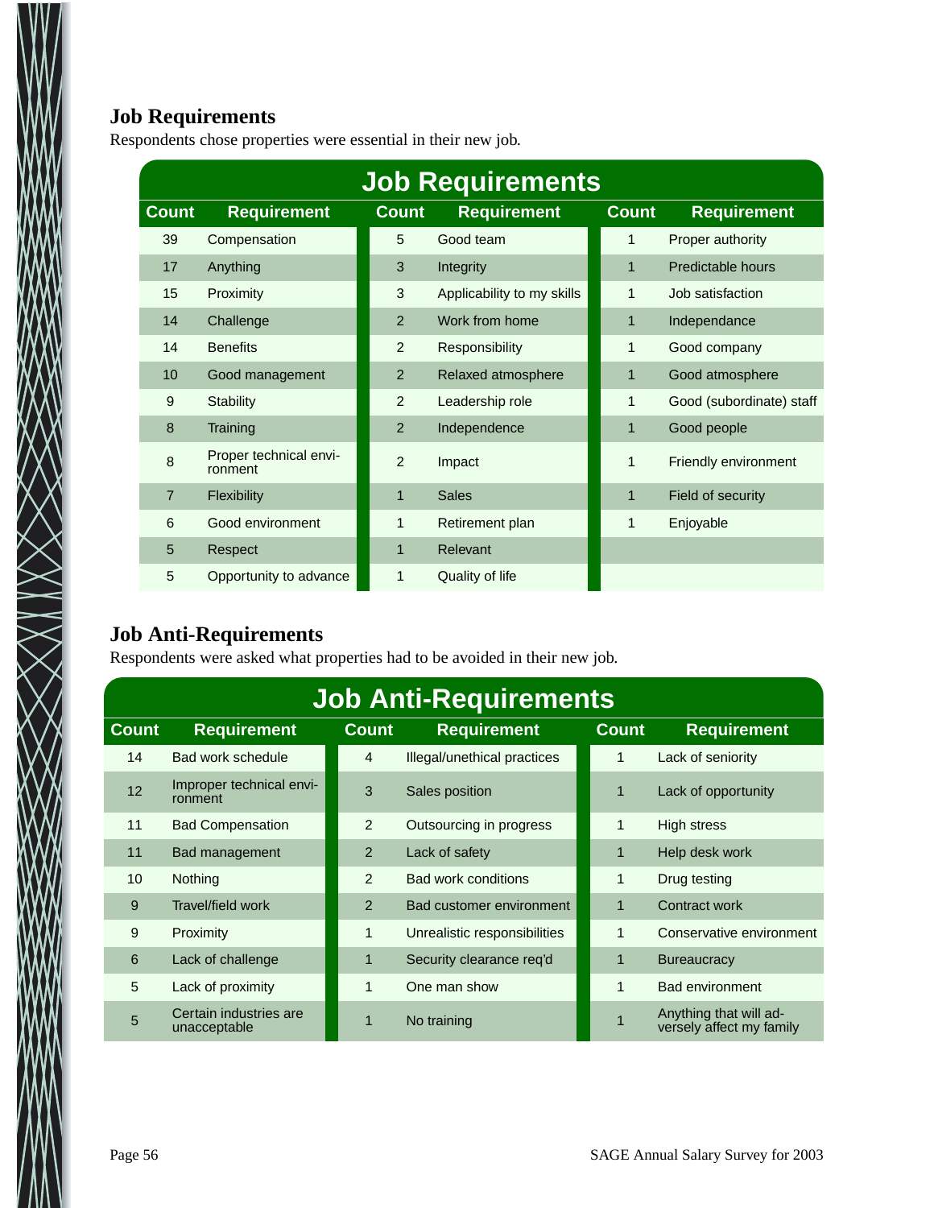### Job Requirements

Respondents chose properties were essential in their new job.

| Job Requirements | | | | | |
|---|---|---|---|---|---|
| **Count** | **Requirement** | **Count** | **Requirement** | **Count** | **Requirement** |
| 39 | Compensation | 5 | Good team | 1 | Proper authority |
| 17 | Anything | 3 | Integrity | 1 | Predictable hours |
| 15 | Proximity | 3 | Applicability to my skills | 1 | Job satisfaction |
| 14 | Challenge | 2 | Work from home | 1 | Independance |
| 14 | Benefits | 2 | Responsibility | 1 | Good company |
| 10 | Good management | 2 | Relaxed atmosphere | 1 | Good atmosphere |
| 9 | Stability | 2 | Leadership role | 1 | Good (subordinate) staff |
| 8 | Training | 2 | Independence | 1 | Good people |
| 8 | Proper technical environment | 2 | Impact | 1 | Friendly environment |
| 7 | Flexibility | 1 | Sales | 1 | Field of security |
| 6 | Good environment | 1 | Retirement plan | 1 | Enjoyable |
| 5 | Respect | 1 | Relevant | | |
| 5 | Opportunity to advance | 1 | Quality of life | | |

### Job Anti-Requirements

Respondents were asked what properties had to be avoided in their new job.

| Job Anti-Requirements | | | | | |
|---|---|---|---|---|---|
| **Count** | **Requirement** | **Count** | **Requirement** | **Count** | **Requirement** |
| 14 | Bad work schedule | 4 | Illegal/unethical practices | 1 | Lack of seniority |
| 12 | Improper technical environment | 3 | Sales position | 1 | Lack of opportunity |
| 11 | Bad Compensation | 2 | Outsourcing in progress | 1 | High stress |
| 11 | Bad management | 2 | Lack of safety | 1 | Help desk work |
| 10 | Nothing | 2 | Bad work conditions | 1 | Drug testing |
| 9 | Travel/field work | 2 | Bad customer environment | 1 | Contract work |
| 9 | Proximity | 1 | Unrealistic responsibilities | 1 | Conservative environment |
| 6 | Lack of challenge | 1 | Security clearance req'd | 1 | Bureaucracy |
| 5 | Lack of proximity | 1 | One man show | 1 | Bad environment |
| 5 | Certain industries are unacceptable | 1 | No training | 1 | Anything that will adversely affect my family |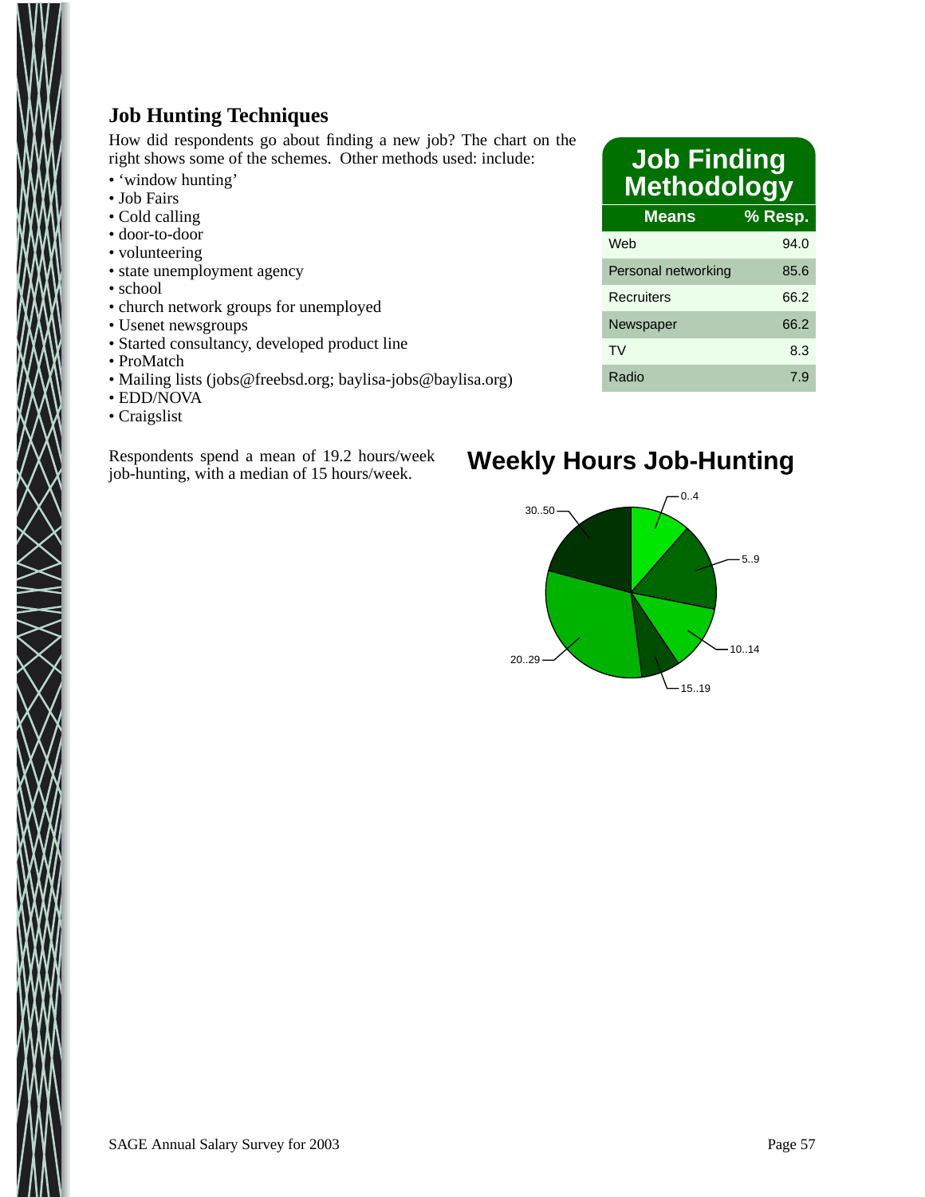## Job Hunting Techniques

How did respondents go about finding a new job? The chart on the right shows some of the schemes. Other methods used: include:

- 'window hunting'
- Job Fairs
- Cold calling
- door-to-door
- volunteering
- state unemployment agency
- school
- church network groups for unemployed
- Usenet newsgroups
- Started consultancy, developed product line
- ProMatch
- Mailing lists (jobs@freebsd.org; baylisa-jobs@baylisa.org)
- EDD/NOVA
- Craigslist

**Job Finding Methodology**

| Means | % Resp. |
|---|---|
| Web | 94.0 |
| Personal networking | 85.6 |
| Recruiters | 66.2 |
| Newspaper | 66.2 |
| TV | 8.3 |
| Radio | 7.9 |

Respondents spend a mean of 19.2 hours/week job-hunting, with a median of 15 hours/week.

**Weekly Hours Job-Hunting**

0..4
5..9
10..14
15..19
20..29
30..50